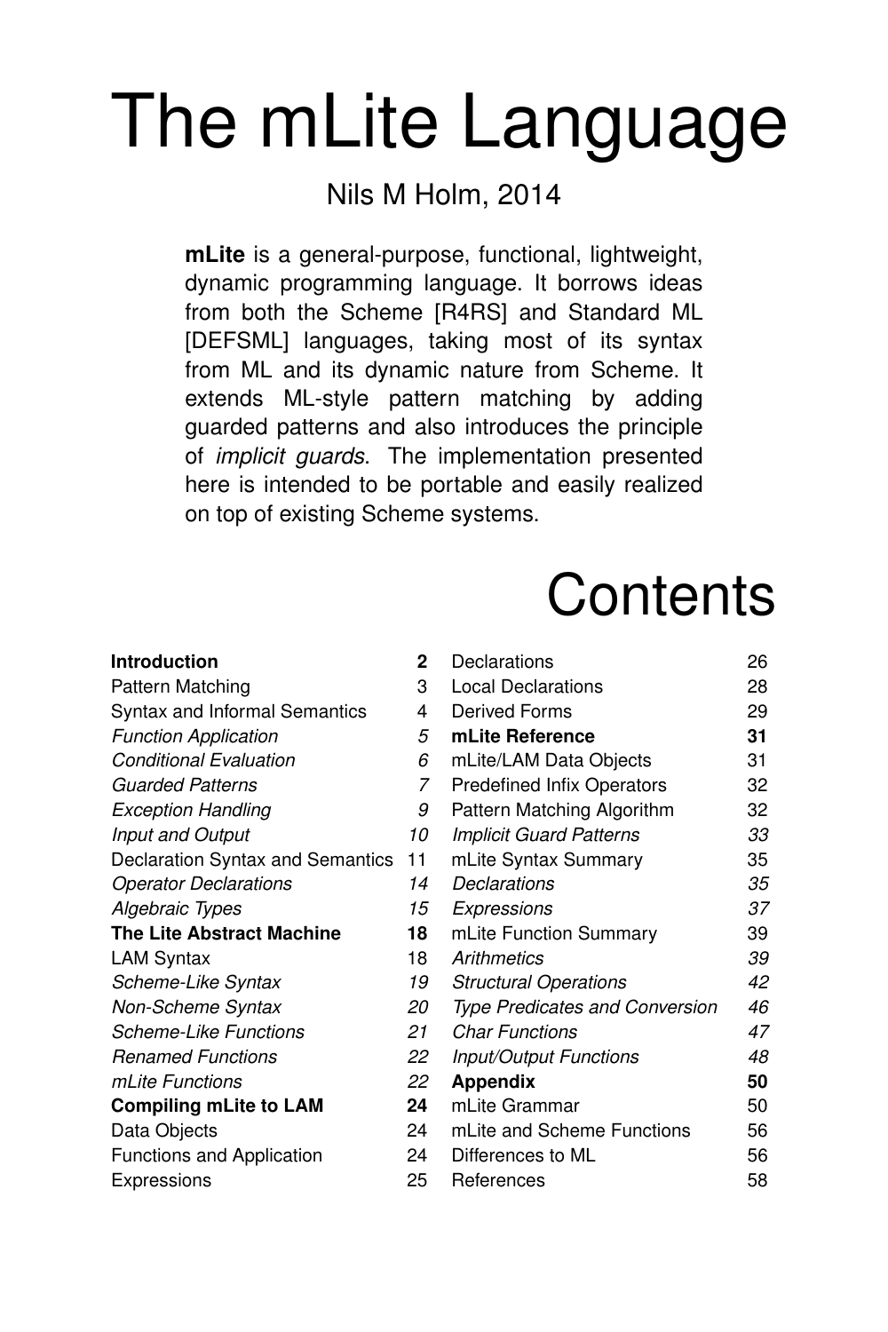# The mLite Language

Nils M Holm, 2014

**mLite** is a general-purpose, functional, lightweight, dynamic programming language. It borrows ideas from both the Scheme [R4RS] and Standard ML [DEFSML] languages, taking most of its syntax from ML and its dynamic nature from Scheme. It extends ML-style pattern matching by adding guarded patterns and also introduces the principle of *implicit guards*. The implementation presented here is intended to be portable and easily realized on top of existing Scheme systems.

## Contents

| | |
|---|---|
| **Introduction** | **2** |
| Pattern Matching | 3 |
| Syntax and Informal Semantics | 4 |
| *Function Application* | *5* |
| *Conditional Evaluation* | *6* |
| *Guarded Patterns* | *7* |
| *Exception Handling* | *9* |
| *Input and Output* | *10* |
| Declaration Syntax and Semantics | 11 |
| *Operator Declarations* | *14* |
| *Algebraic Types* | *15* |
| **The Lite Abstract Machine** | **18** |
| LAM Syntax | 18 |
| *Scheme-Like Syntax* | *19* |
| *Non-Scheme Syntax* | *20* |
| *Scheme-Like Functions* | *21* |
| *Renamed Functions* | *22* |
| *mLite Functions* | *22* |
| **Compiling mLite to LAM** | **24** |
| Data Objects | 24 |
| Functions and Application | 24 |
| Expressions | 25 |
| Declarations | 26 |
| Local Declarations | 28 |
| Derived Forms | 29 |
| **mLite Reference** | **31** |
| mLite/LAM Data Objects | 31 |
| Predefined Infix Operators | 32 |
| Pattern Matching Algorithm | 32 |
| *Implicit Guard Patterns* | *33* |
| mLite Syntax Summary | 35 |
| *Declarations* | *35* |
| *Expressions* | *37* |
| mLite Function Summary | 39 |
| *Arithmetics* | *39* |
| *Structural Operations* | *42* |
| *Type Predicates and Conversion* | *46* |
| *Char Functions* | *47* |
| *Input/Output Functions* | *48* |
| **Appendix** | **50** |
| mLite Grammar | 50 |
| mLite and Scheme Functions | 56 |
| Differences to ML | 56 |
| References | 58 |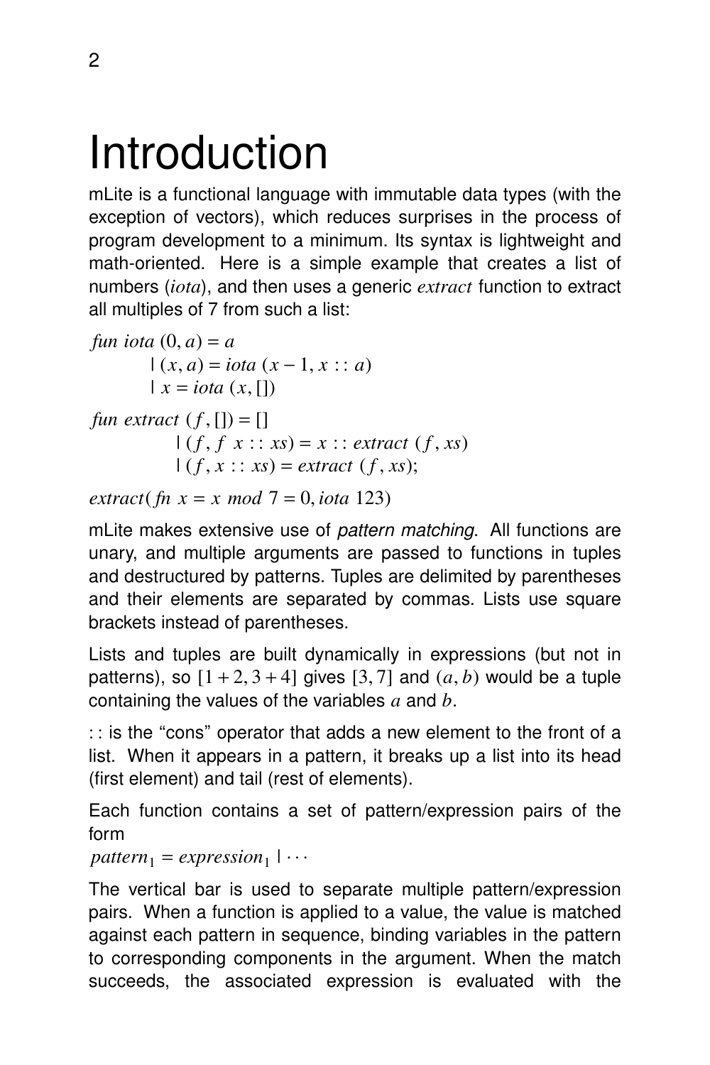# Introduction

mLite is a functional language with immutable data types (with the exception of vectors), which reduces surprises in the process of program development to a minimum. Its syntax is lightweight and math-oriented. Here is a simple example that creates a list of numbers (*iota*), and then uses a generic *extract* function to extract all multiples of 7 from such a list:

$$
\begin{aligned}
&\mathit{fun\ iota}\ (0, a) = a \\
&\qquad \mid (x, a) = \mathit{iota}\ (x - 1, x :: a) \\
&\qquad \mid x = \mathit{iota}\ (x, [])
\end{aligned}
$$

$$
\begin{aligned}
&\mathit{fun\ extract}\ (f, []) = [] \\
&\qquad\quad \mid (f, f\ x :: xs) = x :: \mathit{extract}\ (f, xs) \\
&\qquad\quad \mid (f, x :: xs) = \mathit{extract}\ (f, xs);
\end{aligned}
$$

$$\mathit{extract}(\mathit{fn}\ x = x\ \mathit{mod}\ 7 = 0, \mathit{iota}\ 123)$$

mLite makes extensive use of *pattern matching*. All functions are unary, and multiple arguments are passed to functions in tuples and destructured by patterns. Tuples are delimited by parentheses and their elements are separated by commas. Lists use square brackets instead of parentheses.

Lists and tuples are built dynamically in expressions (but not in patterns), so $[1 + 2, 3 + 4]$ gives $[3, 7]$ and $(a, b)$ would be a tuple containing the values of the variables $a$ and $b$.

:: is the "cons" operator that adds a new element to the front of a list. When it appears in a pattern, it breaks up a list into its head (first element) and tail (rest of elements).

Each function contains a set of pattern/expression pairs of the form
$\mathit{pattern}_1 = \mathit{expression}_1 \mid \cdots$

The vertical bar is used to separate multiple pattern/expression pairs. When a function is applied to a value, the value is matched against each pattern in sequence, binding variables in the pattern to corresponding components in the argument. When the match succeeds, the associated expression is evaluated with the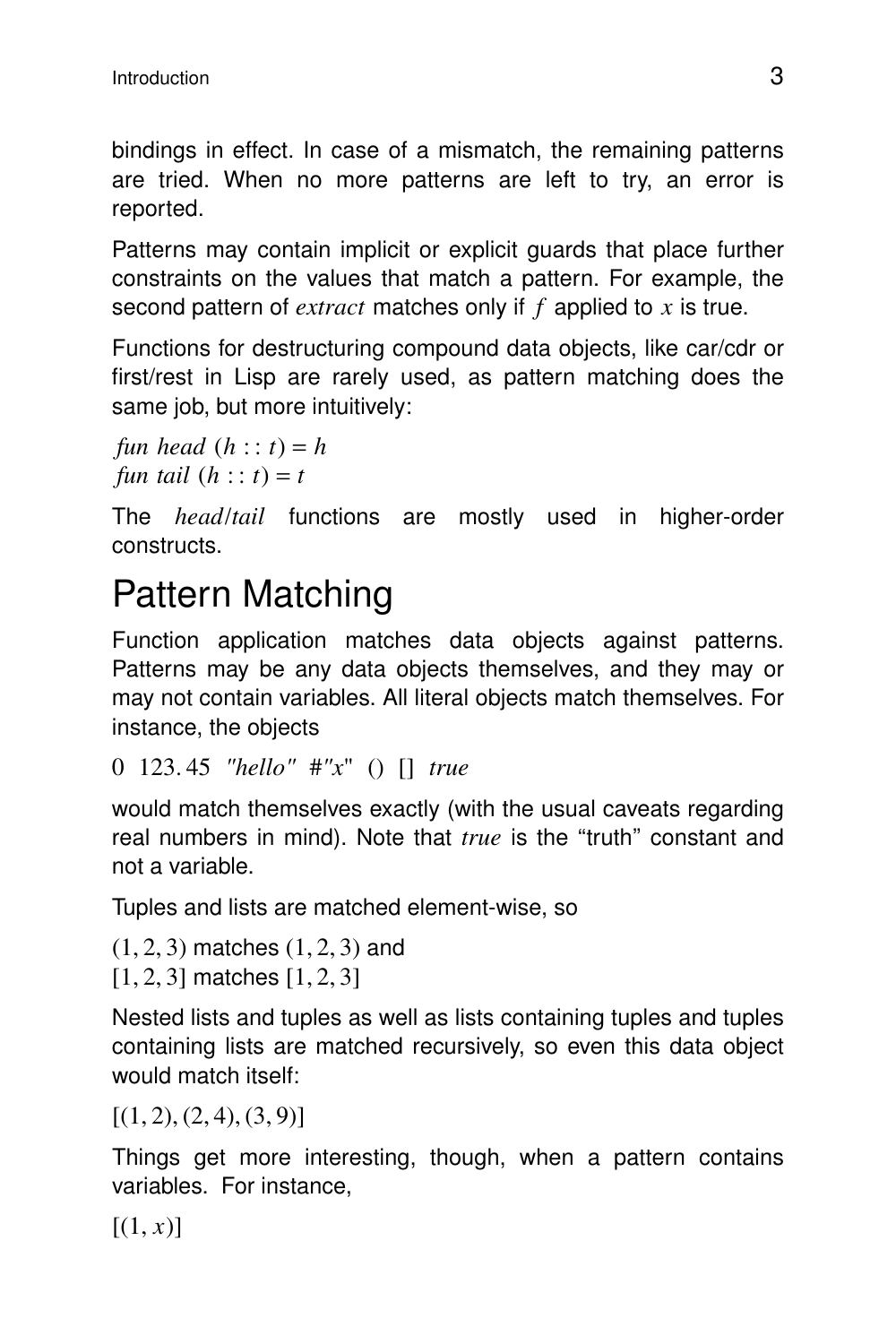bindings in effect. In case of a mismatch, the remaining patterns are tried. When no more patterns are left to try, an error is reported.

Patterns may contain implicit or explicit guards that place further constraints on the values that match a pattern. For example, the second pattern of *extract* matches only if $f$ applied to $x$ is true.

Functions for destructuring compound data objects, like car/cdr or first/rest in Lisp are rarely used, as pattern matching does the same job, but more intuitively:

*fun head* $(h :: t) = h$
*fun tail* $(h :: t) = t$

The *head*/*tail* functions are mostly used in higher-order constructs.

# Pattern Matching

Function application matches data objects against patterns. Patterns may be any data objects themselves, and they may or may not contain variables. All literal objects match themselves. For instance, the objects

0  123.45  *"hello"*  #*"x"*  ()  []  *true*

would match themselves exactly (with the usual caveats regarding real numbers in mind). Note that *true* is the "truth" constant and not a variable.

Tuples and lists are matched element-wise, so

$(1, 2, 3)$ matches $(1, 2, 3)$ and
$[1, 2, 3]$ matches $[1, 2, 3]$

Nested lists and tuples as well as lists containing tuples and tuples containing lists are matched recursively, so even this data object would match itself:

$[(1, 2), (2, 4), (3, 9)]$

Things get more interesting, though, when a pattern contains variables. For instance,

$[(1, x)]$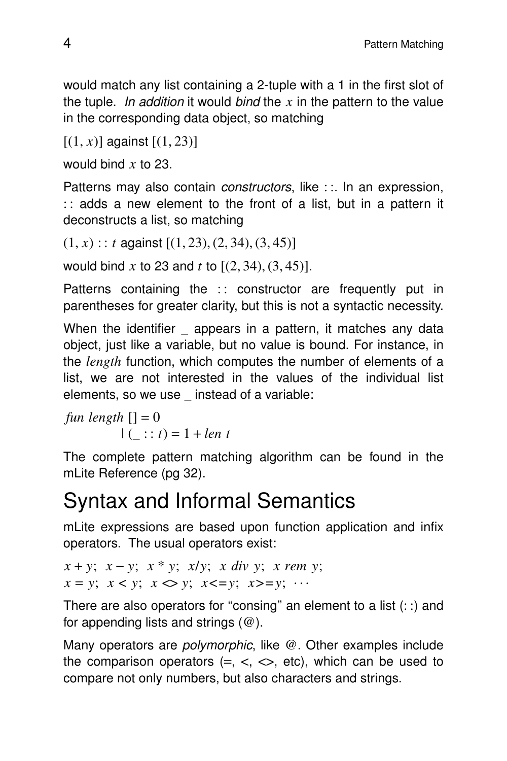would match any list containing a 2-tuple with a 1 in the first slot of the tuple. *In addition* it would *bind* the $x$ in the pattern to the value in the corresponding data object, so matching

$[(1, x)]$ against $[(1, 23)]$

would bind $x$ to 23.

Patterns may also contain *constructors*, like $::$. In an expression, $::$ adds a new element to the front of a list, but in a pattern it deconstructs a list, so matching

$(1, x) :: t$ against $[(1, 23), (2, 34), (3, 45)]$

would bind $x$ to 23 and $t$ to $[(2, 34), (3, 45)]$.

Patterns containing the $::$ constructor are frequently put in parentheses for greater clarity, but this is not a syntactic necessity.

When the identifier _ appears in a pattern, it matches any data object, just like a variable, but no value is bound. For instance, in the *length* function, which computes the number of elements of a list, we are not interested in the values of the individual list elements, so we use _ instead of a variable:

$$
\begin{aligned}
&\textit{fun length } [] = 0\\
&\qquad\qquad \mid (\_ :: t) = 1 + \textit{len } t
\end{aligned}
$$

The complete pattern matching algorithm can be found in the mLite Reference (pg 32).

# Syntax and Informal Semantics

mLite expressions are based upon function application and infix operators. The usual operators exist:

$$
\begin{aligned}
&x + y;\;\; x - y;\;\; x * y;\;\; x/y;\;\; x \textit{ div } y;\;\; x \textit{ rem } y;\\
&x = y;\;\; x < y;\;\; x <> y;\;\; x <= y;\;\; x >= y;\;\; \cdots
\end{aligned}
$$

There are also operators for "consing" an element to a list ($::$) and for appending lists and strings (@).

Many operators are *polymorphic*, like @. Other examples include the comparison operators (=, <, <>, etc), which can be used to compare not only numbers, but also characters and strings.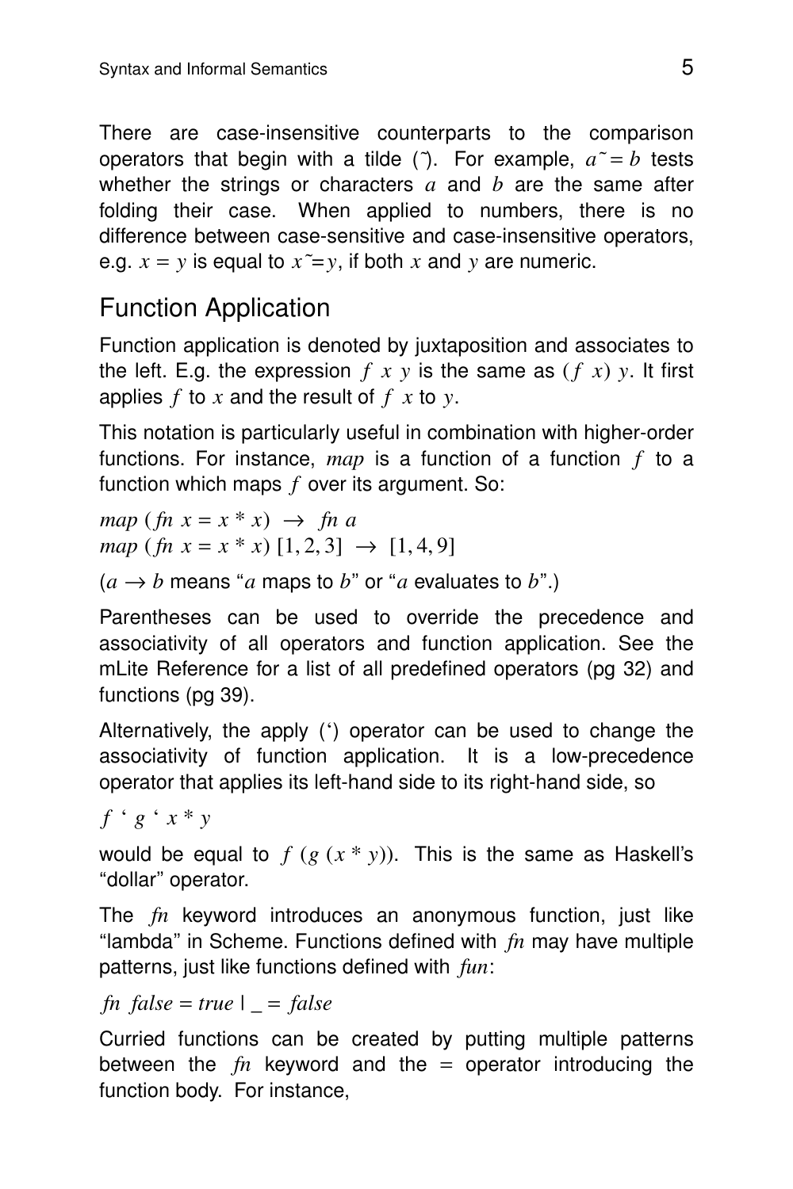There are case-insensitive counterparts to the comparison operators that begin with a tilde (˜). For example, $a\tilde{=}b$ tests whether the strings or characters $a$ and $b$ are the same after folding their case. When applied to numbers, there is no difference between case-sensitive and case-insensitive operators, e.g. $x = y$ is equal to $x\tilde{=}y$, if both $x$ and $y$ are numeric.

## Function Application

Function application is denoted by juxtaposition and associates to the left. E.g. the expression $f\ x\ y$ is the same as $(f\ x)\ y$. It first applies $f$ to $x$ and the result of $f\ x$ to $y$.

This notation is particularly useful in combination with higher-order functions. For instance, *map* is a function of a function $f$ to a function which maps $f$ over its argument. So:

$map\ (fn\ x = x * x)\ \rightarrow\ fn\ a$
$map\ (fn\ x = x * x)\ [1, 2, 3]\ \rightarrow\ [1, 4, 9]$

($a \rightarrow b$ means "$a$ maps to $b$" or "$a$ evaluates to $b$".)

Parentheses can be used to override the precedence and associativity of all operators and function application. See the mLite Reference for a list of all predefined operators (pg 32) and functions (pg 39).

Alternatively, the apply (‘) operator can be used to change the associativity of function application. It is a low-precedence operator that applies its left-hand side to its right-hand side, so

$f$ ‘ $g$ ‘ $x * y$

would be equal to $f\ (g\ (x * y))$. This is the same as Haskell's "dollar" operator.

The *fn* keyword introduces an anonymous function, just like "lambda" in Scheme. Functions defined with *fn* may have multiple patterns, just like functions defined with *fun*:

*fn false = true | _ = false*

Curried functions can be created by putting multiple patterns between the *fn* keyword and the = operator introducing the function body. For instance,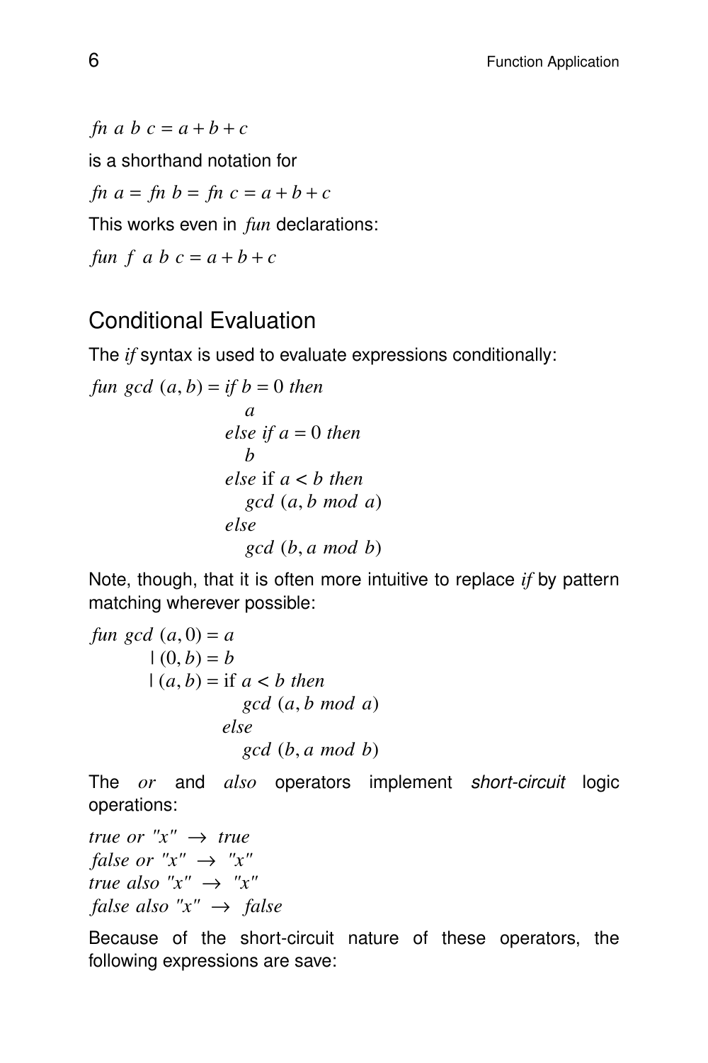```
fn a b c = a + b + c
```

is a shorthand notation for

```
fn a = fn b = fn c = a + b + c
```

This works even in *fun* declarations:

```
fun f a b c = a + b + c
```

## Conditional Evaluation

The *if* syntax is used to evaluate expressions conditionally:

```
fun gcd (a, b) = if b = 0 then
                    a
                 else if a = 0 then
                    b
                 else if a < b then
                    gcd (a, b mod a)
                 else
                    gcd (b, a mod b)
```

Note, though, that it is often more intuitive to replace *if* by pattern matching wherever possible:

```
fun gcd (a, 0) = a
      | (0, b) = b
      | (a, b) = if a < b then
                    gcd (a, b mod a)
                 else
                    gcd (b, a mod b)
```

The *or* and *also* operators implement *short-circuit* logic operations:

```
true or "x"  →  true
false or "x"  →  "x"
true also "x"  →  "x"
false also "x"  →  false
```

Because of the short-circuit nature of these operators, the following expressions are save: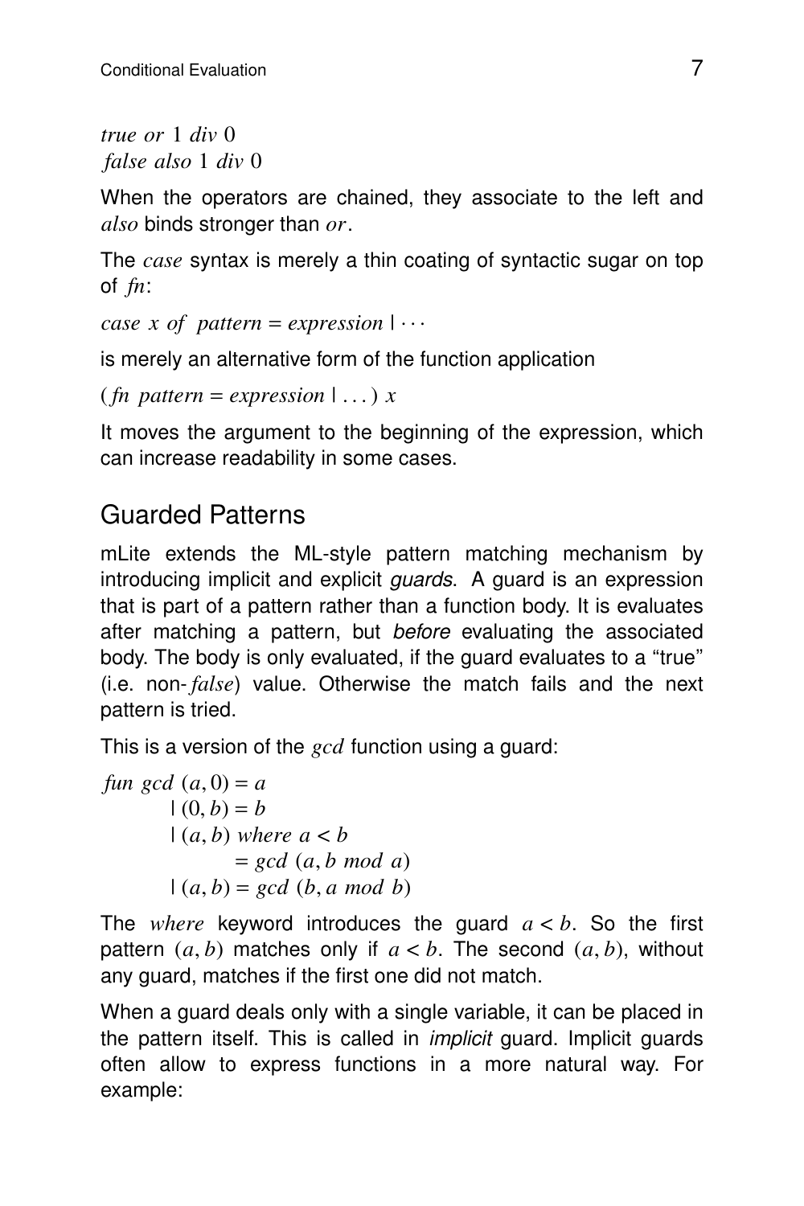*true or* 1 *div* 0
*false also* 1 *div* 0

When the operators are chained, they associate to the left and *also* binds stronger than *or*.

The *case* syntax is merely a thin coating of syntactic sugar on top of *fn*:

*case x of pattern = expression* | $\cdots$

is merely an alternative form of the function application

( *fn pattern = expression* | ... ) *x*

It moves the argument to the beginning of the expression, which can increase readability in some cases.

## Guarded Patterns

mLite extends the ML-style pattern matching mechanism by introducing implicit and explicit *guards*. A guard is an expression that is part of a pattern rather than a function body. It is evaluates after matching a pattern, but *before* evaluating the associated body. The body is only evaluated, if the guard evaluates to a "true" (i.e. non-*false*) value. Otherwise the match fails and the next pattern is tried.

This is a version of the *gcd* function using a guard:

```
fun gcd (a, 0) = a
      | (0, b) = b
      | (a, b) where a < b
             = gcd (a, b mod a)
      | (a, b) = gcd (b, a mod b)
```

The *where* keyword introduces the guard $a < b$. So the first pattern $(a, b)$ matches only if $a < b$. The second $(a, b)$, without any guard, matches if the first one did not match.

When a guard deals only with a single variable, it can be placed in the pattern itself. This is called in *implicit* guard. Implicit guards often allow to express functions in a more natural way. For example: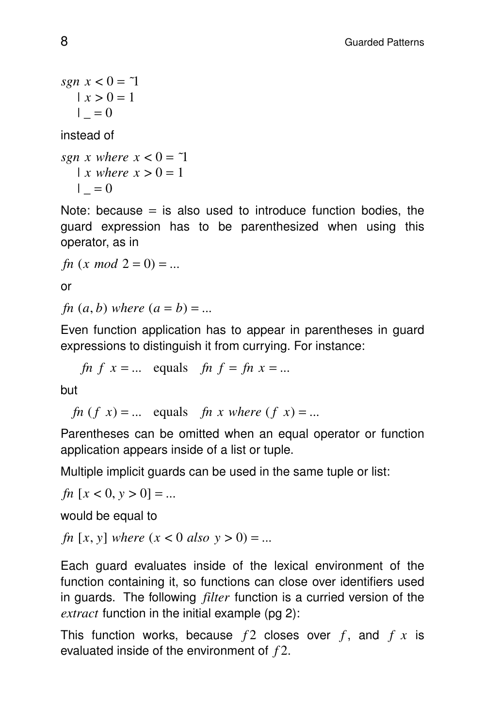$sgn\ x < 0 = \tilde{}1$
$\quad |\ x > 0 = 1$
$\quad |\ \_ = 0$

instead of

$sgn\ x\ where\ x < 0 = \tilde{}1$
$\quad |\ x\ where\ x > 0 = 1$
$\quad |\ \_ = 0$

Note: because = is also used to introduce function bodies, the guard expression has to be parenthesized when using this operator, as in

$fn\ (x\ mod\ 2 = 0) = ...$

or

$fn\ (a, b)\ where\ (a = b) = ...$

Even function application has to appear in parentheses in guard expressions to distinguish it from currying. For instance:

$$fn\ f\ x = ... \quad \text{equals} \quad fn\ f = fn\ x = ...$$

but

$$fn\ (f\ x) = ... \quad \text{equals} \quad fn\ x\ where\ (f\ x) = ...$$

Parentheses can be omitted when an equal operator or function application appears inside of a list or tuple.

Multiple implicit guards can be used in the same tuple or list:

$fn\ [x < 0, y > 0] = ...$

would be equal to

$fn\ [x, y]\ where\ (x < 0\ also\ y > 0) = ...$

Each guard evaluates inside of the lexical environment of the function containing it, so functions can close over identifiers used in guards. The following *filter* function is a curried version of the *extract* function in the initial example (pg 2):

This function works, because $f2$ closes over $f$, and $f\ x$ is evaluated inside of the environment of $f2$.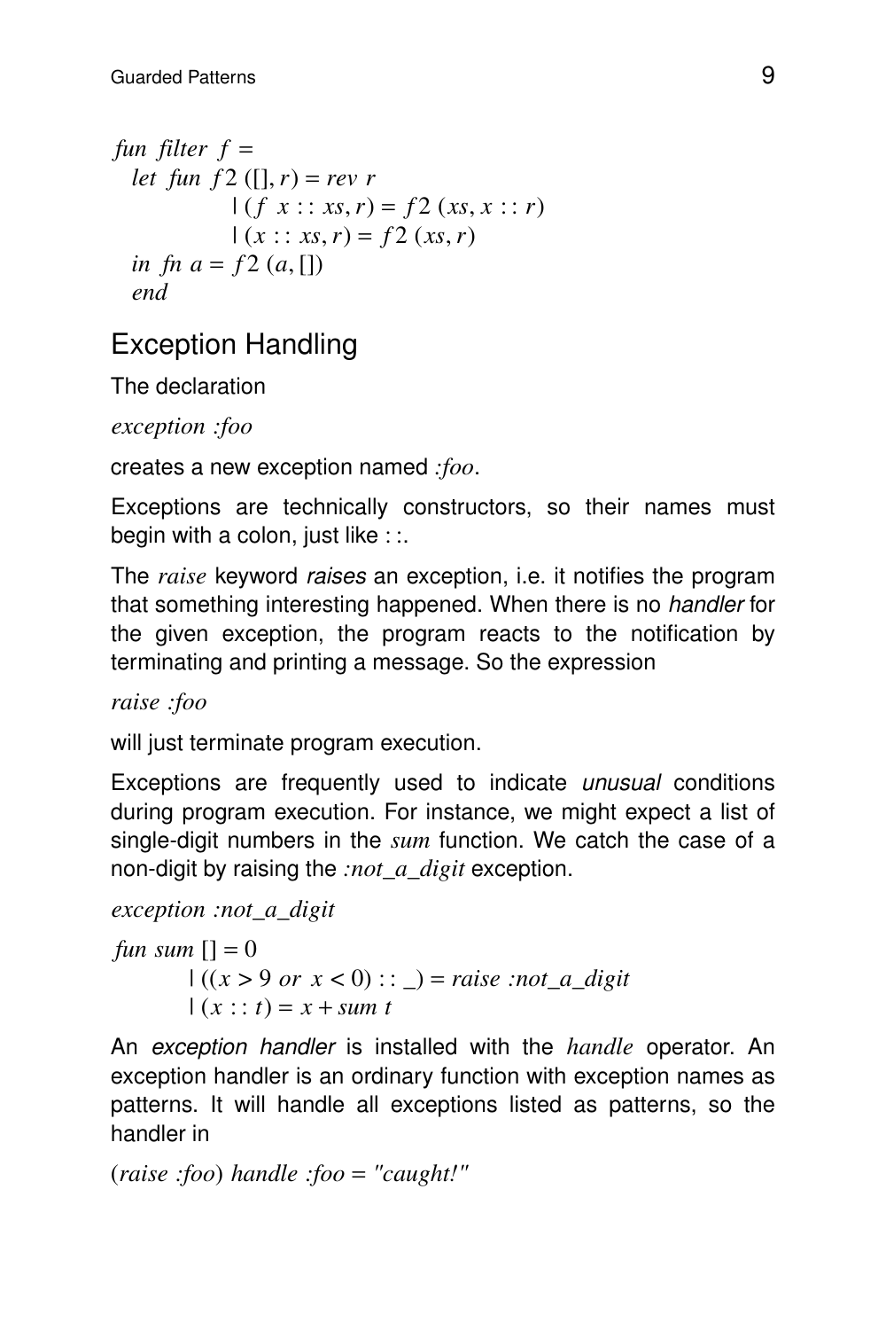```
fun filter f =
  let fun f2 ([], r) = rev r
          | (f x :: xs, r) = f2 (xs, x :: r)
          | (x :: xs, r) = f2 (xs, r)
  in fn a = f2 (a, [])
  end
```

## Exception Handling

The declaration

*exception :foo*

creates a new exception named *:foo*.

Exceptions are technically constructors, so their names must begin with a colon, just like ::.

The *raise* keyword *raises* an exception, i.e. it notifies the program that something interesting happened. When there is no *handler* for the given exception, the program reacts to the notification by terminating and printing a message. So the expression

*raise :foo*

will just terminate program execution.

Exceptions are frequently used to indicate *unusual* conditions during program execution. For instance, we might expect a list of single-digit numbers in the *sum* function. We catch the case of a non-digit by raising the *:not_a_digit* exception.

```
exception :not_a_digit
```

```
fun sum [] = 0
      | ((x > 9 or x < 0) :: _) = raise :not_a_digit
      | (x :: t) = x + sum t
```

An *exception handler* is installed with the *handle* operator. An exception handler is an ordinary function with exception names as patterns. It will handle all exceptions listed as patterns, so the handler in

```
(raise :foo) handle :foo = "caught!"
```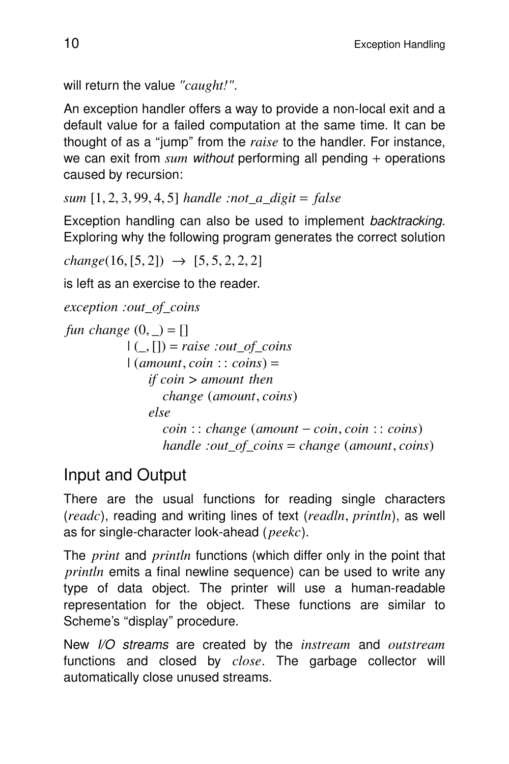will return the value *"caught!"*.

An exception handler offers a way to provide a non-local exit and a default value for a failed computation at the same time. It can be thought of as a "jump" from the *raise* to the handler. For instance, we can exit from *sum* *without* performing all pending + operations caused by recursion:

```
sum [1, 2, 3, 99, 4, 5] handle :not_a_digit = false
```

Exception handling can also be used to implement *backtracking*. Exploring why the following program generates the correct solution

```
change(16, [5, 2])  →  [5, 5, 2, 2, 2]
```

is left as an exercise to the reader.

```
exception :out_of_coins

fun change (0, _) = []
         | (_, []) = raise :out_of_coins
         | (amount, coin :: coins) =
             if coin > amount then
                change (amount, coins)
             else
                coin :: change (amount − coin, coin :: coins)
                handle :out_of_coins = change (amount, coins)
```

## Input and Output

There are the usual functions for reading single characters (*readc*), reading and writing lines of text (*readln*, *println*), as well as for single-character look-ahead (*peekc*).

The *print* and *println* functions (which differ only in the point that *println* emits a final newline sequence) can be used to write any type of data object. The printer will use a human-readable representation for the object. These functions are similar to Scheme's "display" procedure.

New *I/O streams* are created by the *instream* and *outstream* functions and closed by *close*. The garbage collector will automatically close unused streams.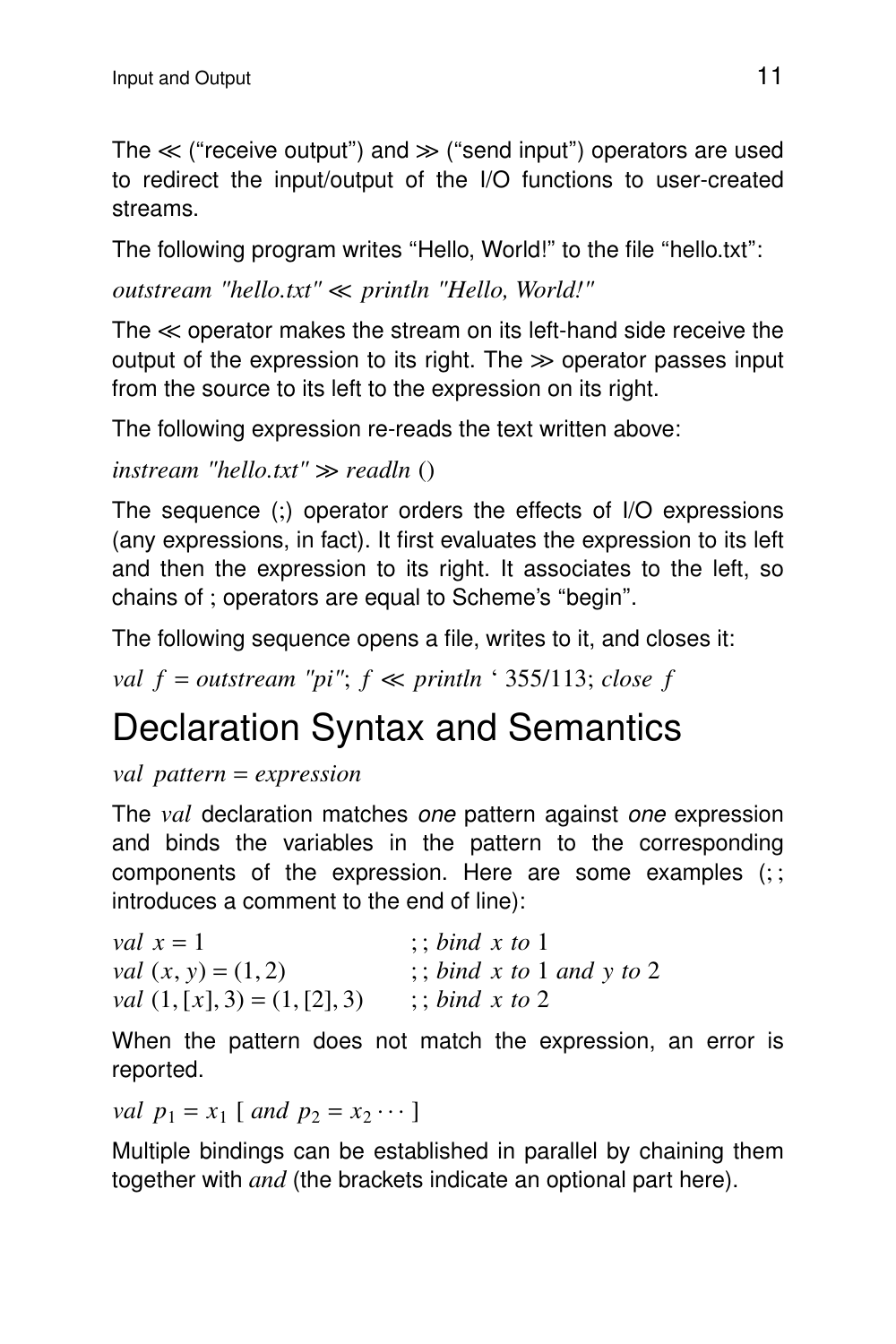The ≪ (“receive output”) and ≫ (“send input”) operators are used to redirect the input/output of the I/O functions to user-created streams.

The following program writes “Hello, World!” to the file “hello.txt”:

*outstream "hello.txt"* ≪ *println "Hello, World!"*

The ≪ operator makes the stream on its left-hand side receive the output of the expression to its right. The ≫ operator passes input from the source to its left to the expression on its right.

The following expression re-reads the text written above:

*instream "hello.txt"* ≫ *readln* ()

The sequence (;) operator orders the effects of I/O expressions (any expressions, in fact). It first evaluates the expression to its left and then the expression to its right. It associates to the left, so chains of ; operators are equal to Scheme’s “begin”.

The following sequence opens a file, writes to it, and closes it:

*val* $f$ = *outstream "pi"*; $f$ ≪ *println* ‘ 355/113; *close* $f$

# Declaration Syntax and Semantics

*val pattern* = *expression*

The *val* declaration matches *one* pattern against *one* expression and binds the variables in the pattern to the corresponding components of the expression. Here are some examples (;; introduces a comment to the end of line):

```
val x = 1                         ;; bind x to 1
val (x, y) = (1, 2)               ;; bind x to 1 and y to 2
val (1, [x], 3) = (1, [2], 3)     ;; bind x to 2
```

When the pattern does not match the expression, an error is reported.

*val* $p_1 = x_1$ [ *and* $p_2 = x_2 \cdots$ ]

Multiple bindings can be established in parallel by chaining them together with *and* (the brackets indicate an optional part here).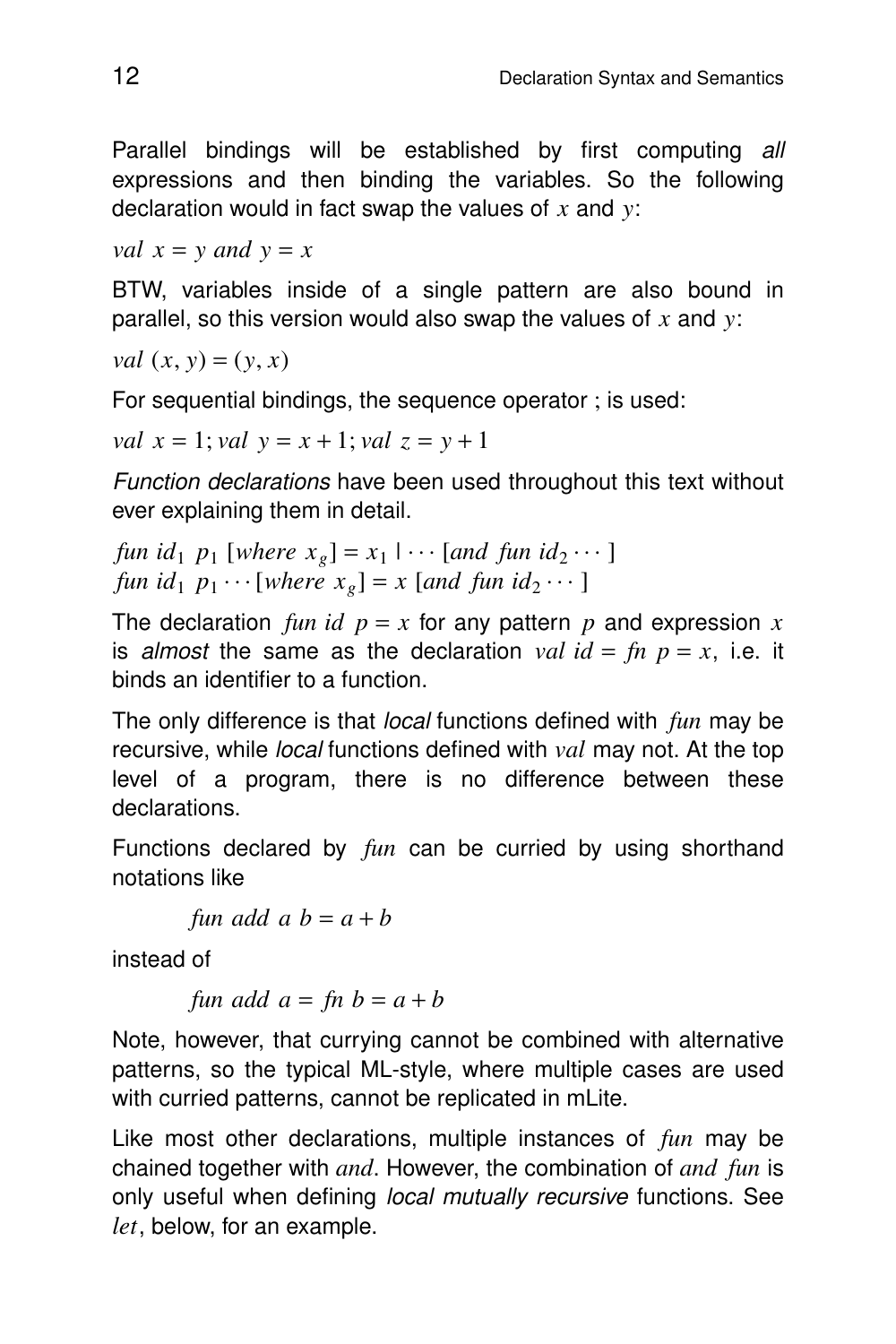Parallel bindings will be established by first computing *all* expressions and then binding the variables. So the following declaration would in fact swap the values of $x$ and $y$:

$val\ x = y\ and\ y = x$

BTW, variables inside of a single pattern are also bound in parallel, so this version would also swap the values of $x$ and $y$:

$val\ (x, y) = (y, x)$

For sequential bindings, the sequence operator ; is used:

$val\ x = 1; val\ y = x + 1; val\ z = y + 1$

*Function declarations* have been used throughout this text without ever explaining them in detail.

$fun\ id_1\ p_1\ [where\ x_g] = x_1 \mid \cdots\ [and\ fun\ id_2 \cdots ]$
$fun\ id_1\ p_1 \cdots [where\ x_g] = x\ [and\ fun\ id_2 \cdots ]$

The declaration $fun\ id\ p = x$ for any pattern $p$ and expression $x$ is *almost* the same as the declaration $val\ id = fn\ p = x$, i.e. it binds an identifier to a function.

The only difference is that *local* functions defined with $fun$ may be recursive, while *local* functions defined with $val$ may not. At the top level of a program, there is no difference between these declarations.

Functions declared by $fun$ can be curried by using shorthand notations like

$fun\ add\ a\ b = a + b$

instead of

$fun\ add\ a = fn\ b = a + b$

Note, however, that currying cannot be combined with alternative patterns, so the typical ML-style, where multiple cases are used with curried patterns, cannot be replicated in mLite.

Like most other declarations, multiple instances of $fun$ may be chained together with $and$. However, the combination of $and\ fun$ is only useful when defining *local mutually recursive* functions. See $let$, below, for an example.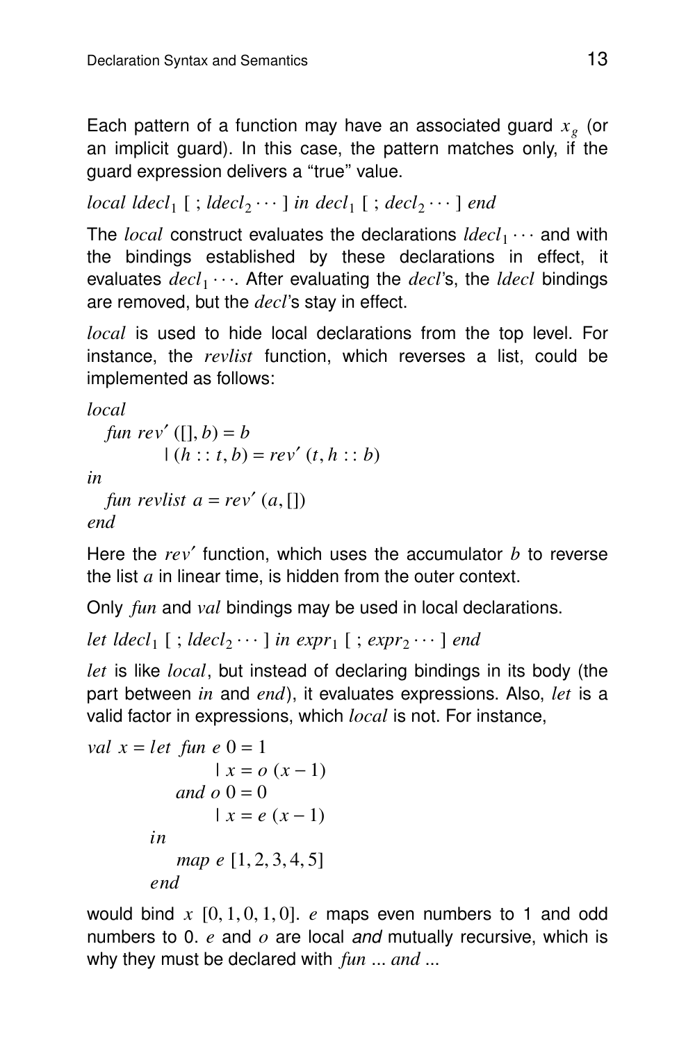Each pattern of a function may have an associated guard $x_g$ (or an implicit guard). In this case, the pattern matches only, if the guard expression delivers a "true" value.

*local* $ldecl_1$ [ ; $ldecl_2 \cdots$ ] *in* $decl_1$ [ ; $decl_2 \cdots$ ] *end*

The *local* construct evaluates the declarations $ldecl_1 \cdots$ and with the bindings established by these declarations in effect, it evaluates $decl_1 \cdots$. After evaluating the *decl*'s, the *ldecl* bindings are removed, but the *decl*'s stay in effect.

*local* is used to hide local declarations from the top level. For instance, the *revlist* function, which reverses a list, could be implemented as follows:

```
local
  fun rev' ([], b) = b
         | (h :: t, b) = rev' (t, h :: b)
in
  fun revlist a = rev' (a, [])
end
```

Here the $rev'$ function, which uses the accumulator $b$ to reverse the list $a$ in linear time, is hidden from the outer context.

Only *fun* and *val* bindings may be used in local declarations.

*let* $ldecl_1$ [ ; $ldecl_2 \cdots$ ] *in* $expr_1$ [ ; $expr_2 \cdots$ ] *end*

*let* is like *local*, but instead of declaring bindings in its body (the part between *in* and *end*), it evaluates expressions. Also, *let* is a valid factor in expressions, which *local* is not. For instance,

```
val x = let fun e 0 = 1
              | x = o (x - 1)
            and o 0 = 0
              | x = e (x - 1)
        in
            map e [1, 2, 3, 4, 5]
        end
```

would bind $x$ $[0, 1, 0, 1, 0]$. $e$ maps even numbers to 1 and odd numbers to 0. $e$ and $o$ are local *and* mutually recursive, which is why they must be declared with *fun* ... *and* ...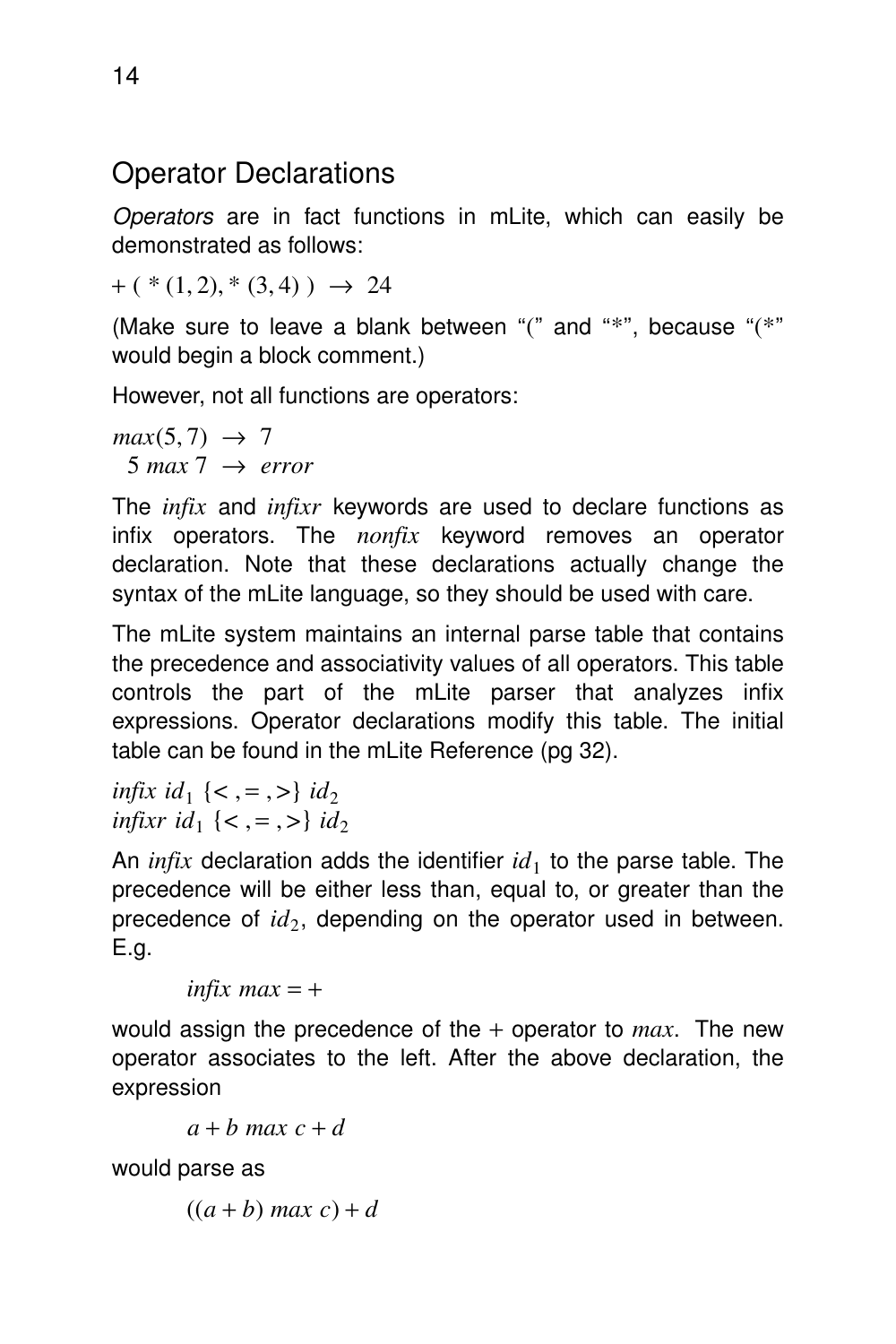## Operator Declarations

*Operators* are in fact functions in mLite, which can easily be demonstrated as follows:

$+ \; ( \; * \; (1, 2), * \; (3, 4) \; ) \; \rightarrow \; 24$

(Make sure to leave a blank between "(" and "*", because "(*" would begin a block comment.)

However, not all functions are operators:

$max(5, 7) \; \rightarrow \; 7$
$5 \; max \; 7 \; \rightarrow \; error$

The *infix* and *infixr* keywords are used to declare functions as infix operators. The *nonfix* keyword removes an operator declaration. Note that these declarations actually change the syntax of the mLite language, so they should be used with care.

The mLite system maintains an internal parse table that contains the precedence and associativity values of all operators. This table controls the part of the mLite parser that analyzes infix expressions. Operator declarations modify this table. The initial table can be found in the mLite Reference (pg 32).

$infix \; id_1 \; \{<, =, >\} \; id_2$
$infixr \; id_1 \; \{<, =, >\} \; id_2$

An *infix* declaration adds the identifier $id_1$ to the parse table. The precedence will be either less than, equal to, or greater than the precedence of $id_2$, depending on the operator used in between. E.g.

$$infix \; max = +$$

would assign the precedence of the $+$ operator to $max$. The new operator associates to the left. After the above declaration, the expression

$$a + b \; max \; c + d$$

would parse as

$$((a + b) \; max \; c) + d$$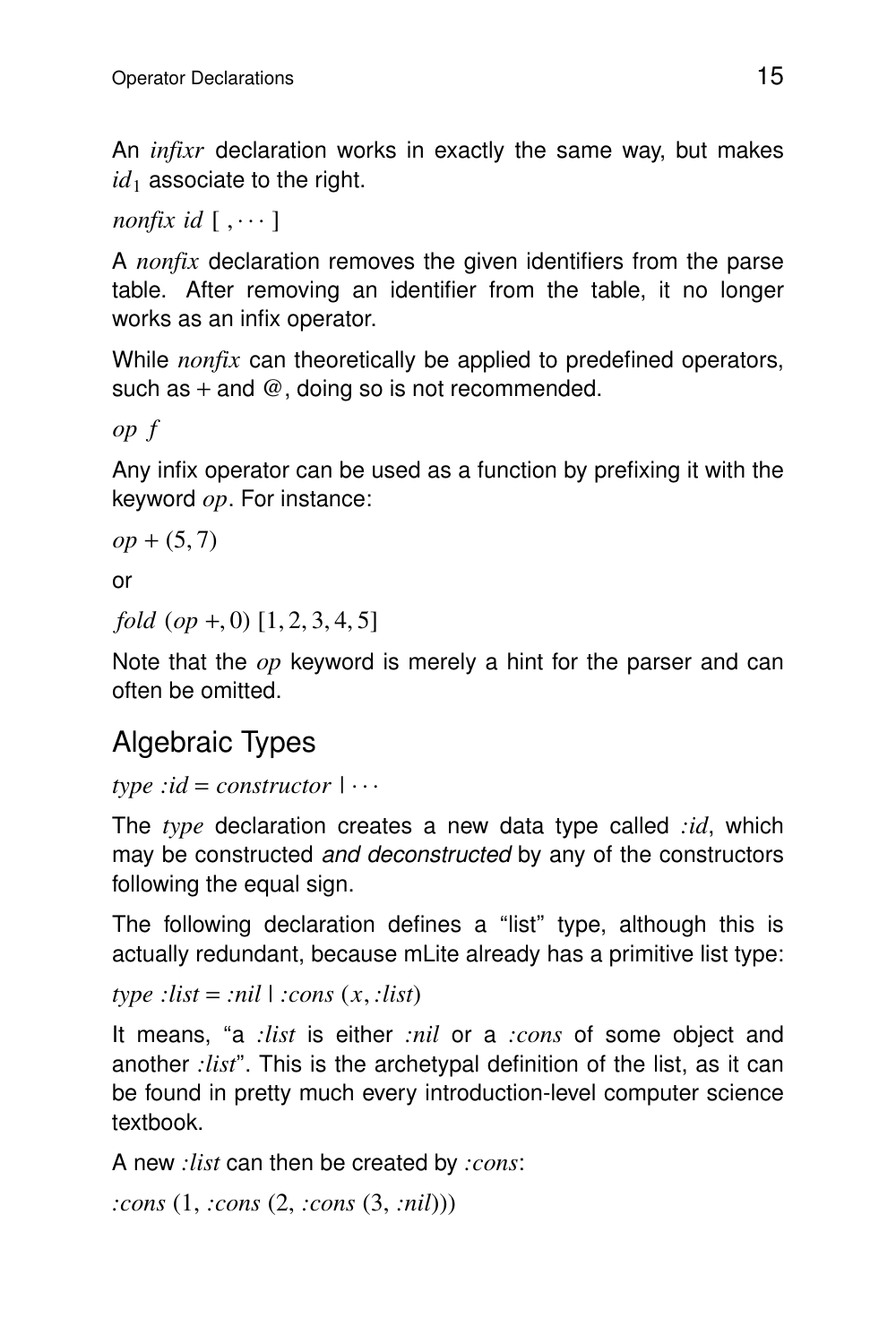An *infixr* declaration works in exactly the same way, but makes $id_1$ associate to the right.

*nonfix id* [ , ⋯ ]

A *nonfix* declaration removes the given identifiers from the parse table. After removing an identifier from the table, it no longer works as an infix operator.

While *nonfix* can theoretically be applied to predefined operators, such as + and @, doing so is not recommended.

*op f*

Any infix operator can be used as a function by prefixing it with the keyword *op*. For instance:

*op* + (5, 7)

or

*fold* (*op* +, 0) [1, 2, 3, 4, 5]

Note that the *op* keyword is merely a hint for the parser and can often be omitted.

## Algebraic Types

*type :id* = *constructor* | ⋯

The *type* declaration creates a new data type called *:id*, which may be constructed *and deconstructed* by any of the constructors following the equal sign.

The following declaration defines a "list" type, although this is actually redundant, because mLite already has a primitive list type:

*type :list* = *:nil* | *:cons* (*x*, *:list*)

It means, "a *:list* is either *:nil* or a *:cons* of some object and another *:list*". This is the archetypal definition of the list, as it can be found in pretty much every introduction-level computer science textbook.

A new *:list* can then be created by *:cons*:

*:cons* (1, *:cons* (2, *:cons* (3, *:nil*)))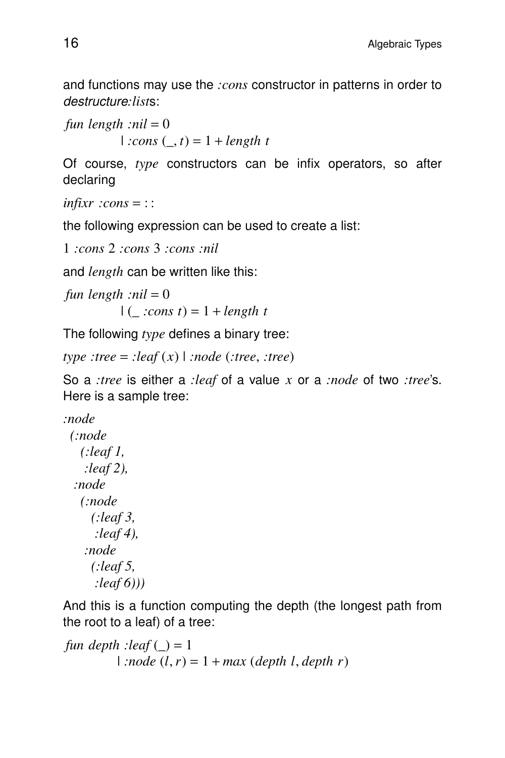and functions may use the *:cons* constructor in patterns in order to *destructure:list*s:

$$fun\ length\ :nil = 0$$
$$\quad\quad | :cons\ (\_, t) = 1 + length\ t$$

Of course, *type* constructors can be infix operators, so after declaring

$$infixr\ :cons = ::$$

the following expression can be used to create a list:

$$1\ :cons\ 2\ :cons\ 3\ :cons\ :nil$$

and *length* can be written like this:

$$fun\ length\ :nil = 0$$
$$\quad\quad | (\_\ :cons\ t) = 1 + length\ t$$

The following *type* defines a binary tree:

$$type\ :tree = :leaf\ (x)\ |\ :node\ (:tree, :tree)$$

So a *:tree* is either a *:leaf* of a value $x$ or a *:node* of two *:tree*'s. Here is a sample tree:

```
:node
  (:node
    (:leaf 1,
     :leaf 2),
   :node
    (:node
      (:leaf 3,
       :leaf 4),
     :node
      (:leaf 5,
       :leaf 6)))
```

And this is a function computing the depth (the longest path from the root to a leaf) of a tree:

$$fun\ depth\ :leaf\ (\_) = 1$$
$$\quad\quad | :node\ (l, r) = 1 + max\ (depth\ l, depth\ r)$$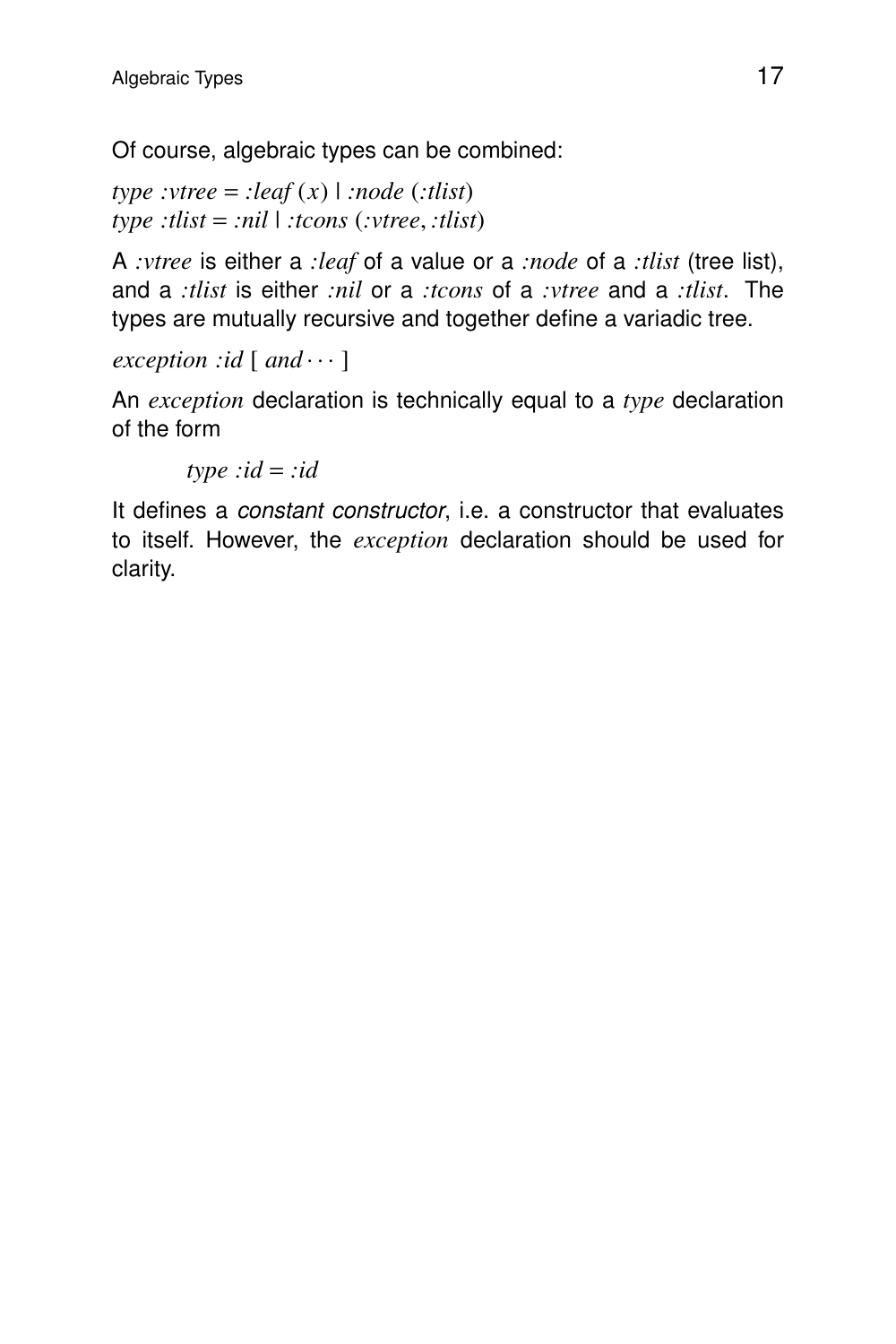Of course, algebraic types can be combined:

*type :vtree* = *:leaf* (*x*) | *:node* (*:tlist*)
*type :tlist* = *:nil* | *:tcons* (*:vtree*, *:tlist*)

A *:vtree* is either a *:leaf* of a value or a *:node* of a *:tlist* (tree list), and a *:tlist* is either *:nil* or a *:tcons* of a *:vtree* and a *:tlist*. The types are mutually recursive and together define a variadic tree.

*exception :id* [ *and* ··· ]

An *exception* declaration is technically equal to a *type* declaration of the form

> *type :id* = *:id*

It defines a *constant constructor*, i.e. a constructor that evaluates to itself. However, the *exception* declaration should be used for clarity.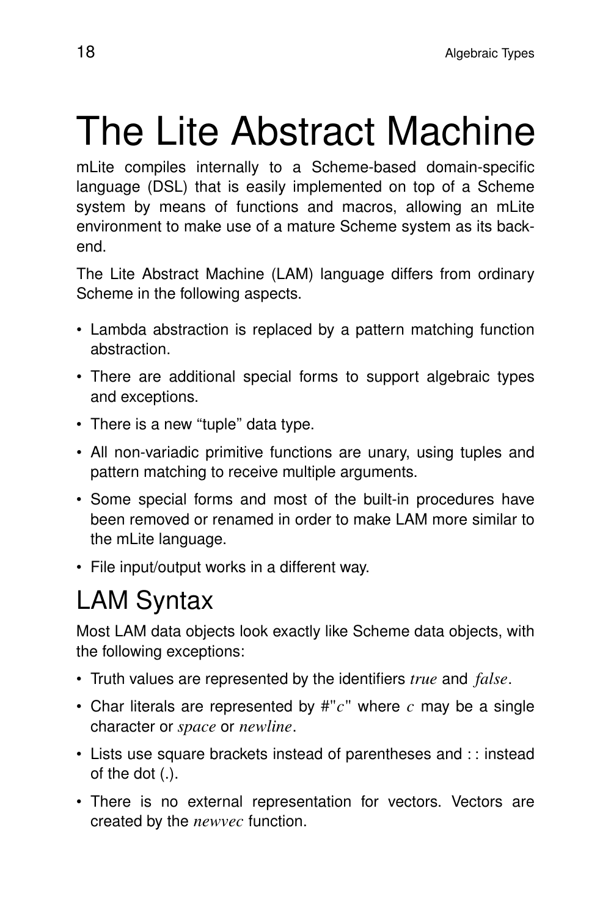# The Lite Abstract Machine

mLite compiles internally to a Scheme-based domain-specific language (DSL) that is easily implemented on top of a Scheme system by means of functions and macros, allowing an mLite environment to make use of a mature Scheme system as its back-end.

The Lite Abstract Machine (LAM) language differs from ordinary Scheme in the following aspects.

- Lambda abstraction is replaced by a pattern matching function abstraction.
- There are additional special forms to support algebraic types and exceptions.
- There is a new "tuple" data type.
- All non-variadic primitive functions are unary, using tuples and pattern matching to receive multiple arguments.
- Some special forms and most of the built-in procedures have been removed or renamed in order to make LAM more similar to the mLite language.
- File input/output works in a different way.

## LAM Syntax

Most LAM data objects look exactly like Scheme data objects, with the following exceptions:

- Truth values are represented by the identifiers *true* and *false*.
- Char literals are represented by #"*c*" where *c* may be a single character or *space* or *newline*.
- Lists use square brackets instead of parentheses and :: instead of the dot (.).
- There is no external representation for vectors. Vectors are created by the *newvec* function.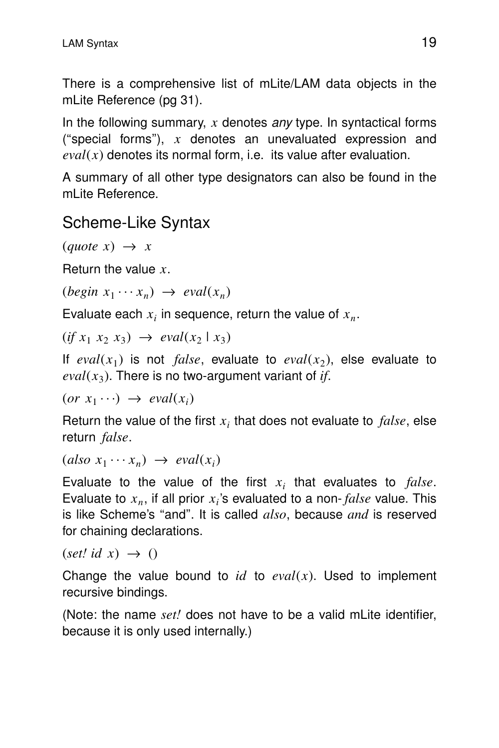There is a comprehensive list of mLite/LAM data objects in the mLite Reference (pg 31).

In the following summary, $x$ denotes *any* type. In syntactical forms ("special forms"), $x$ denotes an unevaluated expression and $eval(x)$ denotes its normal form, i.e. its value after evaluation.

A summary of all other type designators can also be found in the mLite Reference.

## Scheme-Like Syntax

$(quote\ x)\ \rightarrow\ x$

Return the value $x$.

$(begin\ x_1 \cdots x_n)\ \rightarrow\ eval(x_n)$

Evaluate each $x_i$ in sequence, return the value of $x_n$.

$(if\ x_1\ x_2\ x_3)\ \rightarrow\ eval(x_2 \mid x_3)$

If $eval(x_1)$ is not $false$, evaluate to $eval(x_2)$, else evaluate to $eval(x_3)$. There is no two-argument variant of *if*.

$(or\ x_1 \cdots)\ \rightarrow\ eval(x_i)$

Return the value of the first $x_i$ that does not evaluate to $false$, else return $false$.

$(also\ x_1 \cdots x_n)\ \rightarrow\ eval(x_i)$

Evaluate to the value of the first $x_i$ that evaluates to $false$. Evaluate to $x_n$, if all prior $x_i$'s evaluated to a non-$false$ value. This is like Scheme's "and". It is called *also*, because *and* is reserved for chaining declarations.

$(set!\ id\ x)\ \rightarrow\ ()$

Change the value bound to $id$ to $eval(x)$. Used to implement recursive bindings.

(Note: the name *set!* does not have to be a valid mLite identifier, because it is only used internally.)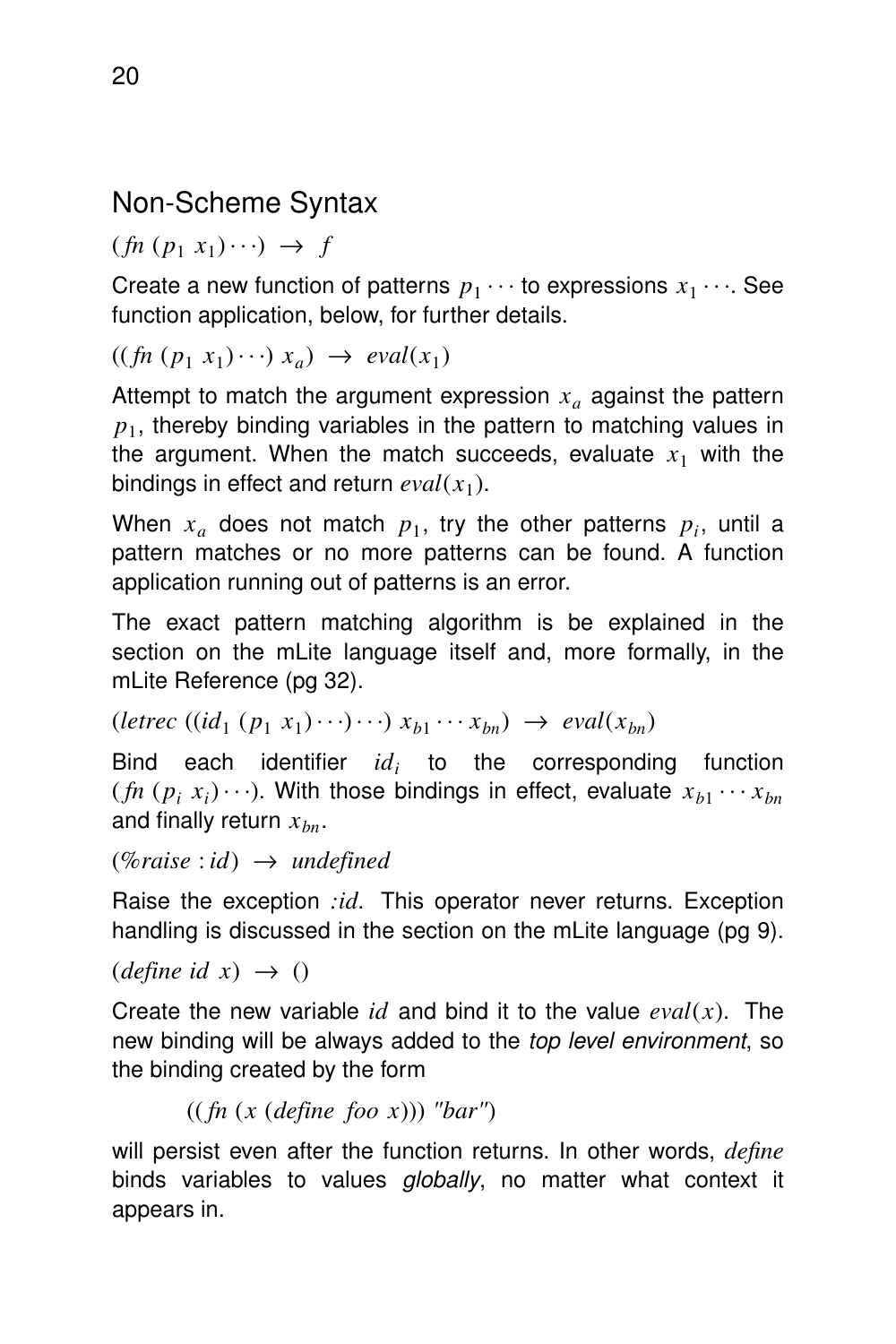## Non-Scheme Syntax

$(fn\ (p_1\ x_1) \cdots) \ \rightarrow\ f$

Create a new function of patterns $p_1 \cdots$ to expressions $x_1 \cdots$. See function application, below, for further details.

$((fn\ (p_1\ x_1) \cdots)\ x_a) \ \rightarrow\ eval(x_1)$

Attempt to match the argument expression $x_a$ against the pattern $p_1$, thereby binding variables in the pattern to matching values in the argument. When the match succeeds, evaluate $x_1$ with the bindings in effect and return $eval(x_1)$.

When $x_a$ does not match $p_1$, try the other patterns $p_i$, until a pattern matches or no more patterns can be found. A function application running out of patterns is an error.

The exact pattern matching algorithm is be explained in the section on the mLite language itself and, more formally, in the mLite Reference (pg 32).

$(letrec\ ((id_1\ (p_1\ x_1) \cdots) \cdots)\ x_{b1} \cdots x_{bn}) \ \rightarrow\ eval(x_{bn})$

Bind each identifier $id_i$ to the corresponding function $(fn\ (p_i\ x_i) \cdots)$. With those bindings in effect, evaluate $x_{b1} \cdots x_{bn}$ and finally return $x_{bn}$.

$(\%raise\ :id) \ \rightarrow\ undefined$

Raise the exception *:id*. This operator never returns. Exception handling is discussed in the section on the mLite language (pg 9).

$(define\ id\ x) \ \rightarrow\ ()$

Create the new variable *id* and bind it to the value $eval(x)$. The new binding will be always added to the *top level environment*, so the binding created by the form

> *((fn (x (define foo x))) "bar")*

will persist even after the function returns. In other words, *define* binds variables to values *globally*, no matter what context it appears in.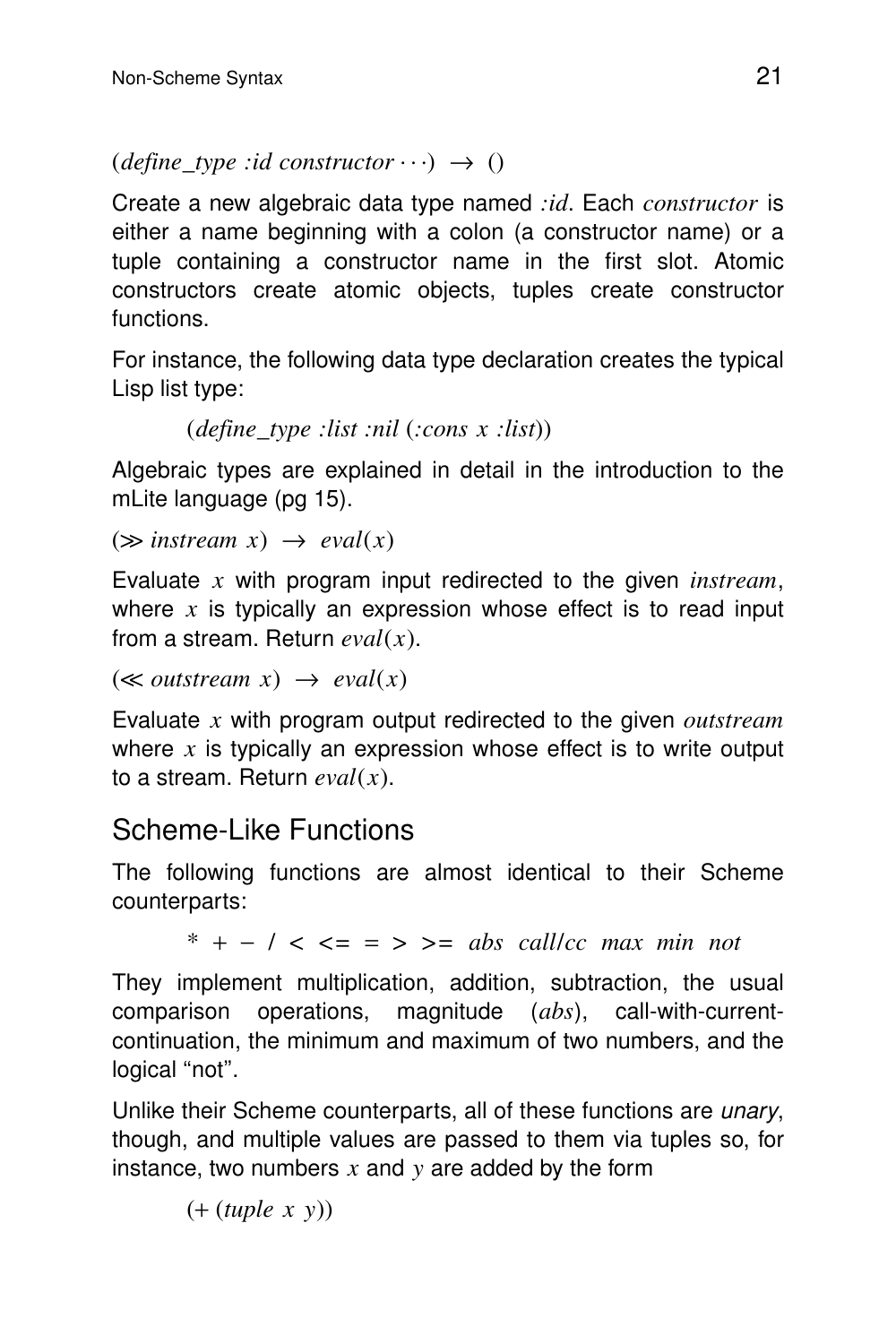(*define_type :id constructor* ···) → ()

Create a new algebraic data type named *:id*. Each *constructor* is either a name beginning with a colon (a constructor name) or a tuple containing a constructor name in the first slot. Atomic constructors create atomic objects, tuples create constructor functions.

For instance, the following data type declaration creates the typical Lisp list type:

> (*define_type :list :nil* (*:cons x :list*))

Algebraic types are explained in detail in the introduction to the mLite language (pg 15).

(≫ *instream x*) → *eval*(*x*)

Evaluate *x* with program input redirected to the given *instream*, where *x* is typically an expression whose effect is to read input from a stream. Return *eval*(*x*).

(≪ *outstream x*) → *eval*(*x*)

Evaluate *x* with program output redirected to the given *outstream* where *x* is typically an expression whose effect is to write output to a stream. Return *eval*(*x*).

## Scheme-Like Functions

The following functions are almost identical to their Scheme counterparts:

> * + − / < <= = > >= *abs call/cc max min not*

They implement multiplication, addition, subtraction, the usual comparison operations, magnitude (*abs*), call-with-current-continuation, the minimum and maximum of two numbers, and the logical “not”.

Unlike their Scheme counterparts, all of these functions are *unary*, though, and multiple values are passed to them via tuples so, for instance, two numbers *x* and *y* are added by the form

> (+ (*tuple x y*))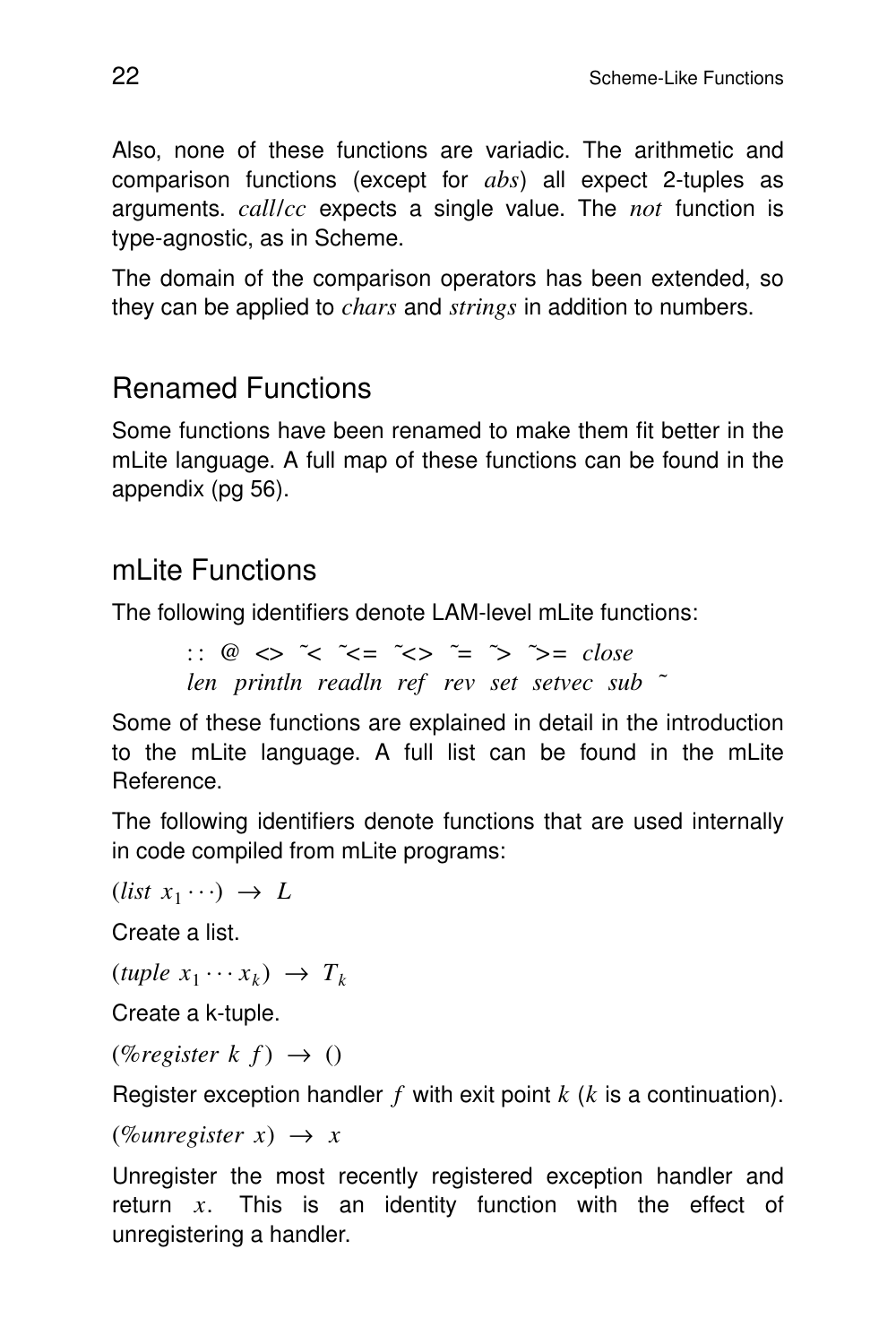Also, none of these functions are variadic. The arithmetic and comparison functions (except for *abs*) all expect 2-tuples as arguments. *call/cc* expects a single value. The *not* function is type-agnostic, as in Scheme.

The domain of the comparison operators has been extended, so they can be applied to *chars* and *strings* in addition to numbers.

## Renamed Functions

Some functions have been renamed to make them fit better in the mLite language. A full map of these functions can be found in the appendix (pg 56).

## mLite Functions

The following identifiers denote LAM-level mLite functions:

> :: @ <> ~< ~<= ~<> ~= ~> ~>= *close*
> *len* *println* *readln* *ref* *rev* *set* *setvec* *sub* ~

Some of these functions are explained in detail in the introduction to the mLite language. A full list can be found in the mLite Reference.

The following identifiers denote functions that are used internally in code compiled from mLite programs:

$(list\ x_1 \cdots) \rightarrow L$

Create a list.

$(tuple\ x_1 \cdots x_k) \rightarrow T_k$

Create a k-tuple.

$(\%register\ k\ f) \rightarrow ()$

Register exception handler $f$ with exit point $k$ ($k$ is a continuation).

$(\%unregister\ x) \rightarrow x$

Unregister the most recently registered exception handler and return $x$. This is an identity function with the effect of unregistering a handler.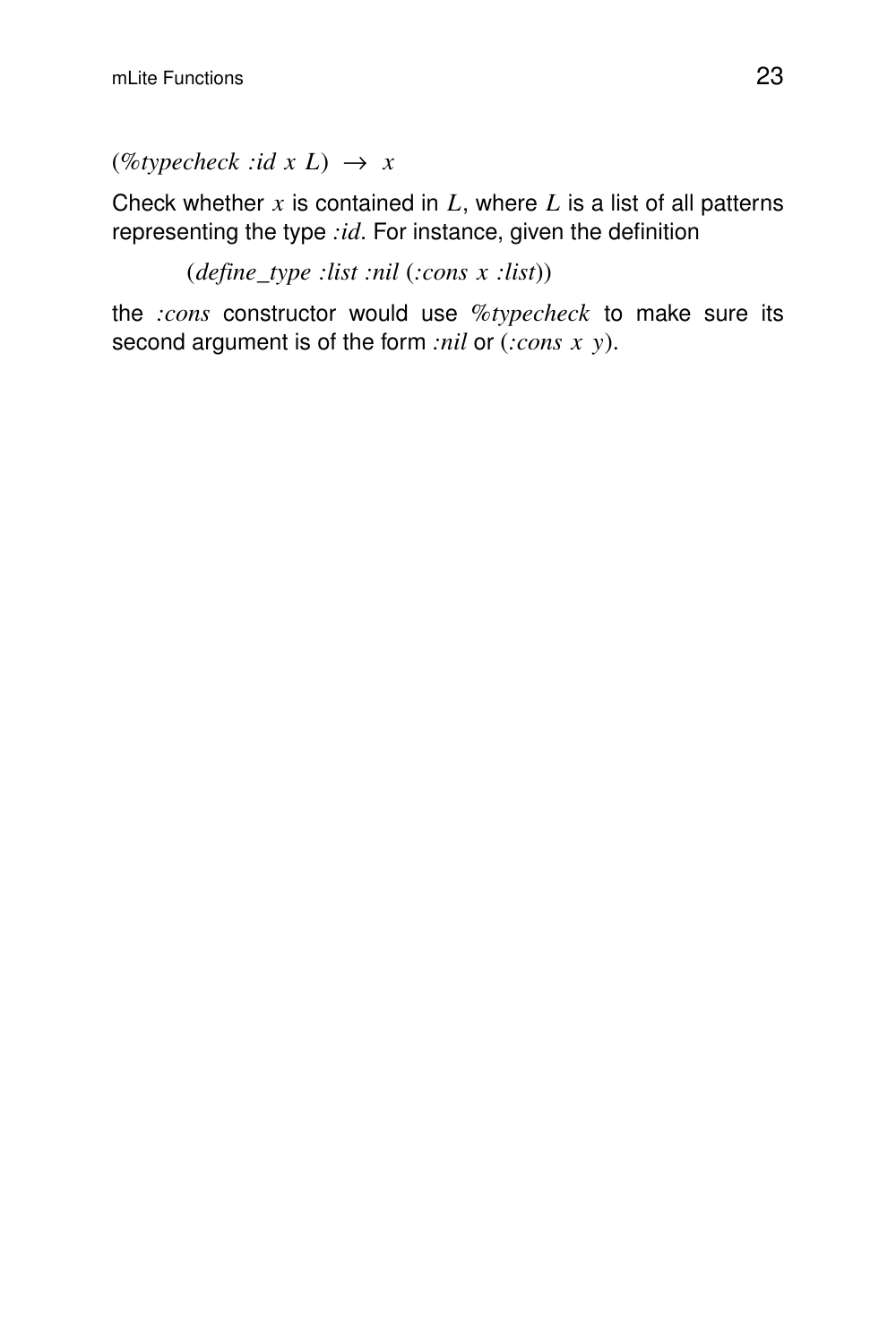(*%typecheck :id x L*) → *x*

Check whether *x* is contained in *L*, where *L* is a list of all patterns representing the type *:id*. For instance, given the definition

> (*define_type :list :nil* (*:cons x :list*))

the *:cons* constructor would use *%typecheck* to make sure its second argument is of the form *:nil* or (*:cons x y*).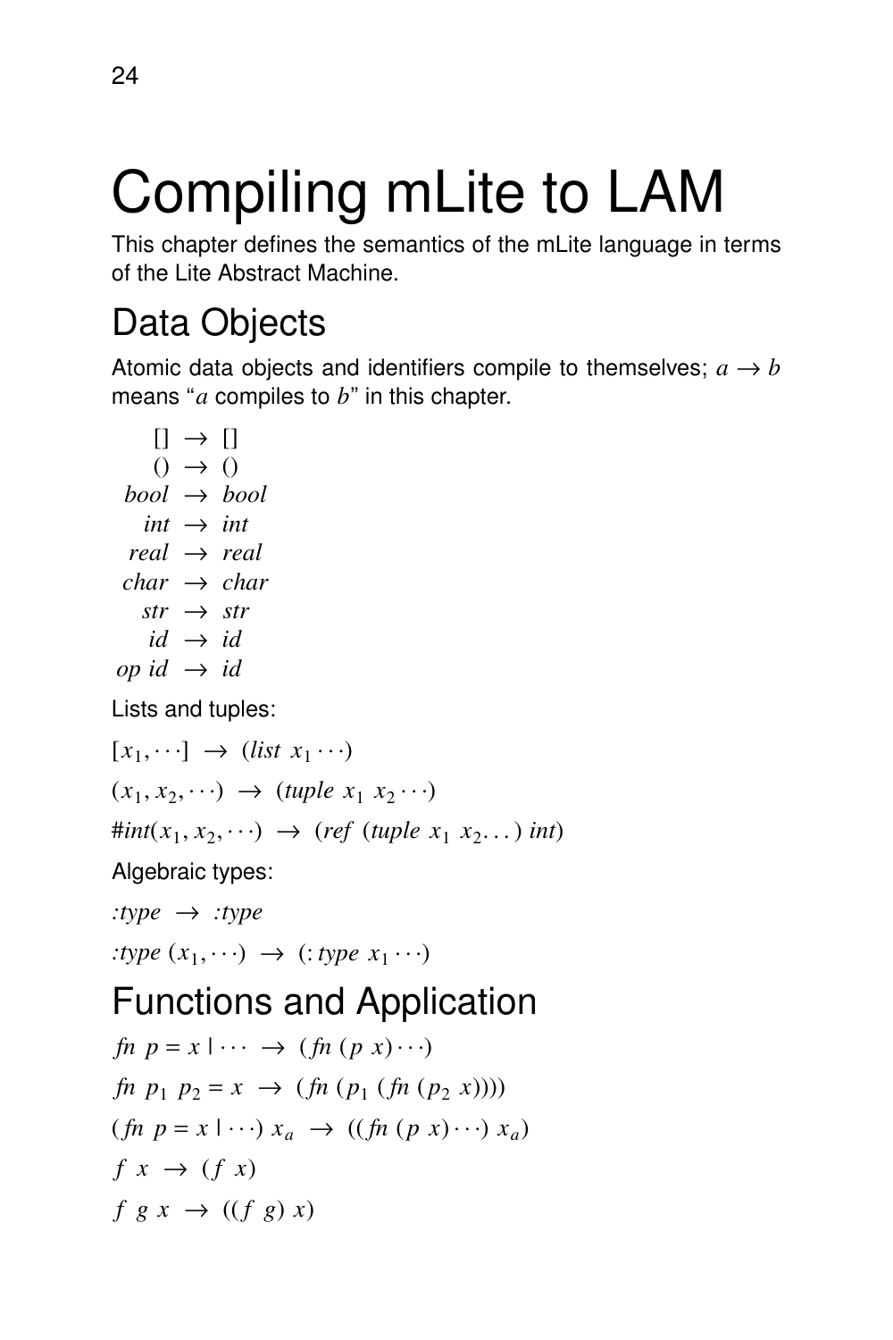# Compiling mLite to LAM

This chapter defines the semantics of the mLite language in terms of the Lite Abstract Machine.

## Data Objects

Atomic data objects and identifiers compile to themselves; $a \rightarrow b$ means "$a$ compiles to $b$" in this chapter.

$$
\begin{aligned}
[] &\rightarrow [] \\
() &\rightarrow () \\
\mathit{bool} &\rightarrow \mathit{bool} \\
\mathit{int} &\rightarrow \mathit{int} \\
\mathit{real} &\rightarrow \mathit{real} \\
\mathit{char} &\rightarrow \mathit{char} \\
\mathit{str} &\rightarrow \mathit{str} \\
\mathit{id} &\rightarrow \mathit{id} \\
\mathit{op}\ \mathit{id} &\rightarrow \mathit{id}
\end{aligned}
$$

Lists and tuples:

$[x_1, \cdots] \ \rightarrow \ (\mathit{list}\ x_1 \cdots)$

$(x_1, x_2, \cdots) \ \rightarrow \ (\mathit{tuple}\ x_1\ x_2 \cdots)$

$\#\mathit{int}(x_1, x_2, \cdots) \ \rightarrow \ (\mathit{ref}\ (\mathit{tuple}\ x_1\ x_2 \ldots)\ \mathit{int})$

Algebraic types:

$\mathit{:type} \ \rightarrow \ \mathit{:type}$

$\mathit{:type}\ (x_1, \cdots) \ \rightarrow \ (:\mathit{type}\ x_1 \cdots)$

## Functions and Application

$\mathit{fn}\ p = x \mid \cdots \ \rightarrow \ (\mathit{fn}\ (p\ x) \cdots)$

$\mathit{fn}\ p_1\ p_2 = x \ \rightarrow \ (\mathit{fn}\ (p_1\ (\mathit{fn}\ (p_2\ x))))$

$(\mathit{fn}\ p = x \mid \cdots)\ x_a \ \rightarrow \ ((\mathit{fn}\ (p\ x) \cdots)\ x_a)$

$f\ x \ \rightarrow \ (f\ x)$

$f\ g\ x \ \rightarrow \ ((f\ g)\ x)$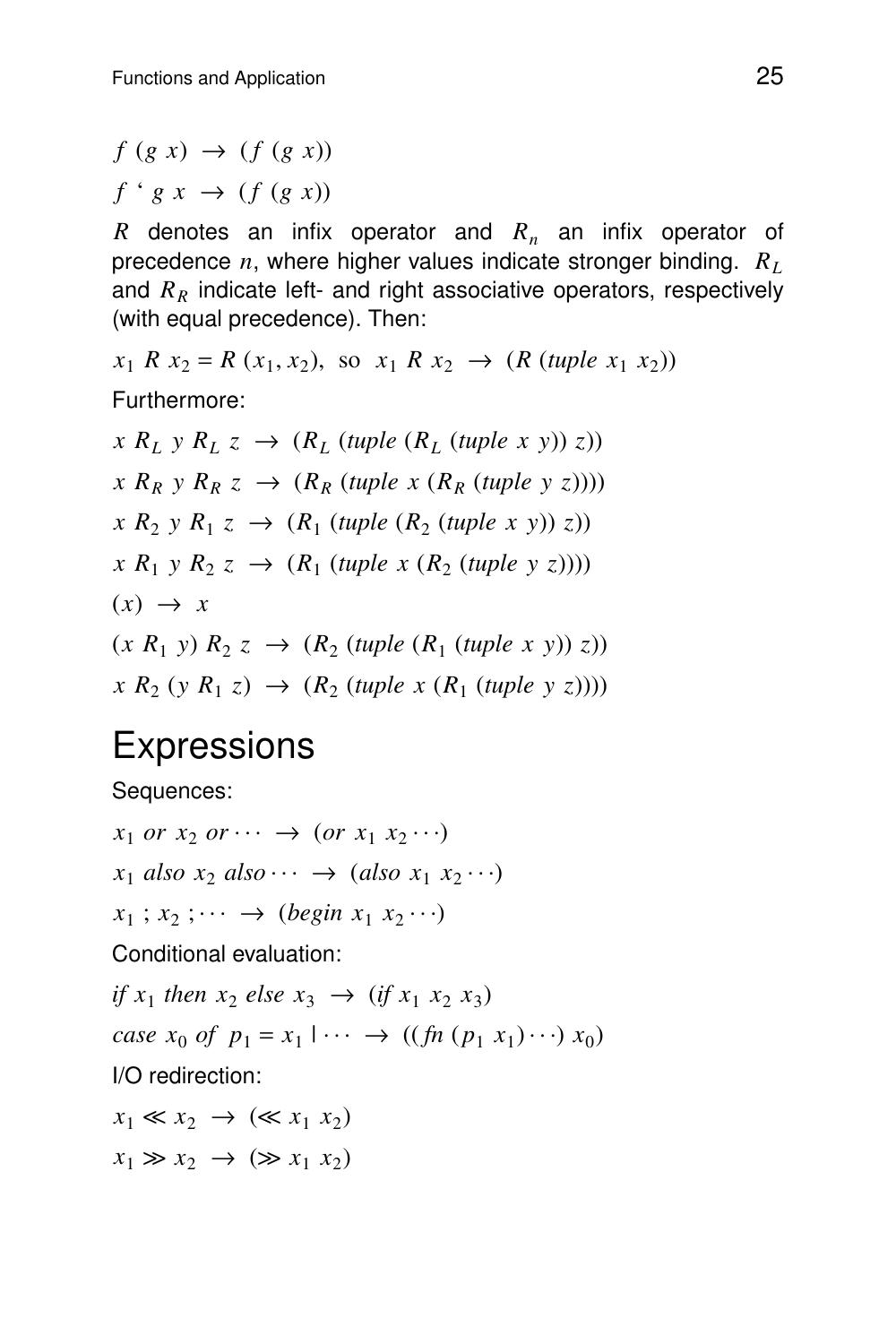$$f\ (g\ x)\ \rightarrow\ (f\ (g\ x))$$

$$f\ \text{‘}\ g\ x\ \rightarrow\ (f\ (g\ x))$$

$R$ denotes an infix operator and $R_n$ an infix operator of precedence $n$, where higher values indicate stronger binding. $R_L$ and $R_R$ indicate left- and right associative operators, respectively (with equal precedence). Then:

$$x_1\ R\ x_2 = R\ (x_1, x_2),\ \text{so}\ \ x_1\ R\ x_2\ \rightarrow\ (R\ (tuple\ x_1\ x_2))$$

Furthermore:

$$x\ R_L\ y\ R_L\ z\ \rightarrow\ (R_L\ (tuple\ (R_L\ (tuple\ x\ y))\ z))$$

$$x\ R_R\ y\ R_R\ z\ \rightarrow\ (R_R\ (tuple\ x\ (R_R\ (tuple\ y\ z))))$$

$$x\ R_2\ y\ R_1\ z\ \rightarrow\ (R_1\ (tuple\ (R_2\ (tuple\ x\ y))\ z))$$

$$x\ R_1\ y\ R_2\ z\ \rightarrow\ (R_1\ (tuple\ x\ (R_2\ (tuple\ y\ z))))$$

$$(x)\ \rightarrow\ x$$

$$(x\ R_1\ y)\ R_2\ z\ \rightarrow\ (R_2\ (tuple\ (R_1\ (tuple\ x\ y))\ z))$$

$$x\ R_2\ (y\ R_1\ z)\ \rightarrow\ (R_2\ (tuple\ x\ (R_1\ (tuple\ y\ z))))$$

# Expressions

Sequences:

$$x_1\ or\ x_2\ or \cdots\ \rightarrow\ (or\ x_1\ x_2 \cdots)$$

$$x_1\ also\ x_2\ also \cdots\ \rightarrow\ (also\ x_1\ x_2 \cdots)$$

$$x_1\ ;\ x_2\ ; \cdots\ \rightarrow\ (begin\ x_1\ x_2 \cdots)$$

Conditional evaluation:

$$if\ x_1\ then\ x_2\ else\ x_3\ \rightarrow\ (if\ x_1\ x_2\ x_3)$$

$$case\ x_0\ of\ \ p_1 = x_1\ |\ \cdots\ \rightarrow\ ((fn\ (p_1\ x_1) \cdots)\ x_0)$$

I/O redirection:

$$x_1 \ll x_2\ \rightarrow\ (\ll x_1\ x_2)$$

$$x_1 \gg x_2\ \rightarrow\ (\gg x_1\ x_2)$$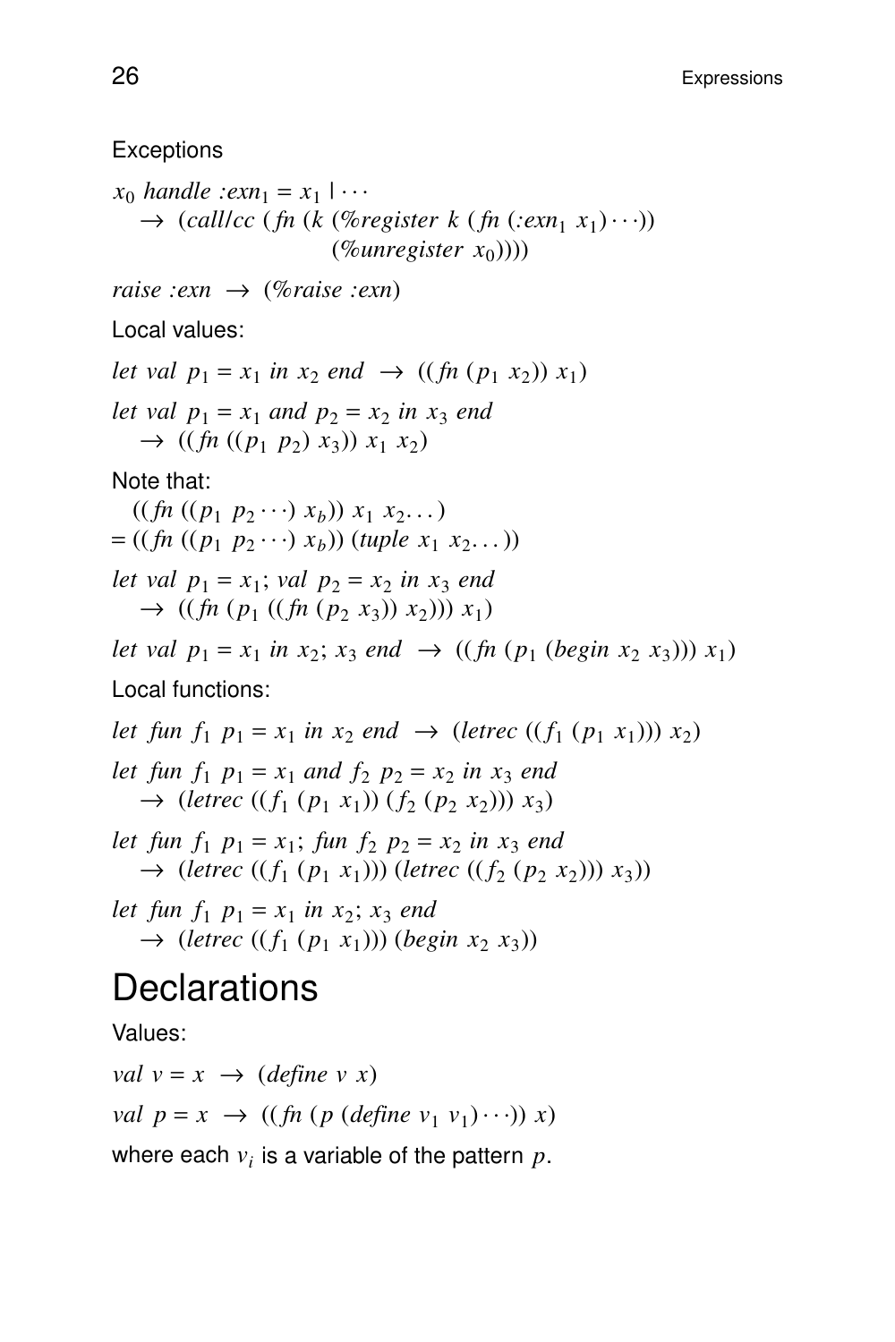Exceptions

$x_0$ *handle :exn*$_1$ = $x_1$ | ⋯
  → (*call/cc* (*fn* (*k* (*%register k* (*fn* (*:exn*$_1$ $x_1$) ⋯))
          (*%unregister* $x_0$))))

*raise :exn* → (*%raise :exn*)

Local values:

*let val* $p_1 = x_1$ *in* $x_2$ *end* → ((*fn* ($p_1$ $x_2$)) $x_1$)

*let val* $p_1 = x_1$ *and* $p_2 = x_2$ *in* $x_3$ *end*
  → ((*fn* (($p_1$ $p_2$) $x_3$)) $x_1$ $x_2$)

Note that:
  ((*fn* (($p_1$ $p_2$ ⋯) $x_b$)) $x_1$ $x_2$...)
= ((*fn* (($p_1$ $p_2$ ⋯) $x_b$)) (*tuple* $x_1$ $x_2$...))

*let val* $p_1 = x_1$; *val* $p_2 = x_2$ *in* $x_3$ *end*
  → ((*fn* ($p_1$ ((*fn* ($p_2$ $x_3$)) $x_2$))) $x_1$)

*let val* $p_1 = x_1$ *in* $x_2$; $x_3$ *end* → ((*fn* ($p_1$ (*begin* $x_2$ $x_3$))) $x_1$)

Local functions:

*let fun* $f_1$ $p_1 = x_1$ *in* $x_2$ *end* → (*letrec* (($f_1$ ($p_1$ $x_1$))) $x_2$)

*let fun* $f_1$ $p_1 = x_1$ *and* $f_2$ $p_2 = x_2$ *in* $x_3$ *end*
  → (*letrec* (($f_1$ ($p_1$ $x_1$)) ($f_2$ ($p_2$ $x_2$))) $x_3$)

*let fun* $f_1$ $p_1 = x_1$; *fun* $f_2$ $p_2 = x_2$ *in* $x_3$ *end*
  → (*letrec* (($f_1$ ($p_1$ $x_1$))) (*letrec* (($f_2$ ($p_2$ $x_2$))) $x_3$))

*let fun* $f_1$ $p_1 = x_1$ *in* $x_2$; $x_3$ *end*
  → (*letrec* (($f_1$ ($p_1$ $x_1$))) (*begin* $x_2$ $x_3$))

# Declarations

Values:

*val* $v = x$ → (*define* $v$ $x$)

*val* $p = x$ → ((*fn* ($p$ (*define* $v_1$ $v_1$) ⋯)) $x$)

where each $v_i$ is a variable of the pattern $p$.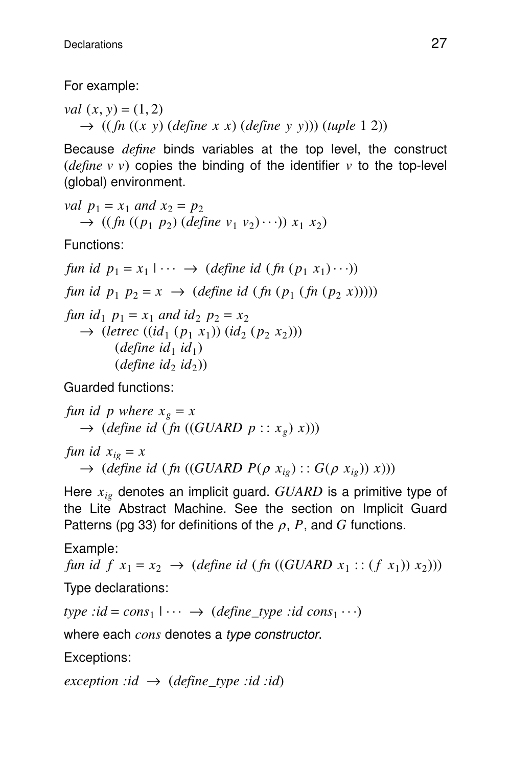For example:

$val\ (x, y) = (1, 2)$
$\quad \rightarrow\ ((fn\ ((x\ y)\ (define\ x\ x)\ (define\ y\ y)))\ (tuple\ 1\ 2))$

Because *define* binds variables at the top level, the construct $(define\ v\ v)$ copies the binding of the identifier $v$ to the top-level (global) environment.

$val\ p_1 = x_1\ and\ x_2 = p_2$
$\quad \rightarrow\ ((fn\ ((p_1\ p_2)\ (define\ v_1\ v_2) \cdots))\ x_1\ x_2)$

Functions:

$fun\ id\ p_1 = x_1 \mid \cdots\ \rightarrow\ (define\ id\ (fn\ (p_1\ x_1) \cdots))$

$fun\ id\ p_1\ p_2 = x\ \rightarrow\ (define\ id\ (fn\ (p_1\ (fn\ (p_2\ x)))))$

$fun\ id_1\ p_1 = x_1\ and\ id_2\ p_2 = x_2$
$\quad \rightarrow\ (letrec\ ((id_1\ (p_1\ x_1))\ (id_2\ (p_2\ x_2)))$
$\quad\quad (define\ id_1\ id_1)$
$\quad\quad (define\ id_2\ id_2))$

Guarded functions:

$fun\ id\ p\ where\ x_g = x$
$\quad \rightarrow\ (define\ id\ (fn\ ((GUARD\ p :: x_g)\ x)))$

$fun\ id\ x_{ig} = x$
$\quad \rightarrow\ (define\ id\ (fn\ ((GUARD\ P(\rho\ x_{ig}) :: G(\rho\ x_{ig}))\ x)))$

Here $x_{ig}$ denotes an implicit guard. $GUARD$ is a primitive type of the Lite Abstract Machine. See the section on Implicit Guard Patterns (pg 33) for definitions of the $\rho$, $P$, and $G$ functions.

Example:
$fun\ id\ f\ x_1 = x_2\ \rightarrow\ (define\ id\ (fn\ ((GUARD\ x_1 :: (f\ x_1))\ x_2)))$

Type declarations:

$type\ {:}id = cons_1 \mid \cdots\ \rightarrow\ (define\_type\ {:}id\ cons_1 \cdots)$

where each $cons$ denotes a *type constructor*.

Exceptions:

$exception\ {:}id\ \rightarrow\ (define\_type\ {:}id\ {:}id)$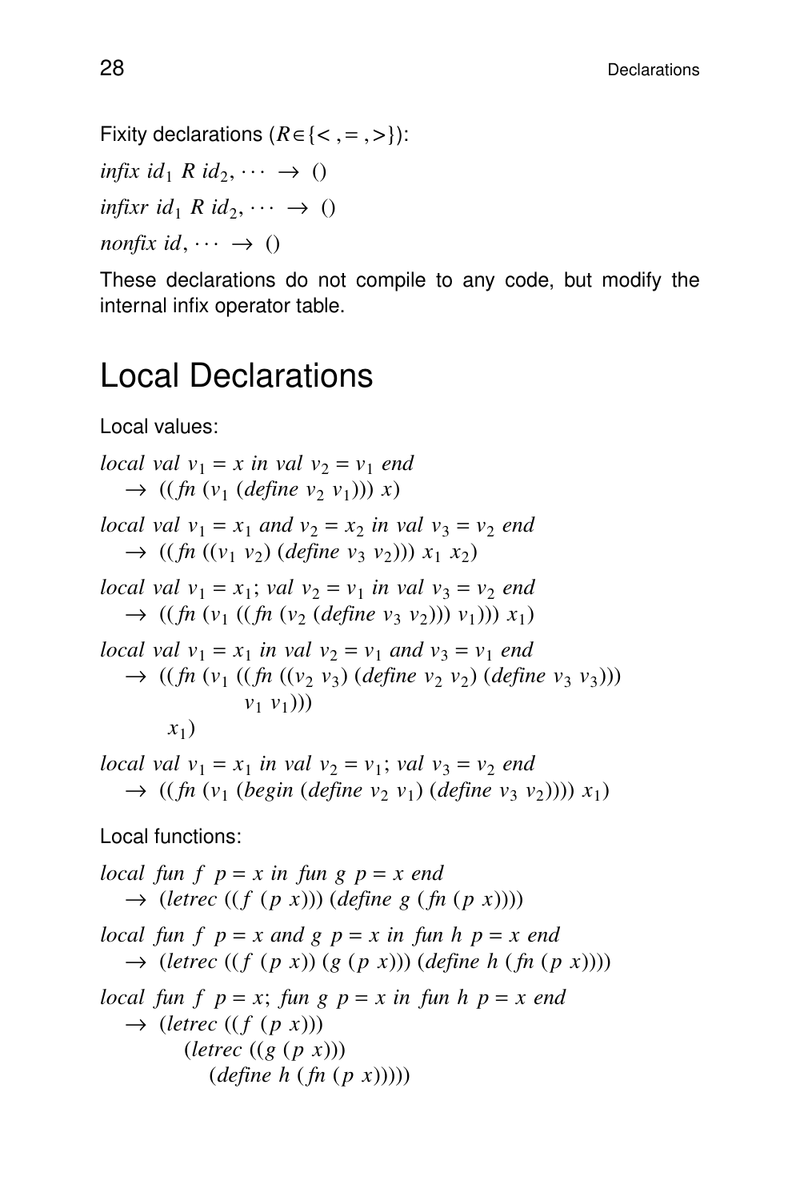Fixity declarations ($R \in \{<, =, >\}$):

$infix\ id_1\ R\ id_2, \cdots \rightarrow ()$

$infixr\ id_1\ R\ id_2, \cdots \rightarrow ()$

$nonfix\ id, \cdots \rightarrow ()$

These declarations do not compile to any code, but modify the internal infix operator table.

# Local Declarations

Local values:

$local\ val\ v_1 = x\ in\ val\ v_2 = v_1\ end$
$\quad \rightarrow\ ((fn\ (v_1\ (define\ v_2\ v_1)))\ x)$

$local\ val\ v_1 = x_1\ and\ v_2 = x_2\ in\ val\ v_3 = v_2\ end$
$\quad \rightarrow\ ((fn\ ((v_1\ v_2)\ (define\ v_3\ v_2)))\ x_1\ x_2)$

$local\ val\ v_1 = x_1;\ val\ v_2 = v_1\ in\ val\ v_3 = v_2\ end$
$\quad \rightarrow\ ((fn\ (v_1\ ((fn\ (v_2\ (define\ v_3\ v_2)))\ v_1)))\ x_1)$

$local\ val\ v_1 = x_1\ in\ val\ v_2 = v_1\ and\ v_3 = v_1\ end$
$\quad \rightarrow\ ((fn\ (v_1\ ((fn\ ((v_2\ v_3)\ (define\ v_2\ v_2)\ (define\ v_3\ v_3)))$
$\qquad\qquad v_1\ v_1)))$
$\qquad x_1)$

$local\ val\ v_1 = x_1\ in\ val\ v_2 = v_1;\ val\ v_3 = v_2\ end$
$\quad \rightarrow\ ((fn\ (v_1\ (begin\ (define\ v_2\ v_1)\ (define\ v_3\ v_2))))\ x_1)$

Local functions:

$local\ fun\ f\ p = x\ in\ fun\ g\ p = x\ end$
$\quad \rightarrow\ (letrec\ ((f\ (p\ x)))\ (define\ g\ (fn\ (p\ x))))$

$local\ fun\ f\ p = x\ and\ g\ p = x\ in\ fun\ h\ p = x\ end$
$\quad \rightarrow\ (letrec\ ((f\ (p\ x))\ (g\ (p\ x)))\ (define\ h\ (fn\ (p\ x))))$

$local\ fun\ f\ p = x;\ fun\ g\ p = x\ in\ fun\ h\ p = x\ end$
$\quad \rightarrow\ (letrec\ ((f\ (p\ x)))$
$\qquad (letrec\ ((g\ (p\ x)))$
$\qquad\quad (define\ h\ (fn\ (p\ x)))))$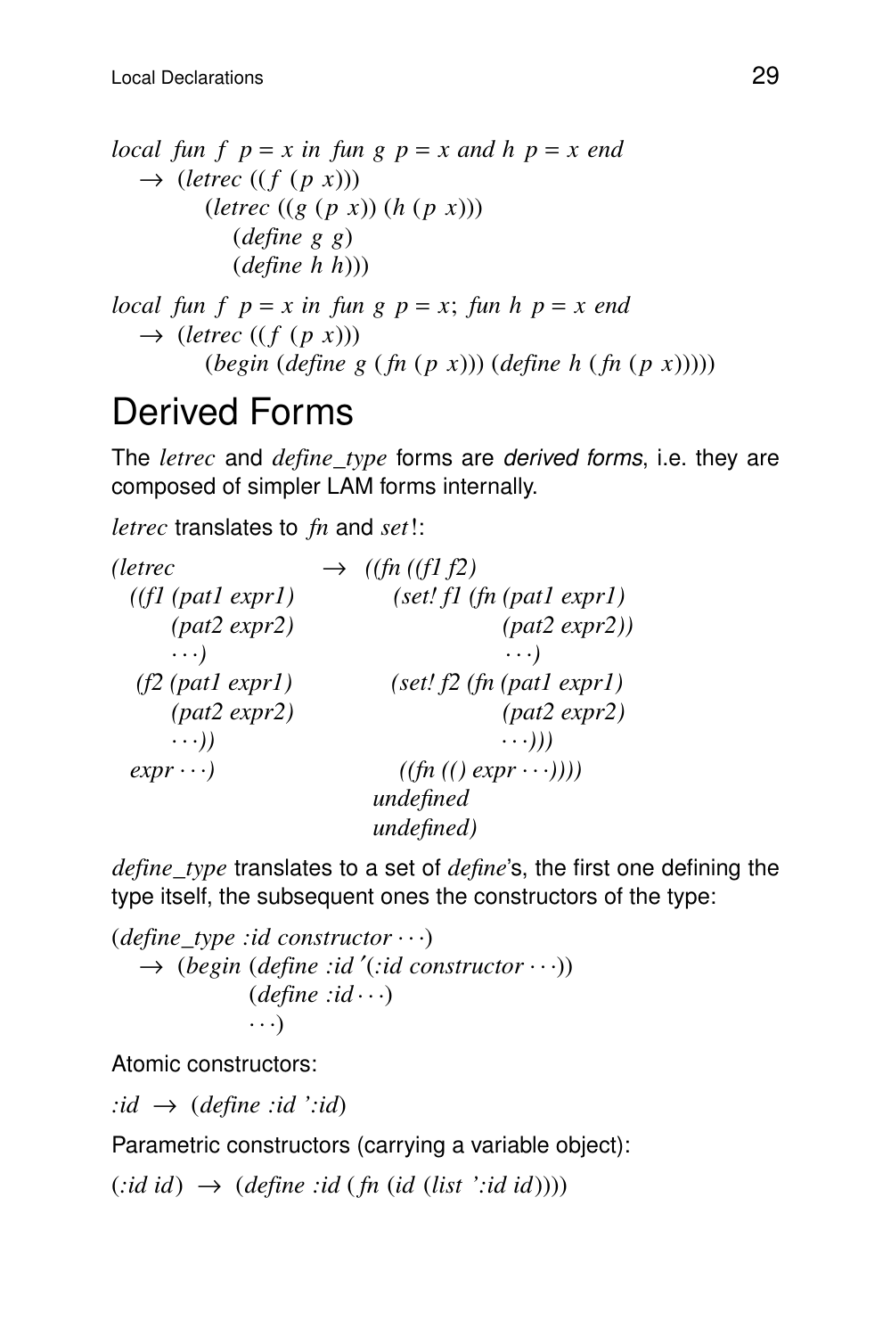*local fun f p = x in fun g p = x and h p = x end*
  → (*letrec* ((*f* (*p x*)))
      (*letrec* ((*g* (*p x*)) (*h* (*p x*)))
        (*define g g*)
        (*define h h*)))

*local fun f p = x in fun g p = x*; *fun h p = x end*
  → (*letrec* ((*f* (*p x*)))
      (*begin* (*define g* (*fn* (*p x*))) (*define h* (*fn* (*p x*)))))

# Derived Forms

The *letrec* and *define_type* forms are *derived forms*, i.e. they are composed of simpler LAM forms internally.

*letrec* translates to *fn* and *set*!:

```
(letrec                →  ((fn ((f1 f2)
  ((f1 (pat1 expr1)          (set! f1 (fn (pat1 expr1)
       (pat2 expr2)                       (pat2 expr2))
       ···)                               ···)
   (f2 (pat1 expr1)          (set! f2 (fn (pat1 expr1)
       (pat2 expr2)                       (pat2 expr2)
       ···))                              ···)))
  expr ···)                  ((fn (() expr ···))))
                           undefined
                           undefined)
```

*define_type* translates to a set of *define*'s, the first one defining the type itself, the subsequent ones the constructors of the type:

(*define_type :id constructor* ···)
  → (*begin* (*define :id* ′(*:id constructor* ···))
        (*define :id* ···)
        ···)

Atomic constructors:

*:id* → (*define :id ':id*)

Parametric constructors (carrying a variable object):

(*:id id*) → (*define :id* (*fn* (*id* (*list ':id id*))))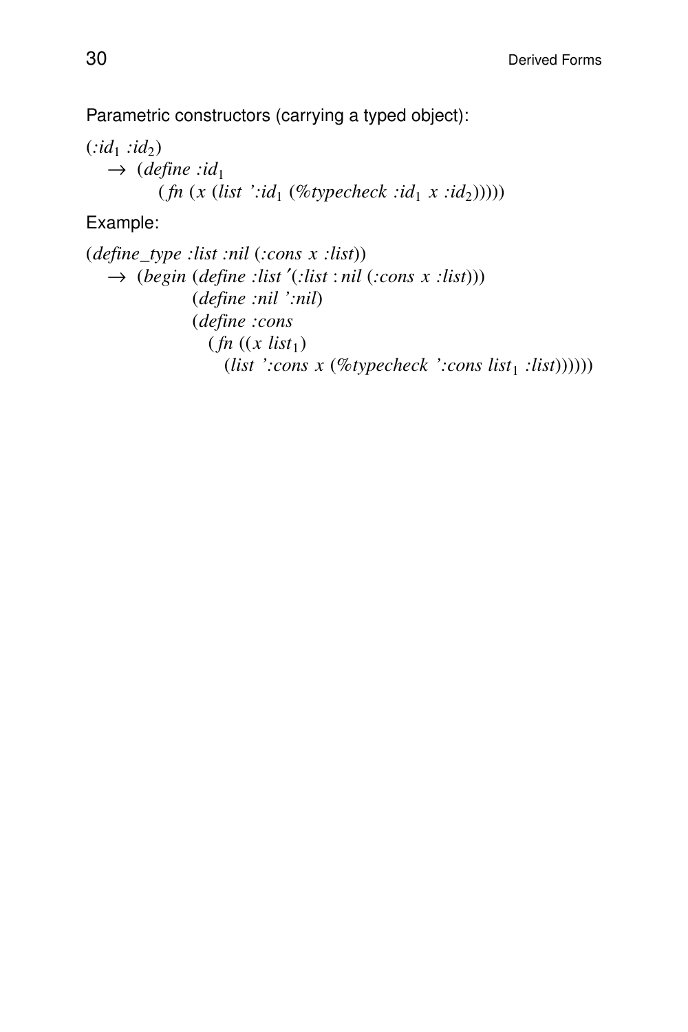Parametric constructors (carrying a typed object):

```
(:id₁ :id₂)
   → (define :id₁
         (fn (x (list ':id₁ (%typecheck :id₁ x :id₂)))))
```

Example:

```
(define_type :list :nil (:cons x :list))
   → (begin (define :list′(:list :nil (:cons x :list)))
            (define :nil ':nil)
            (define :cons
               (fn ((x list₁)
                  (list ':cons x (%typecheck ':cons list₁ :list))))))
```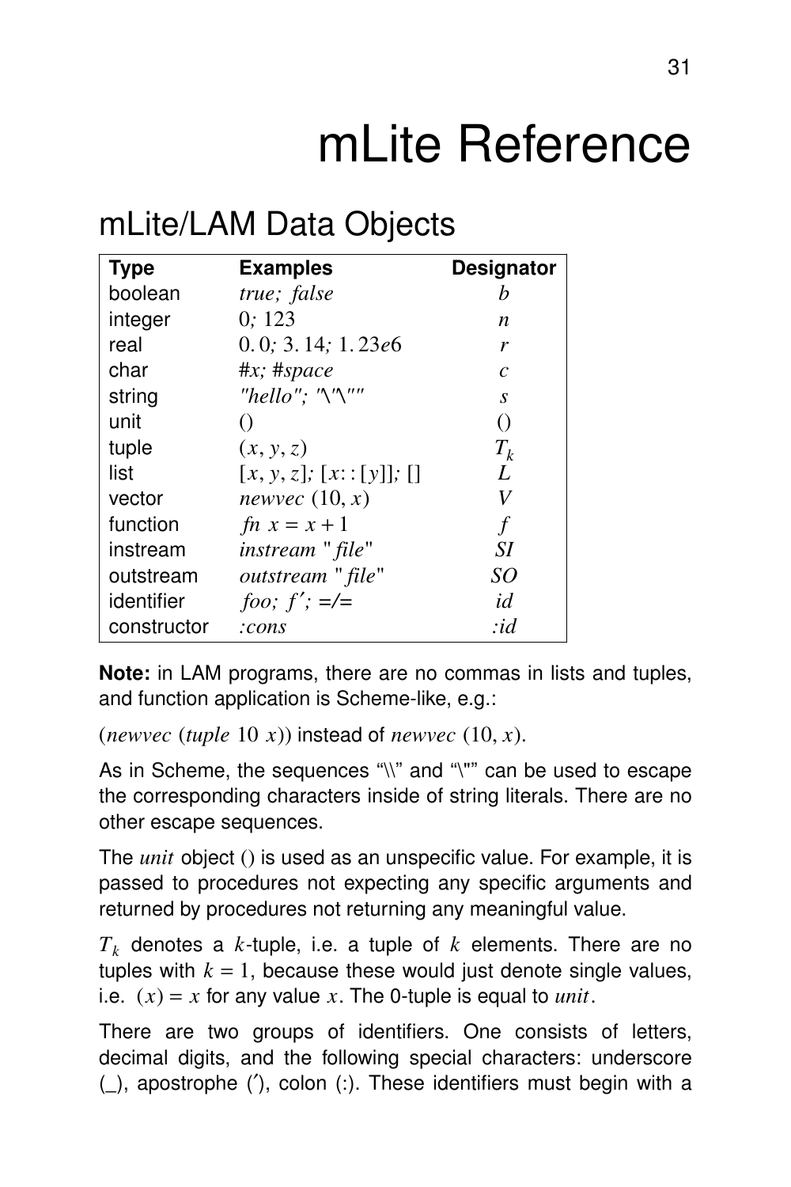# mLite Reference

## mLite/LAM Data Objects

| Type | Examples | Designator |
| --- | --- | --- |
| boolean | *true; false* | *b* |
| integer | 0; 123 | *n* |
| real | 0.0; 3.14; 1.23e6 | *r* |
| char | *#x; #space* | *c* |
| string | *"hello"; "\\"\""* | *s* |
| unit | () | () |
| tuple | $(x, y, z)$ | $T_k$ |
| list | $[x, y, z]$; $[x::[y]]$; [] | *L* |
| vector | *newvec* $(10, x)$ | *V* |
| function | *fn* $x = x + 1$ | *f* |
| instream | *instream "file"* | *SI* |
| outstream | *outstream "file"* | *SO* |
| identifier | *foo; f′; =/=* | *id* |
| constructor | *:cons* | *:id* |

**Note:** in LAM programs, there are no commas in lists and tuples, and function application is Scheme-like, e.g.:

(*newvec* (*tuple* 10 *x*)) instead of *newvec* $(10, x)$.

As in Scheme, the sequences "\\" and "\"" can be used to escape the corresponding characters inside of string literals. There are no other escape sequences.

The *unit* object () is used as an unspecific value. For example, it is passed to procedures not expecting any specific arguments and returned by procedures not returning any meaningful value.

$T_k$ denotes a $k$-tuple, i.e. a tuple of $k$ elements. There are no tuples with $k = 1$, because these would just denote single values, i.e. $(x) = x$ for any value $x$. The 0-tuple is equal to *unit*.

There are two groups of identifiers. One consists of letters, decimal digits, and the following special characters: underscore (_), apostrophe (′), colon (:). These identifiers must begin with a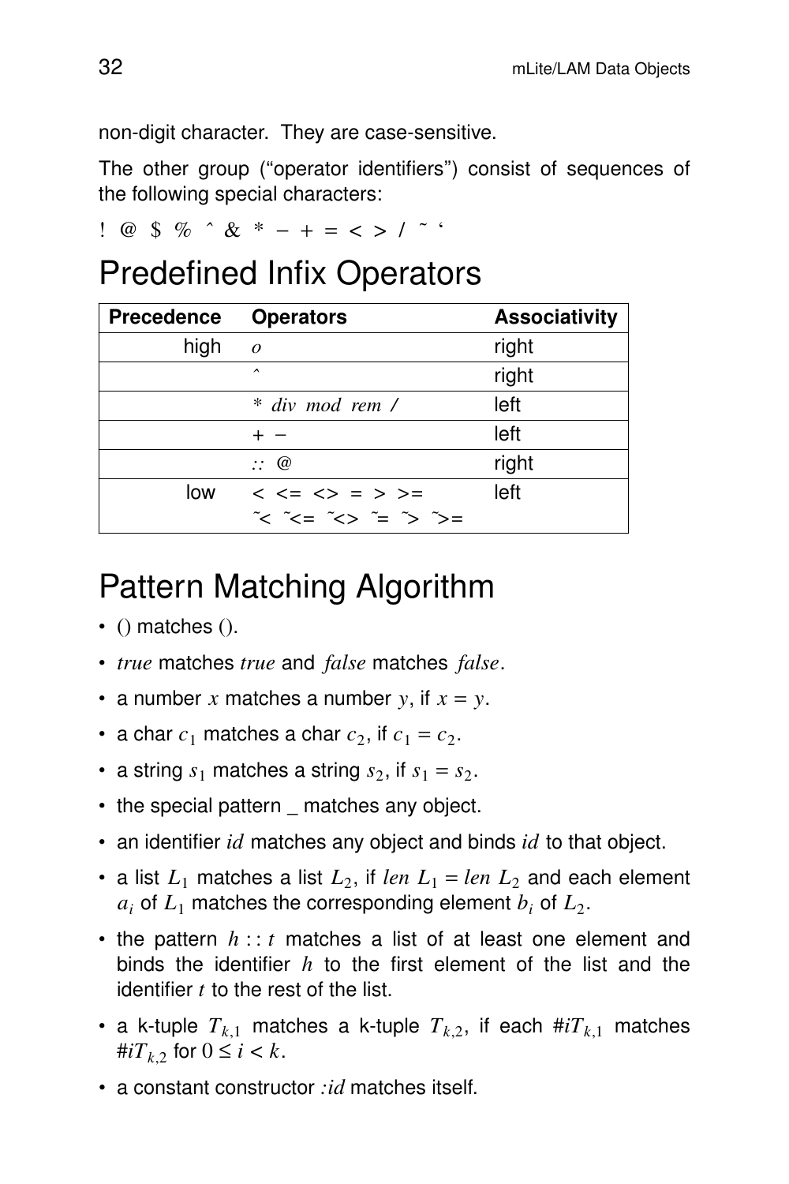non-digit character. They are case-sensitive.

The other group ("operator identifiers") consist of sequences of the following special characters:

! @ $ % ^ & * − + = < > / ~ ‘

# Predefined Infix Operators

| Precedence | Operators | Associativity |
|---|---|---|
| high | *o* | right |
| | ^ | right |
| | * *div* *mod* *rem* / | left |
| | + − | left |
| | :: @ | right |
| low | < <= <> = > >= ~< ~<= ~<> ~= ~> ~>= | left |

# Pattern Matching Algorithm

- () matches ().
- *true* matches *true* and *false* matches *false*.
- a number $x$ matches a number $y$, if $x = y$.
- a char $c_1$ matches a char $c_2$, if $c_1 = c_2$.
- a string $s_1$ matches a string $s_2$, if $s_1 = s_2$.
- the special pattern _ matches any object.
- an identifier *id* matches any object and binds *id* to that object.
- a list $L_1$ matches a list $L_2$, if $len\ L_1 = len\ L_2$ and each element $a_i$ of $L_1$ matches the corresponding element $b_i$ of $L_2$.
- the pattern $h :: t$ matches a list of at least one element and binds the identifier $h$ to the first element of the list and the identifier $t$ to the rest of the list.
- a k-tuple $T_{k,1}$ matches a k-tuple $T_{k,2}$, if each $\#iT_{k,1}$ matches $\#iT_{k,2}$ for $0 \le i < k$.
- a constant constructor *:id* matches itself.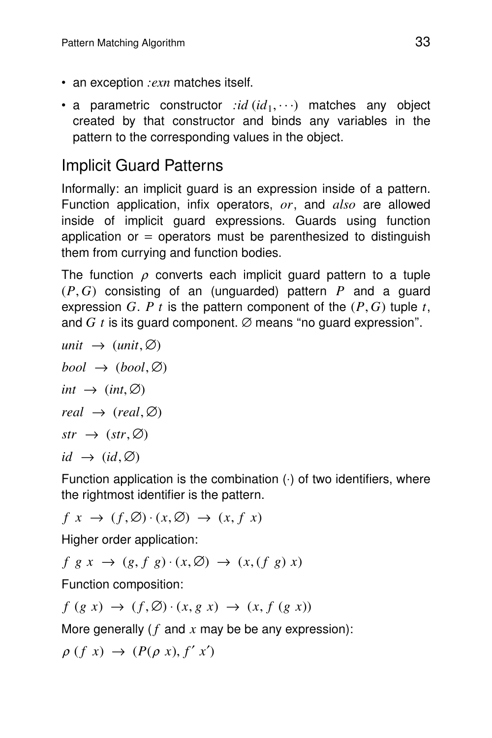- an exception *:exn* matches itself.
- a parametric constructor $:id\,(id_1, \cdots)$ matches any object created by that constructor and binds any variables in the pattern to the corresponding values in the object.

## Implicit Guard Patterns

Informally: an implicit guard is an expression inside of a pattern. Function application, infix operators, *or*, and *also* are allowed inside of implicit guard expressions. Guards using function application or = operators must be parenthesized to distinguish them from currying and function bodies.

The function $\rho$ converts each implicit guard pattern to a tuple $(P, G)$ consisting of an (unguarded) pattern $P$ and a guard expression $G$. $P\ t$ is the pattern component of the $(P, G)$ tuple $t$, and $G\ t$ is its guard component. $\varnothing$ means "no guard expression".

$unit \ \rightarrow \ (unit, \varnothing)$

$bool \ \rightarrow \ (bool, \varnothing)$

$int \ \rightarrow \ (int, \varnothing)$

$real \ \rightarrow \ (real, \varnothing)$

$str \ \rightarrow \ (str, \varnothing)$

$id \ \rightarrow \ (id, \varnothing)$

Function application is the combination $(\cdot)$ of two identifiers, where the rightmost identifier is the pattern.

$f\ x \ \rightarrow \ (f, \varnothing) \cdot (x, \varnothing) \ \rightarrow \ (x, f\ x)$

Higher order application:

$f\ g\ x \ \rightarrow \ (g, f\ g) \cdot (x, \varnothing) \ \rightarrow \ (x, (f\ g)\ x)$

Function composition:

$f\ (g\ x) \ \rightarrow \ (f, \varnothing) \cdot (x, g\ x) \ \rightarrow \ (x, f\ (g\ x))$

More generally ($f$ and $x$ may be be any expression):

$\rho\ (f\ x) \ \rightarrow \ (P(\rho\ x), f'\ x')$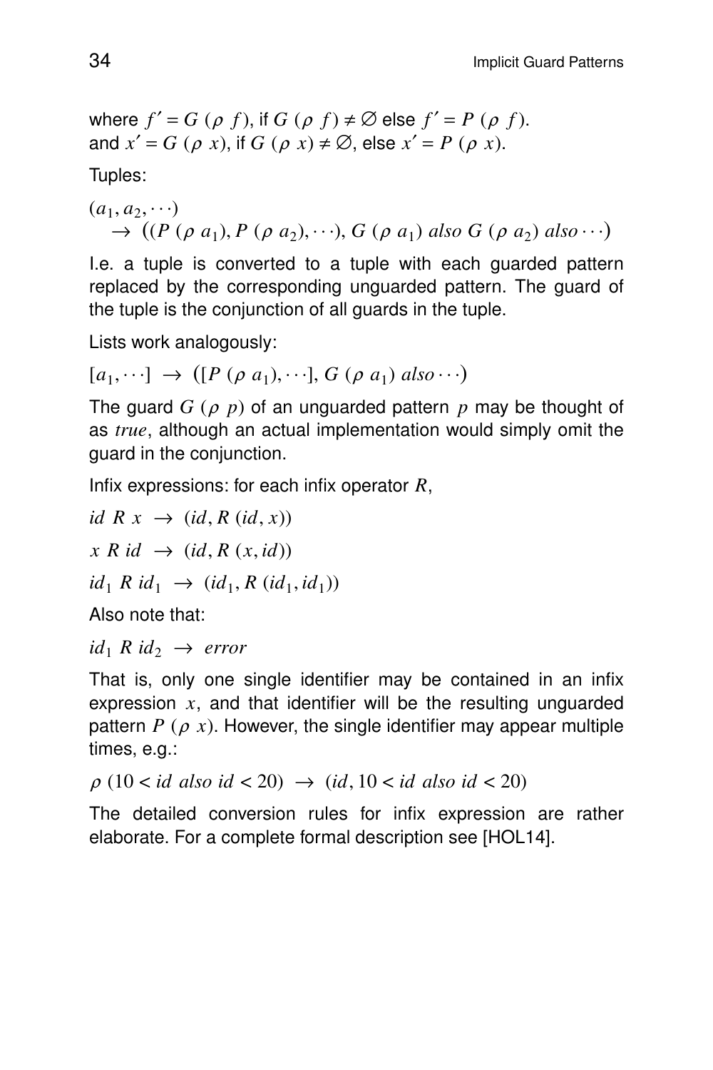where $f' = G\ (\rho\ f)$, if $G\ (\rho\ f) \neq \varnothing$ else $f' = P\ (\rho\ f)$.
and $x' = G\ (\rho\ x)$, if $G\ (\rho\ x) \neq \varnothing$, else $x' = P\ (\rho\ x)$.

Tuples:

$$(a_1, a_2, \cdots) \\ \quad \rightarrow \big((P\ (\rho\ a_1), P\ (\rho\ a_2), \cdots), G\ (\rho\ a_1)\ also\ G\ (\rho\ a_2)\ also \cdots\big)$$

I.e. a tuple is converted to a tuple with each guarded pattern replaced by the corresponding unguarded pattern. The guard of the tuple is the conjunction of all guards in the tuple.

Lists work analogously:

$$[a_1, \cdots] \ \rightarrow \ \big([P\ (\rho\ a_1), \cdots], G\ (\rho\ a_1)\ also \cdots\big)$$

The guard $G\ (\rho\ p)$ of an unguarded pattern $p$ may be thought of as *true*, although an actual implementation would simply omit the guard in the conjunction.

Infix expressions: for each infix operator $R$,

$$id\ R\ x \ \rightarrow \ (id, R\ (id, x))$$

$$x\ R\ id \ \rightarrow \ (id, R\ (x, id))$$

$$id_1\ R\ id_1 \ \rightarrow \ (id_1, R\ (id_1, id_1))$$

Also note that:

$$id_1\ R\ id_2 \ \rightarrow \ error$$

That is, only one single identifier may be contained in an infix expression $x$, and that identifier will be the resulting unguarded pattern $P\ (\rho\ x)$. However, the single identifier may appear multiple times, e.g.:

$$\rho\ (10 < id\ also\ id < 20) \ \rightarrow \ (id, 10 < id\ also\ id < 20)$$

The detailed conversion rules for infix expression are rather elaborate. For a complete formal description see [HOL14].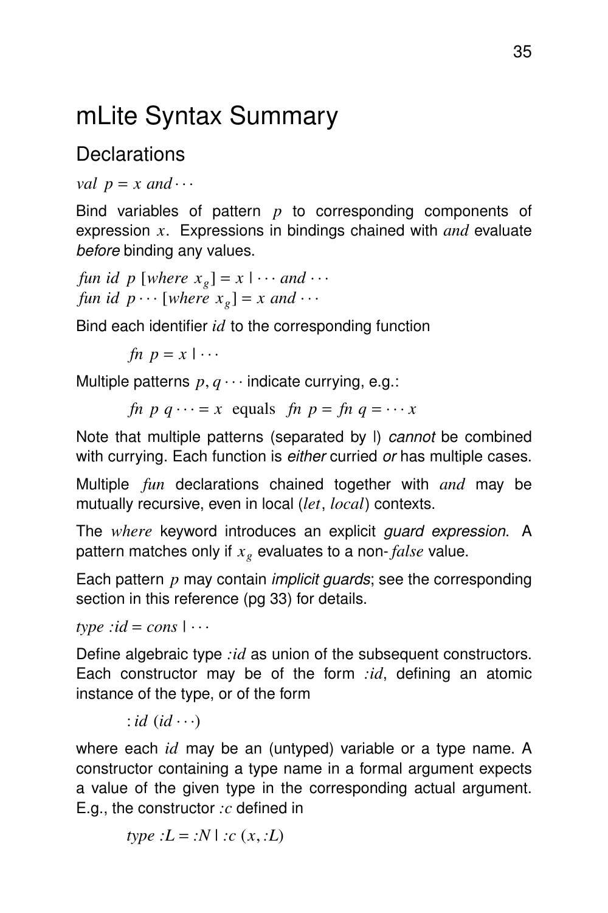# mLite Syntax Summary

## Declarations

$val\ \ p = x\ and \cdots$

Bind variables of pattern $p$ to corresponding components of expression $x$. Expressions in bindings chained with $and$ evaluate *before* binding any values.

$fun\ id\ \ p\ [where\ x_g] = x\ |\ \cdots\ and\ \cdots$
$fun\ id\ \ p \cdots [where\ x_g] = x\ and \cdots$

Bind each identifier $id$ to the corresponding function

$$fn\ \ p = x\ |\ \cdots$$

Multiple patterns $p, q \cdots$ indicate currying, e.g.:

$$fn\ \ p\ q \cdots = x \text{ equals } fn\ \ p = fn\ q = \cdots x$$

Note that multiple patterns (separated by |) *cannot* be combined with currying. Each function is *either* curried *or* has multiple cases.

Multiple $fun$ declarations chained together with $and$ may be mutually recursive, even in local ($let$, $local$) contexts.

The $where$ keyword introduces an explicit *guard expression*. A pattern matches only if $x_g$ evaluates to a non-$false$ value.

Each pattern $p$ may contain *implicit guards*; see the corresponding section in this reference (pg 33) for details.

$type\ :id = cons\ |\ \cdots$

Define algebraic type $:id$ as union of the subsequent constructors. Each constructor may be of the form $:id$, defining an atomic instance of the type, or of the form

$$:id\ (id \cdots)$$

where each $id$ may be an (untyped) variable or a type name. A constructor containing a type name in a formal argument expects a value of the given type in the corresponding actual argument. E.g., the constructor $:c$ defined in

$$type\ :L = :N\ |\ :c\ (x, :L)$$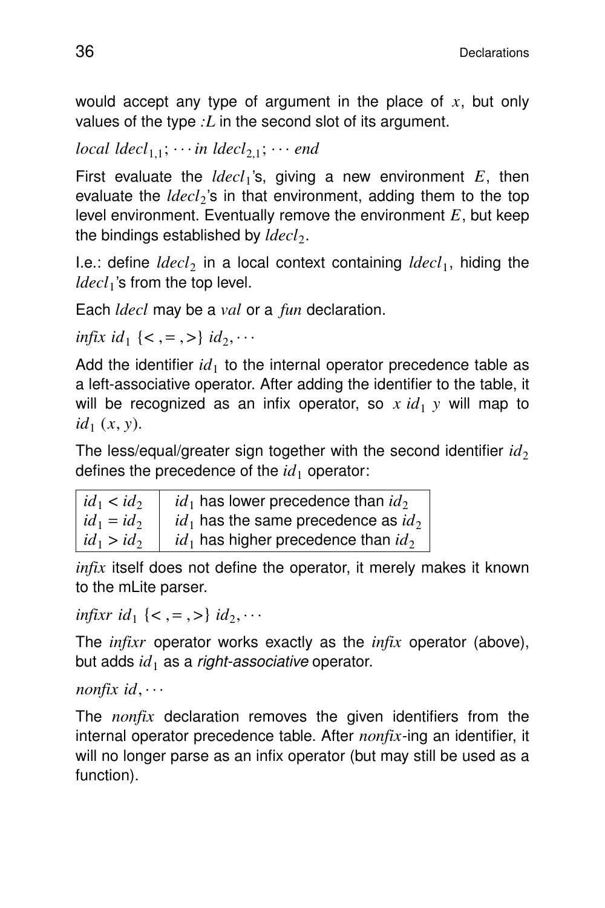would accept any type of argument in the place of $x$, but only values of the type $:L$ in the second slot of its argument.

$local\ ldecl_{1,1};\ \cdots in\ ldecl_{2,1};\ \cdots\ end$

First evaluate the $ldecl_1$'s, giving a new environment $E$, then evaluate the $ldecl_2$'s in that environment, adding them to the top level environment. Eventually remove the environment $E$, but keep the bindings established by $ldecl_2$.

I.e.: define $ldecl_2$ in a local context containing $ldecl_1$, hiding the $ldecl_1$'s from the top level.

Each *ldecl* may be a *val* or a *fun* declaration.

$infix\ id_1\ \{<, =, >\}\ id_2, \cdots$

Add the identifier $id_1$ to the internal operator precedence table as a left-associative operator. After adding the identifier to the table, it will be recognized as an infix operator, so $x\ id_1\ y$ will map to $id_1\ (x, y)$.

The less/equal/greater sign together with the second identifier $id_2$ defines the precedence of the $id_1$ operator:

| | |
|---|---|
| $id_1 < id_2$ | $id_1$ has lower precedence than $id_2$ |
| $id_1 = id_2$ | $id_1$ has the same precedence as $id_2$ |
| $id_1 > id_2$ | $id_1$ has higher precedence than $id_2$ |

*infix* itself does not define the operator, it merely makes it known to the mLite parser.

$infixr\ id_1\ \{<, =, >\}\ id_2, \cdots$

The *infixr* operator works exactly as the *infix* operator (above), but adds $id_1$ as a *right-associative* operator.

$nonfix\ id, \cdots$

The *nonfix* declaration removes the given identifiers from the internal operator precedence table. After *nonfix*-ing an identifier, it will no longer parse as an infix operator (but may still be used as a function).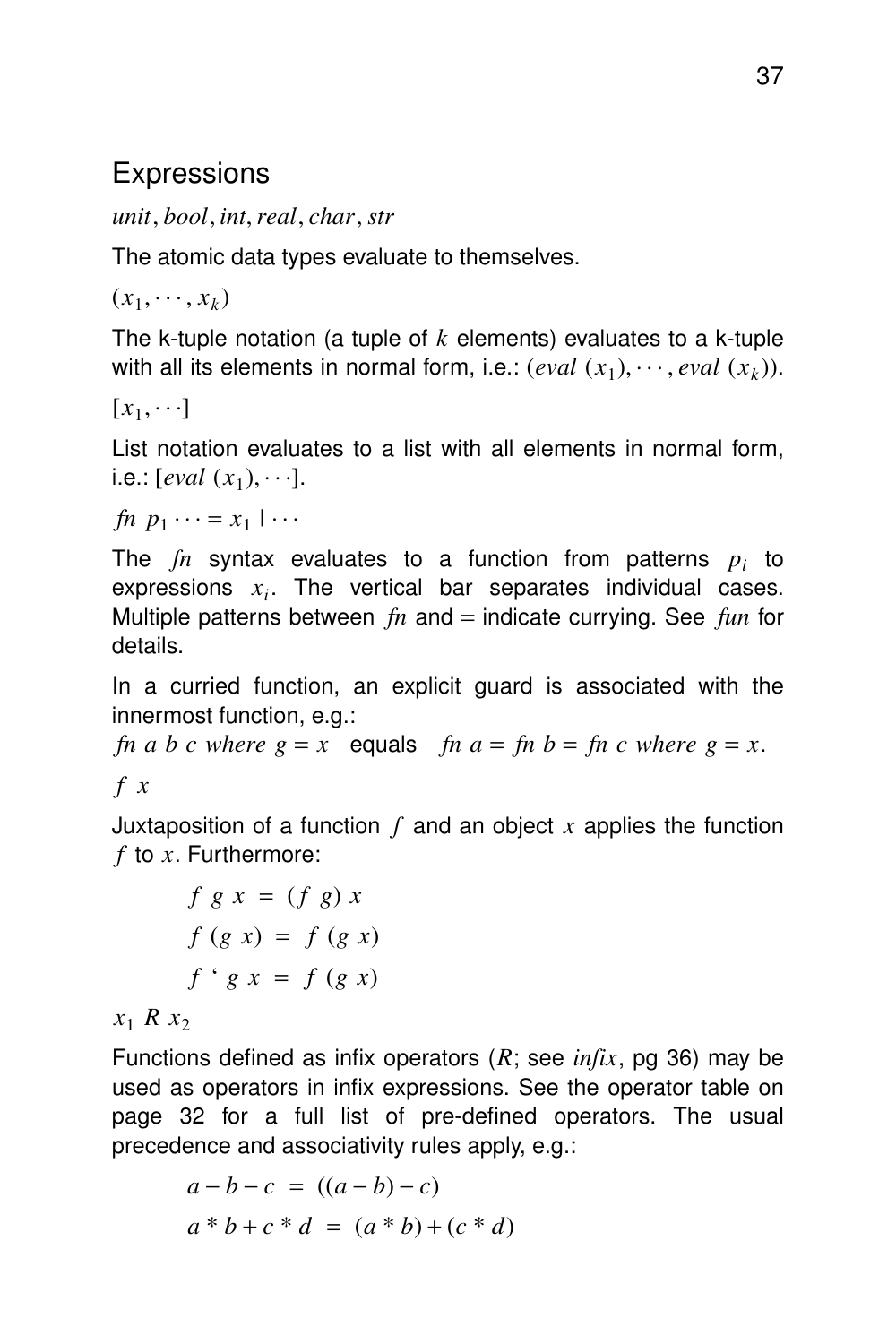## Expressions

*unit*, *bool*, *int*, *real*, *char*, *str*

The atomic data types evaluate to themselves.

$(x_1, \cdots, x_k)$

The k-tuple notation (a tuple of $k$ elements) evaluates to a k-tuple with all its elements in normal form, i.e.: $(eval\ (x_1), \cdots, eval\ (x_k))$.

$[x_1, \cdots]$

List notation evaluates to a list with all elements in normal form, i.e.: $[eval\ (x_1), \cdots]$.

$fn\ p_1 \cdots = x_1 \mid \cdots$

The *fn* syntax evaluates to a function from patterns $p_i$ to expressions $x_i$. The vertical bar separates individual cases. Multiple patterns between *fn* and = indicate currying. See *fun* for details.

In a curried function, an explicit guard is associated with the innermost function, e.g.:
$fn\ a\ b\ c\ where\ g = x$ equals $fn\ a = fn\ b = fn\ c\ where\ g = x$.

$f\ x$

Juxtaposition of a function $f$ and an object $x$ applies the function $f$ to $x$. Furthermore:

$$f\ g\ x\ =\ (f\ g)\ x$$

$$f\ (g\ x)\ =\ f\ (g\ x)$$

$$f\ `\ g\ x\ =\ f\ (g\ x)$$

$x_1\ R\ x_2$

Functions defined as infix operators ($R$; see *infix*, pg 36) may be used as operators in infix expressions. See the operator table on page 32 for a full list of pre-defined operators. The usual precedence and associativity rules apply, e.g.:

$$a - b - c\ =\ ((a - b) - c)$$

$$a * b + c * d\ =\ (a * b) + (c * d)$$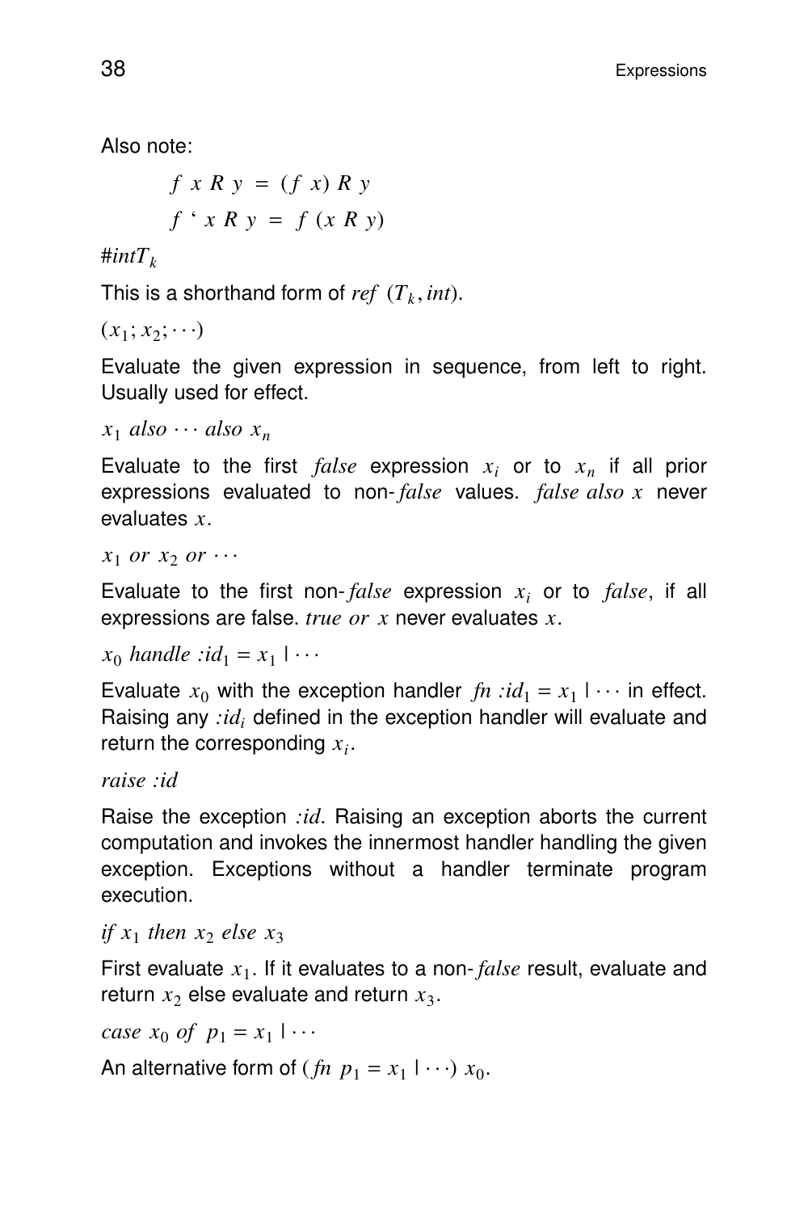Also note:

$$f\ x\ R\ y\ =\ (f\ x)\ R\ y$$

$$f\ \text{`}\ x\ R\ y\ =\ f\ (x\ R\ y)$$

*#int*$T_k$

This is a shorthand form of *ref* $(T_k, int)$.

$(x_1; x_2; \cdots)$

Evaluate the given expression in sequence, from left to right. Usually used for effect.

$x_1$ *also* $\cdots$ *also* $x_n$

Evaluate to the first *false* expression $x_i$ or to $x_n$ if all prior expressions evaluated to non-*false* values. *false also* $x$ never evaluates $x$.

$x_1$ *or* $x_2$ *or* $\cdots$

Evaluate to the first non-*false* expression $x_i$ or to *false*, if all expressions are false. *true or* $x$ never evaluates $x$.

$x_0$ *handle* $:id_1 = x_1 \mid \cdots$

Evaluate $x_0$ with the exception handler *fn* $:id_1 = x_1 \mid \cdots$ in effect. Raising any $:id_i$ defined in the exception handler will evaluate and return the corresponding $x_i$.

*raise :id*

Raise the exception *:id*. Raising an exception aborts the current computation and invokes the innermost handler handling the given exception. Exceptions without a handler terminate program execution.

*if* $x_1$ *then* $x_2$ *else* $x_3$

First evaluate $x_1$. If it evaluates to a non-*false* result, evaluate and return $x_2$ else evaluate and return $x_3$.

*case* $x_0$ *of* $p_1 = x_1 \mid \cdots$

An alternative form of $(fn\ p_1 = x_1 \mid \cdots)\ x_0$.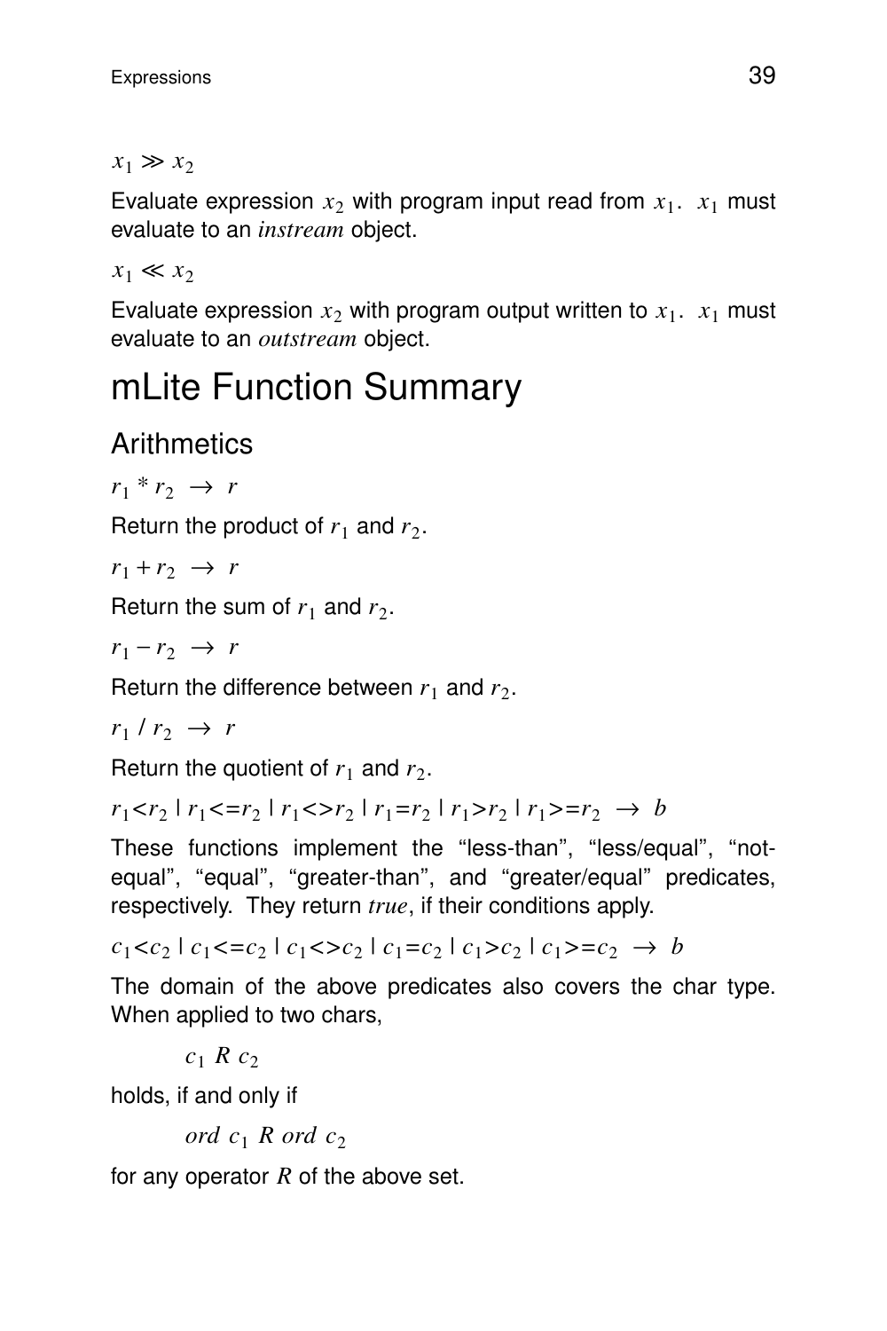$x_1 \gg x_2$

Evaluate expression $x_2$ with program input read from $x_1$. $x_1$ must evaluate to an *instream* object.

$x_1 \ll x_2$

Evaluate expression $x_2$ with program output written to $x_1$. $x_1$ must evaluate to an *outstream* object.

# mLite Function Summary

## Arithmetics

$r_1 * r_2 \ \rightarrow \ r$

Return the product of $r_1$ and $r_2$.

$r_1 + r_2 \ \rightarrow \ r$

Return the sum of $r_1$ and $r_2$.

$r_1 - r_2 \ \rightarrow \ r$

Return the difference between $r_1$ and $r_2$.

$r_1 \ / \ r_2 \ \rightarrow \ r$

Return the quotient of $r_1$ and $r_2$.

$r_1{<}r_2 \mid r_1{<=}r_2 \mid r_1{<>}r_2 \mid r_1{=}r_2 \mid r_1{>}r_2 \mid r_1{>=}r_2 \ \rightarrow \ b$

These functions implement the “less-than”, “less/equal”, “not-equal”, “equal”, “greater-than”, and “greater/equal” predicates, respectively. They return *true*, if their conditions apply.

$c_1{<}c_2 \mid c_1{<=}c_2 \mid c_1{<>}c_2 \mid c_1{=}c_2 \mid c_1{>}c_2 \mid c_1{>=}c_2 \ \rightarrow \ b$

The domain of the above predicates also covers the char type. When applied to two chars,

$$c_1 \ R \ c_2$$

holds, if and only if

$$ord \ c_1 \ R \ ord \ c_2$$

for any operator $R$ of the above set.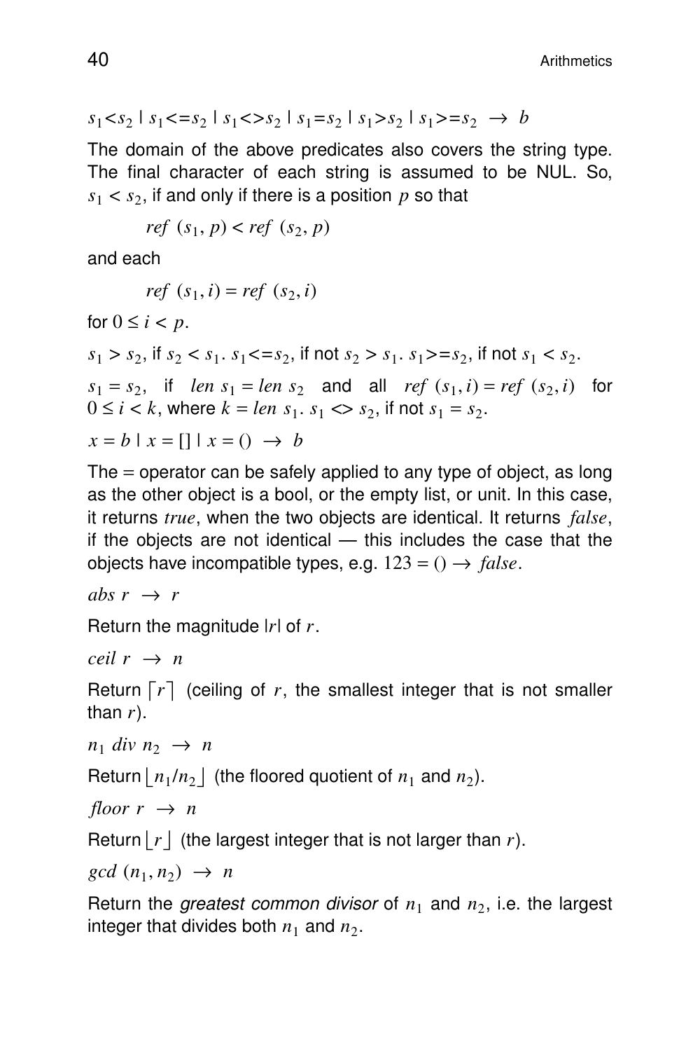$s_1$<$s_2$ | $s_1$<=$s_2$ | $s_1$<>$s_2$ | $s_1$=$s_2$ | $s_1$>$s_2$ | $s_1$>=$s_2$ $\rightarrow$ $b$

The domain of the above predicates also covers the string type. The final character of each string is assumed to be NUL. So, $s_1 < s_2$, if and only if there is a position $p$ so that

$$ref\ (s_1, p) < ref\ (s_2, p)$$

and each

$$ref\ (s_1, i) = ref\ (s_2, i)$$

for $0 \leq i < p$.

$s_1 > s_2$, if $s_2 < s_1$. $s_1$<=$s_2$, if not $s_2 > s_1$. $s_1$>=$s_2$, if not $s_1 < s_2$.

$s_1 = s_2$, if $len\ s_1 = len\ s_2$ and all $ref\ (s_1, i) = ref\ (s_2, i)$ for $0 \leq i < k$, where $k = len\ s_1$. $s_1 <> s_2$, if not $s_1 = s_2$.

$x = b$ | $x = []$ | $x = ()$ $\rightarrow$ $b$

The = operator can be safely applied to any type of object, as long as the other object is a bool, or the empty list, or unit. In this case, it returns *true*, when the two objects are identical. It returns *false*, if the objects are not identical — this includes the case that the objects have incompatible types, e.g. $123 = () \rightarrow false$.

*abs* $r$ $\rightarrow$ $r$

Return the magnitude $|r|$ of $r$.

*ceil* $r$ $\rightarrow$ $n$

Return $\lceil r \rceil$ (ceiling of $r$, the smallest integer that is not smaller than $r$).

$n_1$ *div* $n_2$ $\rightarrow$ $n$

Return $\lfloor n_1/n_2 \rfloor$ (the floored quotient of $n_1$ and $n_2$).

*floor* $r$ $\rightarrow$ $n$

Return $\lfloor r \rfloor$ (the largest integer that is not larger than $r$).

*gcd* $(n_1, n_2)$ $\rightarrow$ $n$

Return the *greatest common divisor* of $n_1$ and $n_2$, i.e. the largest integer that divides both $n_1$ and $n_2$.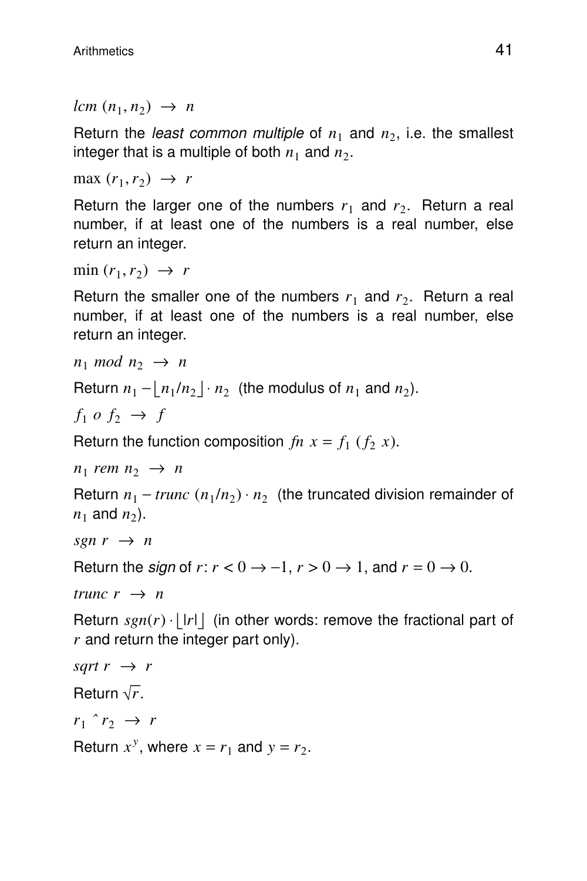$lcm\ (n_1, n_2)\ \rightarrow\ n$

Return the *least common multiple* of $n_1$ and $n_2$, i.e. the smallest integer that is a multiple of both $n_1$ and $n_2$.

$\max\ (r_1, r_2)\ \rightarrow\ r$

Return the larger one of the numbers $r_1$ and $r_2$. Return a real number, if at least one of the numbers is a real number, else return an integer.

$\min\ (r_1, r_2)\ \rightarrow\ r$

Return the smaller one of the numbers $r_1$ and $r_2$. Return a real number, if at least one of the numbers is a real number, else return an integer.

$n_1\ mod\ n_2\ \rightarrow\ n$

Return $n_1 - \lfloor n_1/n_2 \rfloor \cdot n_2$ (the modulus of $n_1$ and $n_2$).

$f_1\ o\ f_2\ \rightarrow\ f$

Return the function composition $fn\ x = f_1\ (f_2\ x)$.

$n_1\ rem\ n_2\ \rightarrow\ n$

Return $n_1 - trunc\ (n_1/n_2) \cdot n_2$ (the truncated division remainder of $n_1$ and $n_2$).

$sgn\ r\ \rightarrow\ n$

Return the *sign* of $r$: $r < 0 \rightarrow -1$, $r > 0 \rightarrow 1$, and $r = 0 \rightarrow 0$.

$trunc\ r\ \rightarrow\ n$

Return $sgn(r) \cdot \lfloor |r| \rfloor$ (in other words: remove the fractional part of $r$ and return the integer part only).

$sqrt\ r\ \rightarrow\ r$

Return $\sqrt{r}$.

$r_1\ \hat{}\ r_2\ \rightarrow\ r$

Return $x^y$, where $x = r_1$ and $y = r_2$.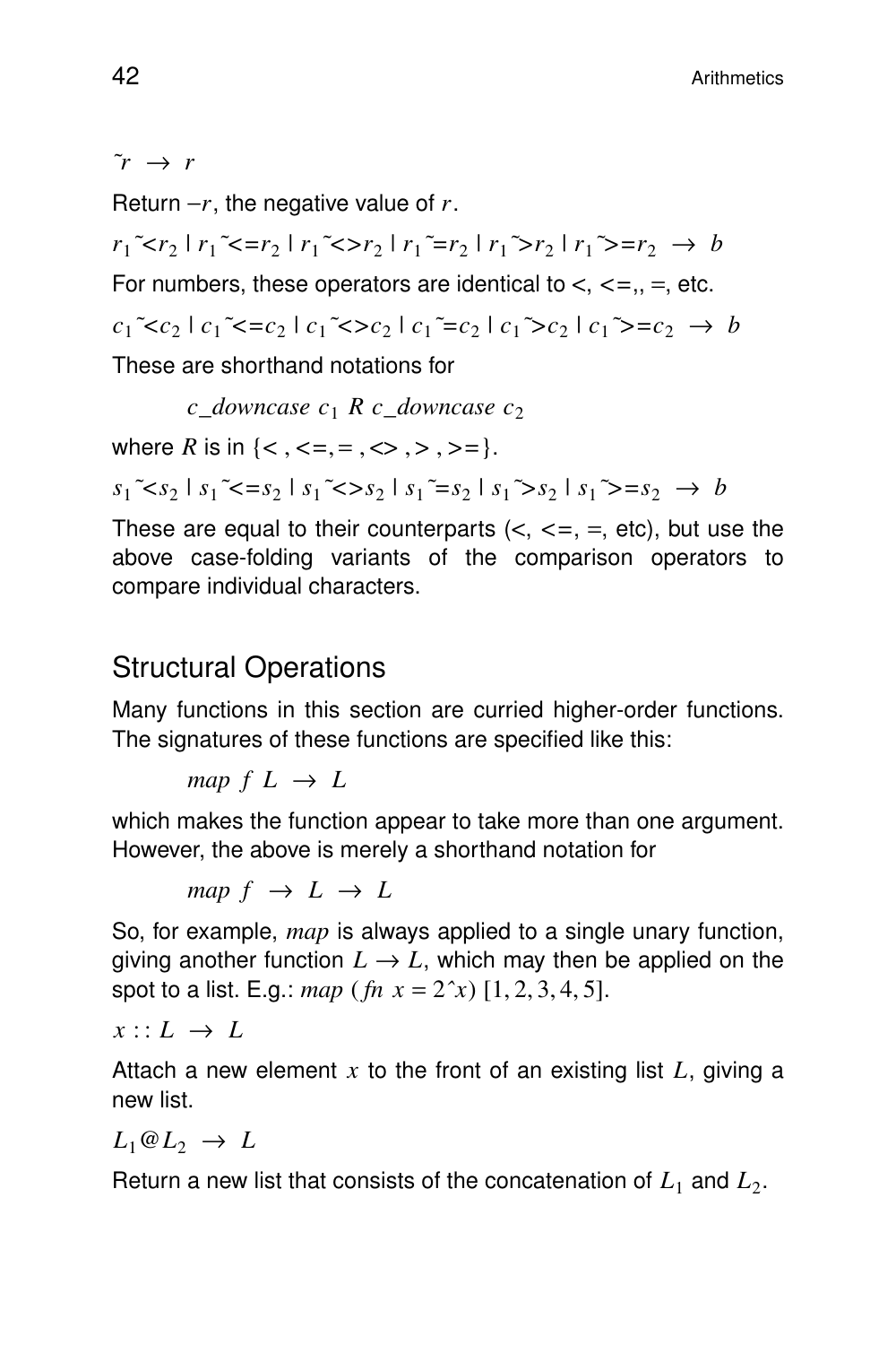$\tilde{}r \ \rightarrow \ r$

Return $-r$, the negative value of $r$.

$r_1$ ~< $r_2$ | $r_1$ ~<= $r_2$ | $r_1$ ~<> $r_2$ | $r_1$ ~= $r_2$ | $r_1$ ~> $r_2$ | $r_1$ ~>= $r_2$ $\rightarrow \ b$

For numbers, these operators are identical to <, <=,, =, etc.

$c_1$ ~< $c_2$ | $c_1$ ~<= $c_2$ | $c_1$ ~<> $c_2$ | $c_1$ ~= $c_2$ | $c_1$ ~> $c_2$ | $c_1$ ~>= $c_2$ $\rightarrow \ b$

These are shorthand notations for

> *c_downcase* $c_1$ $R$ *c_downcase* $c_2$

where $R$ is in {< , <=, = , <> , > , >=}.

$s_1$ ~< $s_2$ | $s_1$ ~<= $s_2$ | $s_1$ ~<> $s_2$ | $s_1$ ~= $s_2$ | $s_1$ ~> $s_2$ | $s_1$ ~>= $s_2$ $\rightarrow \ b$

These are equal to their counterparts (<, <=, =, etc), but use the above case-folding variants of the comparison operators to compare individual characters.

## Structural Operations

Many functions in this section are curried higher-order functions. The signatures of these functions are specified like this:

> *map* $f \ L \ \rightarrow \ L$

which makes the function appear to take more than one argument. However, the above is merely a shorthand notation for

> *map* $f \ \rightarrow \ L \ \rightarrow \ L$

So, for example, *map* is always applied to a single unary function, giving another function $L \rightarrow L$, which may then be applied on the spot to a list. E.g.: *map* (*fn* $x = 2\hat{}x$) [1, 2, 3, 4, 5].

$x :: L \ \rightarrow \ L$

Attach a new element $x$ to the front of an existing list $L$, giving a new list.

$L_1 @ L_2 \ \rightarrow \ L$

Return a new list that consists of the concatenation of $L_1$ and $L_2$.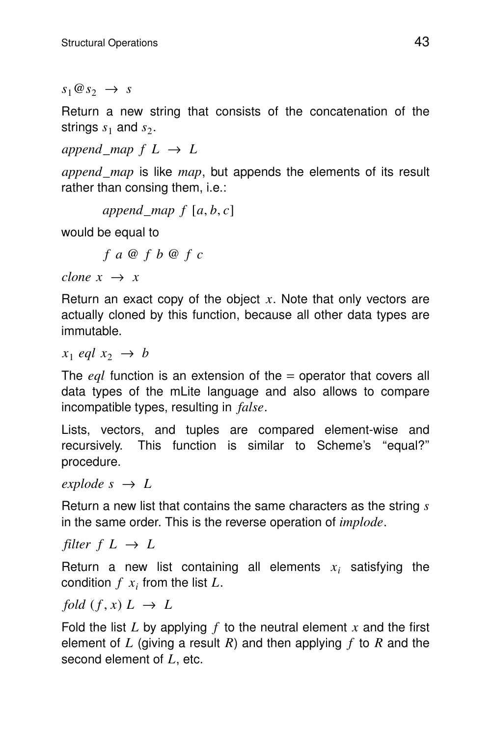$s_1 @ s_2 \rightarrow s$

Return a new string that consists of the concatenation of the strings $s_1$ and $s_2$.

$append\_map\ f\ L \rightarrow L$

*append_map* is like *map*, but appends the elements of its result rather than consing them, i.e.:

$$append\_map\ f\ [a, b, c]$$

would be equal to

$$f\ a\ @\ f\ b\ @\ f\ c$$

$clone\ x \rightarrow x$

Return an exact copy of the object $x$. Note that only vectors are actually cloned by this function, because all other data types are immutable.

$x_1\ eql\ x_2 \rightarrow b$

The *eql* function is an extension of the = operator that covers all data types of the mLite language and also allows to compare incompatible types, resulting in *false*.

Lists, vectors, and tuples are compared element-wise and recursively. This function is similar to Scheme's “equal?” procedure.

$explode\ s \rightarrow L$

Return a new list that contains the same characters as the string $s$ in the same order. This is the reverse operation of *implode*.

$filter\ f\ L \rightarrow L$

Return a new list containing all elements $x_i$ satisfying the condition $f\ x_i$ from the list $L$.

$fold\ (f, x)\ L \rightarrow L$

Fold the list $L$ by applying $f$ to the neutral element $x$ and the first element of $L$ (giving a result $R$) and then applying $f$ to $R$ and the second element of $L$, etc.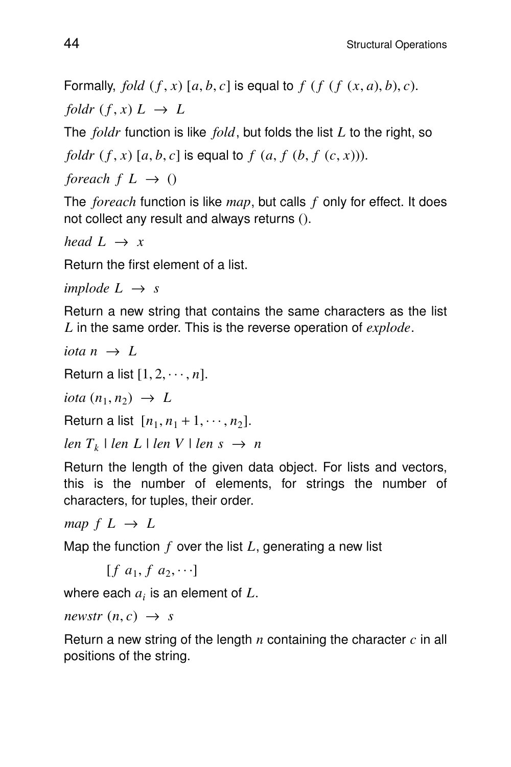Formally, $fold\ (f, x)\ [a, b, c]$ is equal to $f\ (f\ (f\ (x, a), b), c)$.

$foldr\ (f, x)\ L\ \rightarrow\ L$

The $foldr$ function is like $fold$, but folds the list $L$ to the right, so

$foldr\ (f, x)\ [a, b, c]$ is equal to $f\ (a, f\ (b, f\ (c, x)))$.

$foreach\ f\ L\ \rightarrow\ ()$

The $foreach$ function is like $map$, but calls $f$ only for effect. It does not collect any result and always returns ().

$head\ L\ \rightarrow\ x$

Return the first element of a list.

$implode\ L\ \rightarrow\ s$

Return a new string that contains the same characters as the list $L$ in the same order. This is the reverse operation of $explode$.

$iota\ n\ \rightarrow\ L$

Return a list $[1, 2, \cdots, n]$.

$iota\ (n_1, n_2)\ \rightarrow\ L$

Return a list $[n_1, n_1 + 1, \cdots, n_2]$.

$len\ T_k\ |\ len\ L\ |\ len\ V\ |\ len\ s\ \rightarrow\ n$

Return the length of the given data object. For lists and vectors, this is the number of elements, for strings the number of characters, for tuples, their order.

$map\ f\ L\ \rightarrow\ L$

Map the function $f$ over the list $L$, generating a new list

$$[f\ a_1, f\ a_2, \cdots]$$

where each $a_i$ is an element of $L$.

$newstr\ (n, c)\ \rightarrow\ s$

Return a new string of the length $n$ containing the character $c$ in all positions of the string.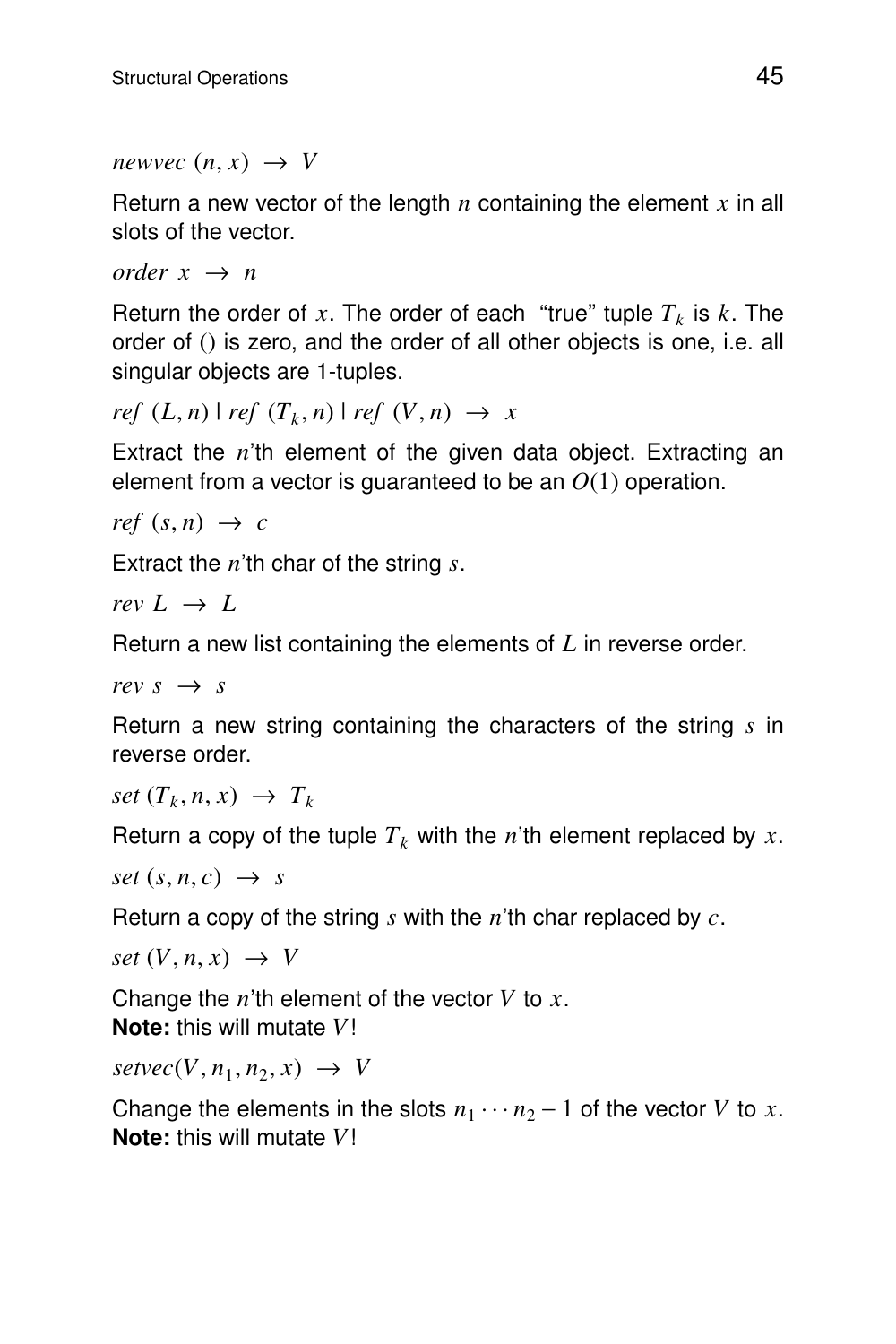*newvec* $(n, x) \rightarrow V$

Return a new vector of the length $n$ containing the element $x$ in all slots of the vector.

*order* $x \rightarrow n$

Return the order of $x$. The order of each "true" tuple $T_k$ is $k$. The order of () is zero, and the order of all other objects is one, i.e. all singular objects are 1-tuples.

*ref* $(L, n)$ | *ref* $(T_k, n)$ | *ref* $(V, n) \rightarrow x$

Extract the $n$'th element of the given data object. Extracting an element from a vector is guaranteed to be an $O(1)$ operation.

*ref* $(s, n) \rightarrow c$

Extract the $n$'th char of the string $s$.

*rev* $L \rightarrow L$

Return a new list containing the elements of $L$ in reverse order.

*rev* $s \rightarrow s$

Return a new string containing the characters of the string $s$ in reverse order.

*set* $(T_k, n, x) \rightarrow T_k$

Return a copy of the tuple $T_k$ with the $n$'th element replaced by $x$.

*set* $(s, n, c) \rightarrow s$

Return a copy of the string $s$ with the $n$'th char replaced by $c$.

*set* $(V, n, x) \rightarrow V$

Change the $n$'th element of the vector $V$ to $x$.
**Note:** this will mutate $V$!

*setvec*$(V, n_1, n_2, x) \rightarrow V$

Change the elements in the slots $n_1 \cdots n_2 - 1$ of the vector $V$ to $x$.
**Note:** this will mutate $V$!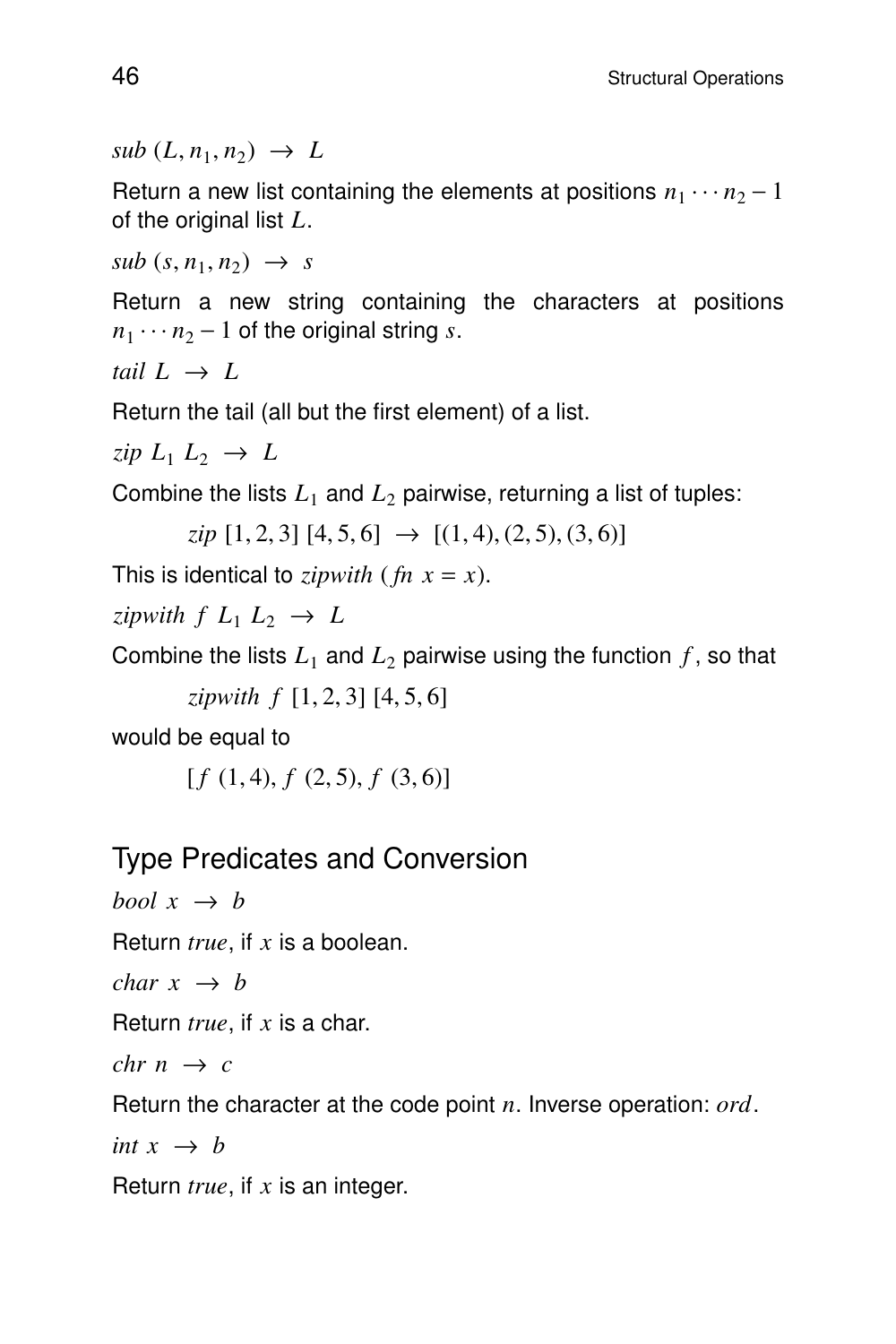$sub\ (L, n_1, n_2)\ \rightarrow\ L$

Return a new list containing the elements at positions $n_1 \cdots n_2 - 1$ of the original list $L$.

$sub\ (s, n_1, n_2)\ \rightarrow\ s$

Return a new string containing the characters at positions $n_1 \cdots n_2 - 1$ of the original string $s$.

$tail\ L\ \rightarrow\ L$

Return the tail (all but the first element) of a list.

$zip\ L_1\ L_2\ \rightarrow\ L$

Combine the lists $L_1$ and $L_2$ pairwise, returning a list of tuples:

$$zip\ [1, 2, 3]\ [4, 5, 6]\ \rightarrow\ [(1, 4), (2, 5), (3, 6)]$$

This is identical to $zipwith\ (fn\ x = x)$.

$zipwith\ f\ L_1\ L_2\ \rightarrow\ L$

Combine the lists $L_1$ and $L_2$ pairwise using the function $f$, so that

$$zipwith\ f\ [1, 2, 3]\ [4, 5, 6]$$

would be equal to

$$[f\ (1, 4), f\ (2, 5), f\ (3, 6)]$$

## Type Predicates and Conversion

$bool\ x\ \rightarrow\ b$

Return *true*, if $x$ is a boolean.

$char\ x\ \rightarrow\ b$

Return *true*, if $x$ is a char.

$chr\ n\ \rightarrow\ c$

Return the character at the code point $n$. Inverse operation: $ord$.

$int\ x\ \rightarrow\ b$

Return *true*, if $x$ is an integer.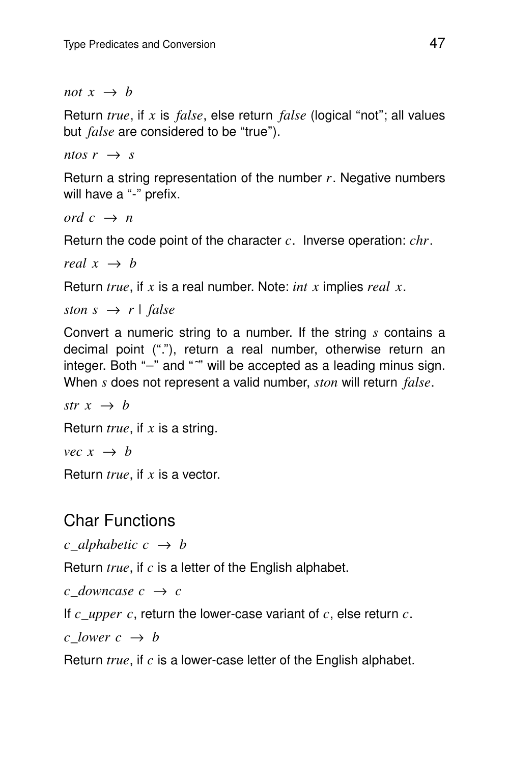*not x* → *b*

Return *true*, if *x* is *false*, else return *false* (logical “not”; all values but *false* are considered to be “true”).

*ntos r* → *s*

Return a string representation of the number *r*. Negative numbers will have a “-” prefix.

*ord c* → *n*

Return the code point of the character *c*. Inverse operation: *chr*.

*real x* → *b*

Return *true*, if *x* is a real number. Note: *int x* implies *real x*.

*ston s* → *r* | *false*

Convert a numeric string to a number. If the string *s* contains a decimal point (“.”), return a real number, otherwise return an integer. Both “–” and “˜” will be accepted as a leading minus sign. When *s* does not represent a valid number, *ston* will return *false*.

*str x* → *b*

Return *true*, if *x* is a string.

*vec x* → *b*

Return *true*, if *x* is a vector.

## Char Functions

*c_alphabetic c* → *b*

Return *true*, if *c* is a letter of the English alphabet.

*c_downcase c* → *c*

If *c_upper c*, return the lower-case variant of *c*, else return *c*.

*c_lower c* → *b*

Return *true*, if *c* is a lower-case letter of the English alphabet.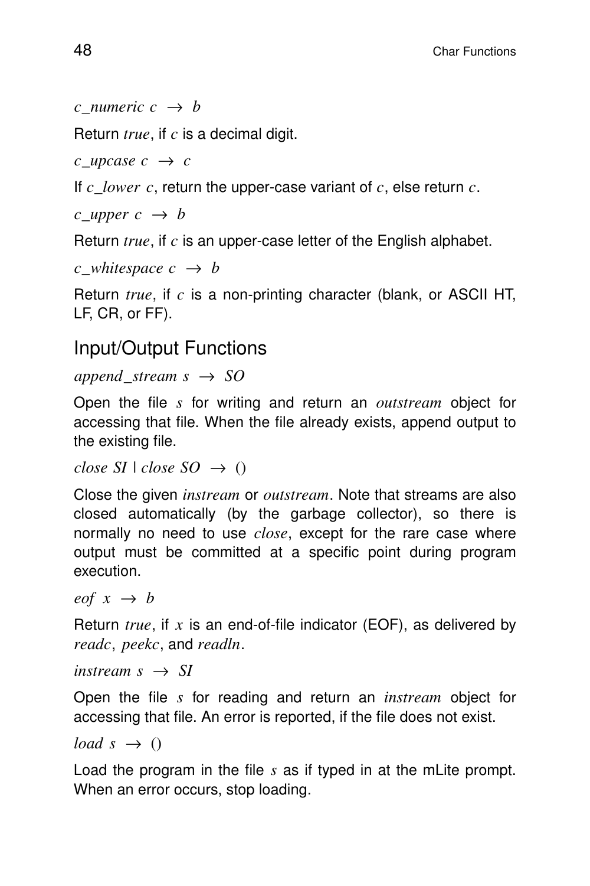*c_numeric c* $\rightarrow$ *b*

Return *true*, if *c* is a decimal digit.

*c_upcase c* $\rightarrow$ *c*

If *c_lower c*, return the upper-case variant of *c*, else return *c*.

*c_upper c* $\rightarrow$ *b*

Return *true*, if *c* is an upper-case letter of the English alphabet.

*c_whitespace c* $\rightarrow$ *b*

Return *true*, if *c* is a non-printing character (blank, or ASCII HT, LF, CR, or FF).

## Input/Output Functions

*append_stream s* $\rightarrow$ *SO*

Open the file *s* for writing and return an *outstream* object for accessing that file. When the file already exists, append output to the existing file.

*close SI* | *close SO* $\rightarrow$ ()

Close the given *instream* or *outstream*. Note that streams are also closed automatically (by the garbage collector), so there is normally no need to use *close*, except for the rare case where output must be committed at a specific point during program execution.

*eof x* $\rightarrow$ *b*

Return *true*, if *x* is an end-of-file indicator (EOF), as delivered by *readc*, *peekc*, and *readln*.

*instream s* $\rightarrow$ *SI*

Open the file *s* for reading and return an *instream* object for accessing that file. An error is reported, if the file does not exist.

*load s* $\rightarrow$ ()

Load the program in the file *s* as if typed in at the mLite prompt. When an error occurs, stop loading.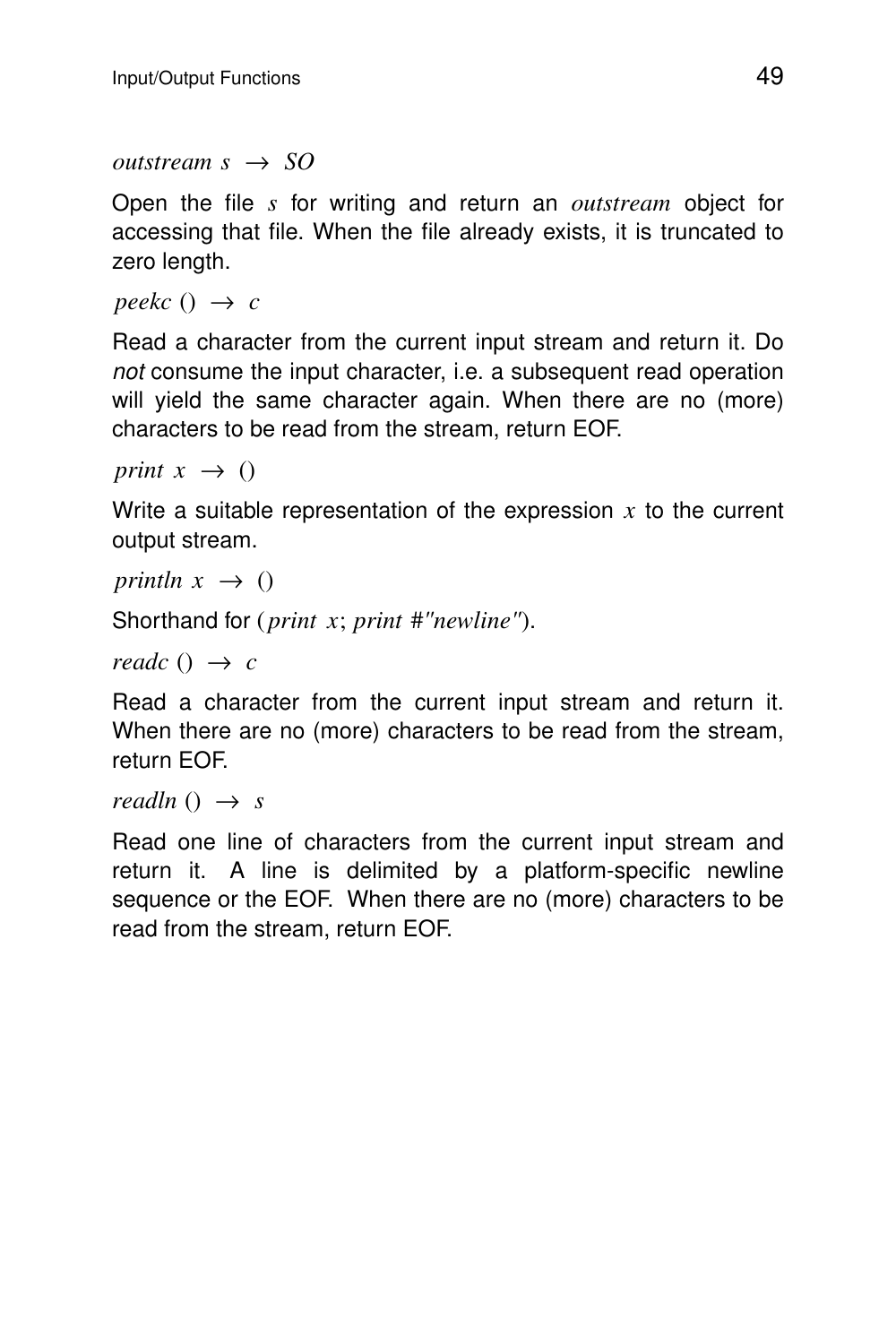*outstream s* → *SO*

Open the file *s* for writing and return an *outstream* object for accessing that file. When the file already exists, it is truncated to zero length.

*peekc* () → *c*

Read a character from the current input stream and return it. Do *not* consume the input character, i.e. a subsequent read operation will yield the same character again. When there are no (more) characters to be read from the stream, return EOF.

*print x* → ()

Write a suitable representation of the expression *x* to the current output stream.

*println x* → ()

Shorthand for (*print x*; *print* #"*newline*").

*readc* () → *c*

Read a character from the current input stream and return it. When there are no (more) characters to be read from the stream, return EOF.

*readln* () → *s*

Read one line of characters from the current input stream and return it. A line is delimited by a platform-specific newline sequence or the EOF. When there are no (more) characters to be read from the stream, return EOF.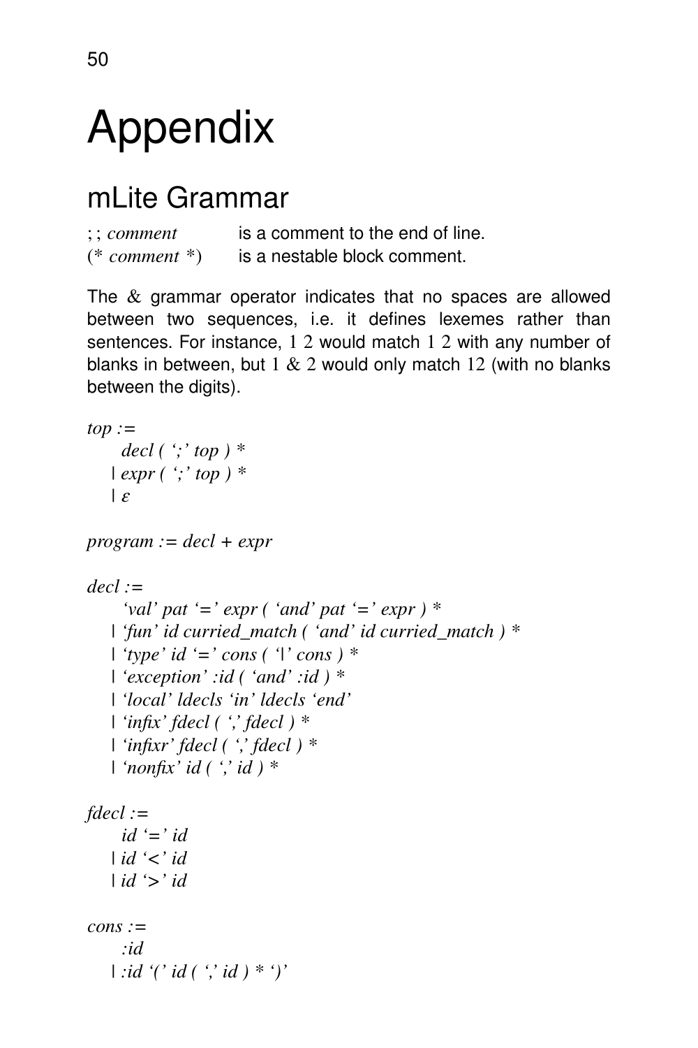# Appendix

## mLite Grammar

| | |
|---|---|
| ; ; *comment* | is a comment to the end of line. |
| (* *comment* *) | is a nestable block comment. |

The & grammar operator indicates that no spaces are allowed between two sequences, i.e. it defines lexemes rather than sentences. For instance, 1 2 would match 1 2 with any number of blanks in between, but 1 & 2 would only match 12 (with no blanks between the digits).

```
top :=
      decl ( ';' top ) *
    | expr ( ';' top ) *
    | ε

program := decl + expr

decl :=
      'val' pat '=' expr ( 'and' pat '=' expr ) *
    | 'fun' id curried_match ( 'and' id curried_match ) *
    | 'type' id '=' cons ( '|' cons ) *
    | 'exception' :id ( 'and' :id ) *
    | 'local' ldecls 'in' ldecls 'end'
    | 'infix' fdecl ( ',' fdecl ) *
    | 'infixr' fdecl ( ',' fdecl ) *
    | 'nonfix' id ( ',' id ) *

fdecl :=
      id '=' id
    | id '<' id
    | id '>' id

cons :=
      :id
    | :id '(' id ( ',' id ) * ')'
```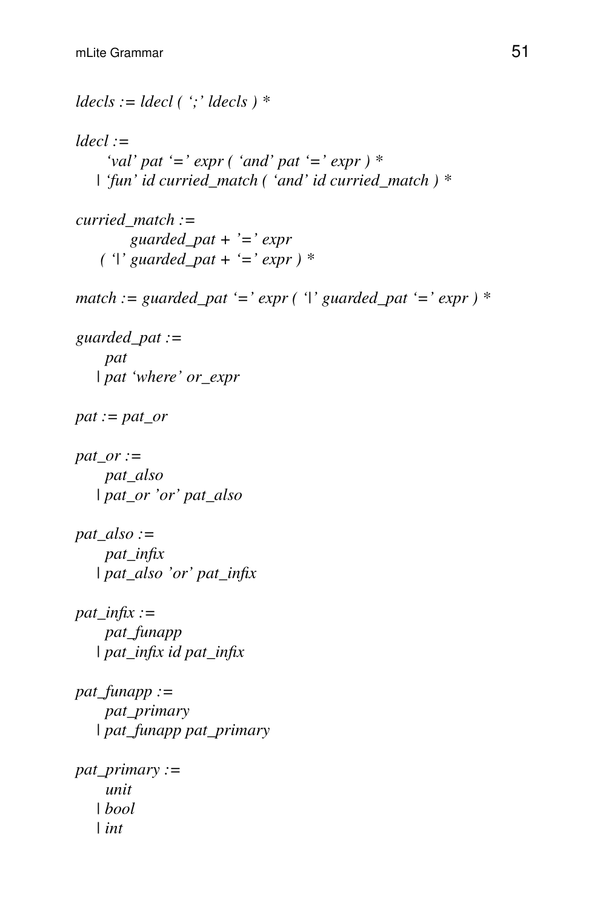*ldecls := ldecl ( ‘;’ ldecls ) **

*ldecl :=*
*‘val’ pat ‘=’ expr ( ‘and’ pat ‘=’ expr ) **
*| ‘fun’ id curried_match ( ‘and’ id curried_match ) **

*curried_match :=*
*guarded_pat + ’=’ expr*
*( ‘|’ guarded_pat + ‘=’ expr ) **

*match := guarded_pat ‘=’ expr ( ‘|’ guarded_pat ‘=’ expr ) **

*guarded_pat :=*
*pat*
*| pat ‘where’ or_expr*

*pat := pat_or*

*pat_or :=*
*pat_also*
*| pat_or ’or’ pat_also*

*pat_also :=*
*pat_infix*
*| pat_also ’or’ pat_infix*

*pat_infix :=*
*pat_funapp*
*| pat_infix id pat_infix*

*pat_funapp :=*
*pat_primary*
*| pat_funapp pat_primary*

*pat_primary :=*
*unit*
*| bool*
*| int*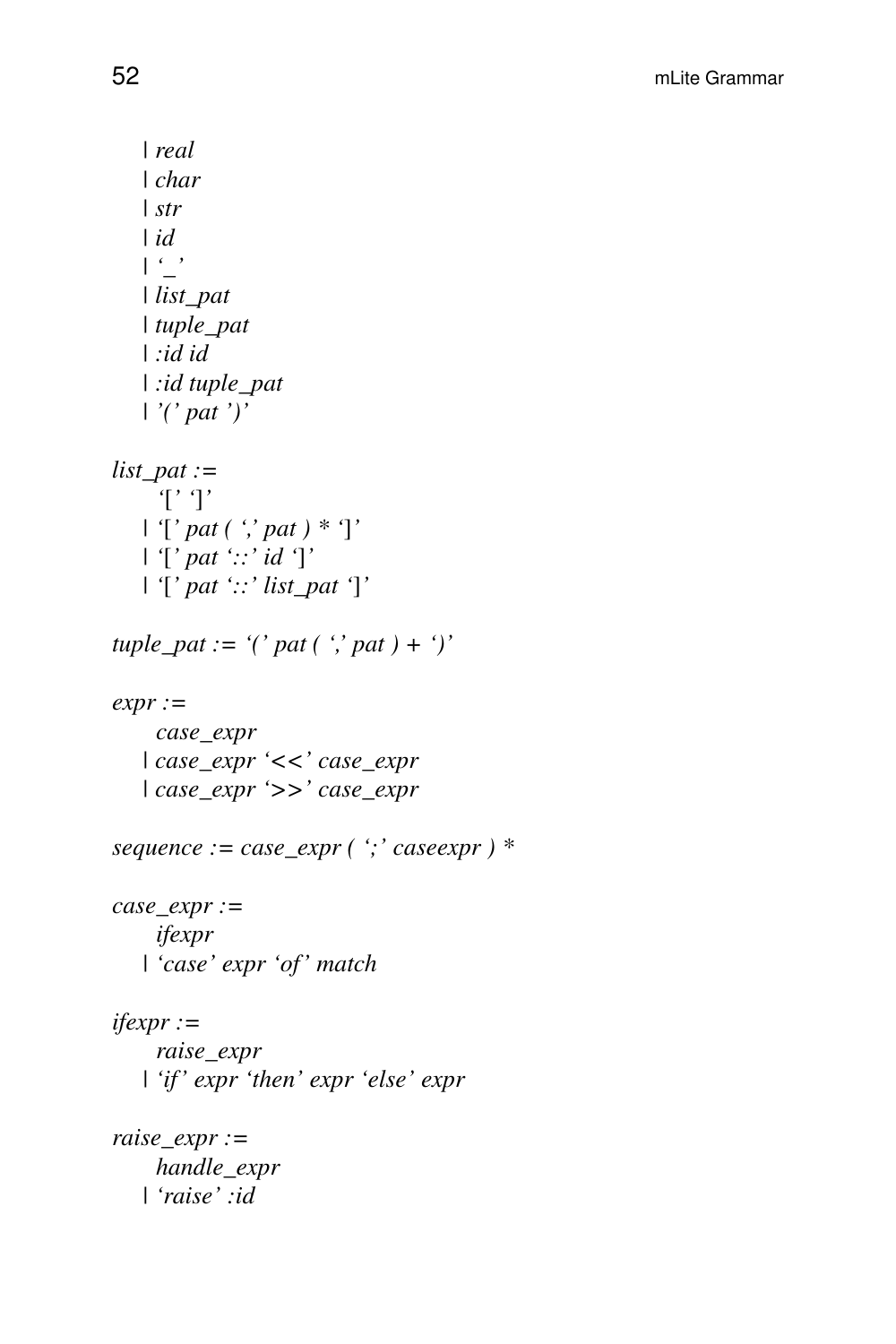```
    | real
    | char
    | str
    | id
    | '_'
    | list_pat
    | tuple_pat
    | :id id
    | :id tuple_pat
    | '(' pat ')'

list_pat :=
      '[' ']'
    | '[' pat ( ',' pat ) * ']'
    | '[' pat '::' id ']'
    | '[' pat '::' list_pat ']'

tuple_pat := '(' pat ( ',' pat ) + ')'

expr :=
      case_expr
    | case_expr '<<' case_expr
    | case_expr '>>' case_expr

sequence := case_expr ( ';' caseexpr ) *

case_expr :=
      ifexpr
    | 'case' expr 'of' match

ifexpr :=
      raise_expr
    | 'if' expr 'then' expr 'else' expr

raise_expr :=
      handle_expr
    | 'raise' :id
```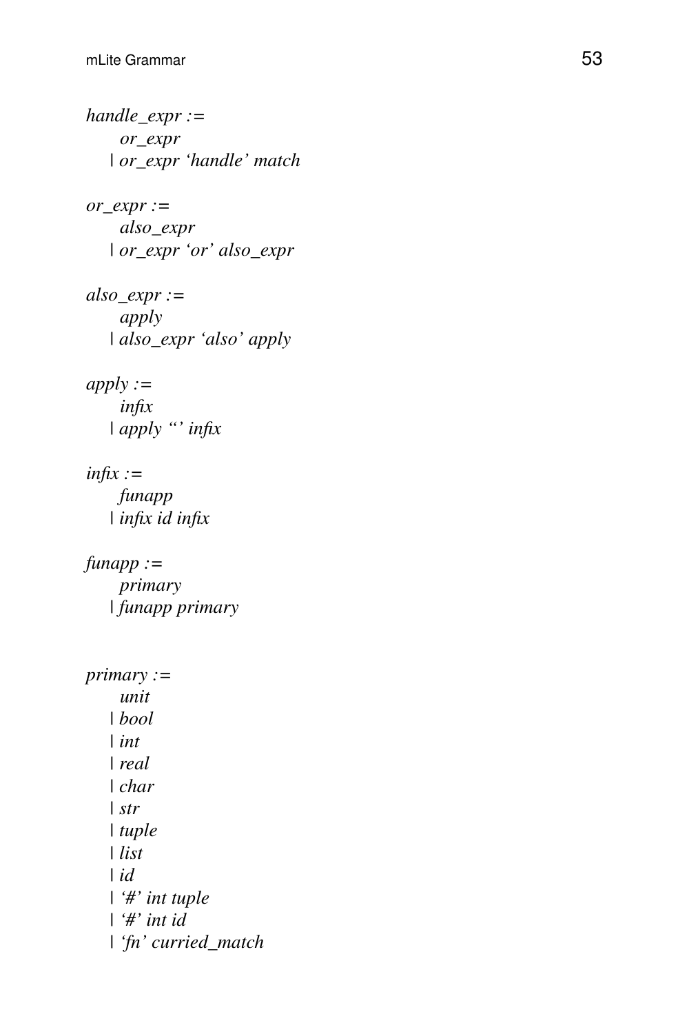*handle_expr :=*
*or_expr*
| *or_expr 'handle' match*

*or_expr :=*
*also_expr*
| *or_expr 'or' also_expr*

*also_expr :=*
*apply*
| *also_expr 'also' apply*

*apply :=*
*infix*
| *apply '‘' infix*

*infix :=*
*funapp*
| *infix id infix*

*funapp :=*
*primary*
| *funapp primary*

*primary :=*
*unit*
| *bool*
| *int*
| *real*
| *char*
| *str*
| *tuple*
| *list*
| *id*
| *'#' int tuple*
| *'#' int id*
| *'fn' curried_match*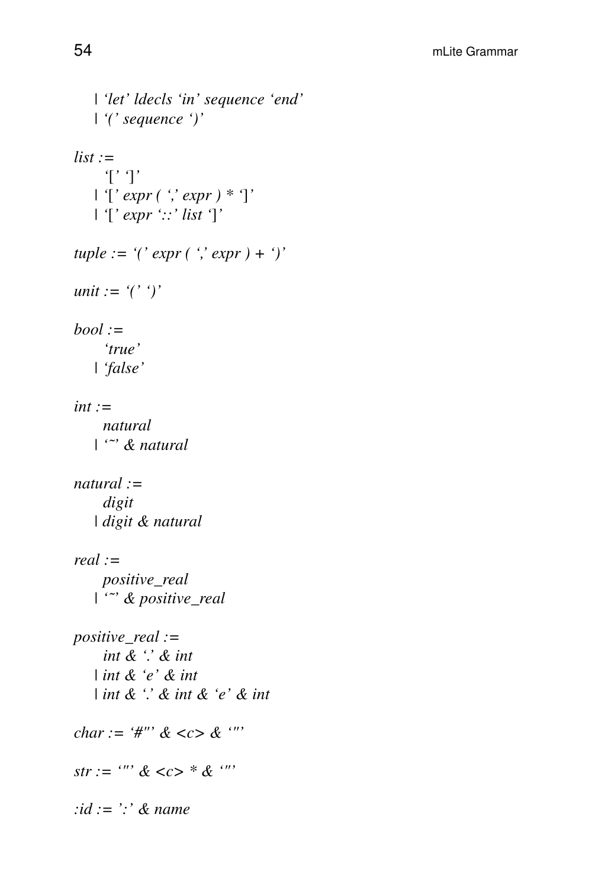| *'let' ldecls 'in' sequence 'end'*
| *'(' sequence ')'*

*list :=*
*'[' ']'*
| *'[' expr ( ',' expr ) * ']'*
| *'[' expr '::' list ']'*

*tuple := '(' expr ( ',' expr ) + ')'*

*unit := '(' ')'*

*bool :=*
*'true'*
| *'false'*

*int :=*
*natural*
| *'~' & natural*

*natural :=*
*digit*
| *digit & natural*

*real :=*
*positive_real*
| *'~' & positive_real*

*positive_real :=*
*int & '.' & int*
| *int & 'e' & int*
| *int & '.' & int & 'e' & int*

*char := '#"' & <c> & '"'*

*str := '"' & <c> * & '"'*

*:id := ':' & name*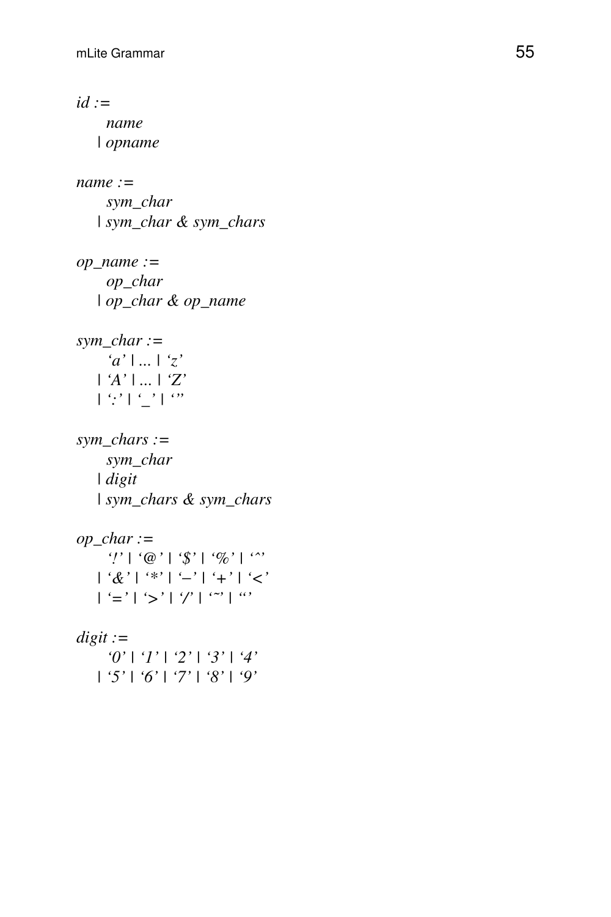*id :=*
&nbsp;&nbsp;&nbsp;&nbsp;&nbsp;&nbsp;*name*
&nbsp;&nbsp;&nbsp;&nbsp;| *opname*

*name :=*
&nbsp;&nbsp;&nbsp;&nbsp;&nbsp;&nbsp;*sym_char*
&nbsp;&nbsp;&nbsp;&nbsp;| *sym_char & sym_chars*

*op_name :=*
&nbsp;&nbsp;&nbsp;&nbsp;&nbsp;&nbsp;*op_char*
&nbsp;&nbsp;&nbsp;&nbsp;| *op_char & op_name*

*sym_char :=*
&nbsp;&nbsp;&nbsp;&nbsp;&nbsp;&nbsp;*'a' | ... | 'z'*
&nbsp;&nbsp;&nbsp;&nbsp;| *'A' | ... | 'Z'*
&nbsp;&nbsp;&nbsp;&nbsp;| *':' | '_' | '''*

*sym_chars :=*
&nbsp;&nbsp;&nbsp;&nbsp;&nbsp;&nbsp;*sym_char*
&nbsp;&nbsp;&nbsp;&nbsp;| *digit*
&nbsp;&nbsp;&nbsp;&nbsp;| *sym_chars & sym_chars*

*op_char :=*
&nbsp;&nbsp;&nbsp;&nbsp;&nbsp;&nbsp;*'!' | '@' | '$' | '%' | '^'*
&nbsp;&nbsp;&nbsp;&nbsp;| *'&' | '*' | '−' | '+' | '<'*
&nbsp;&nbsp;&nbsp;&nbsp;| *'=' | '>' | '/' | '~' | '`'*

*digit :=*
&nbsp;&nbsp;&nbsp;&nbsp;&nbsp;&nbsp;*'0' | '1' | '2' | '3' | '4'*
&nbsp;&nbsp;&nbsp;&nbsp;| *'5' | '6' | '7' | '8' | '9'*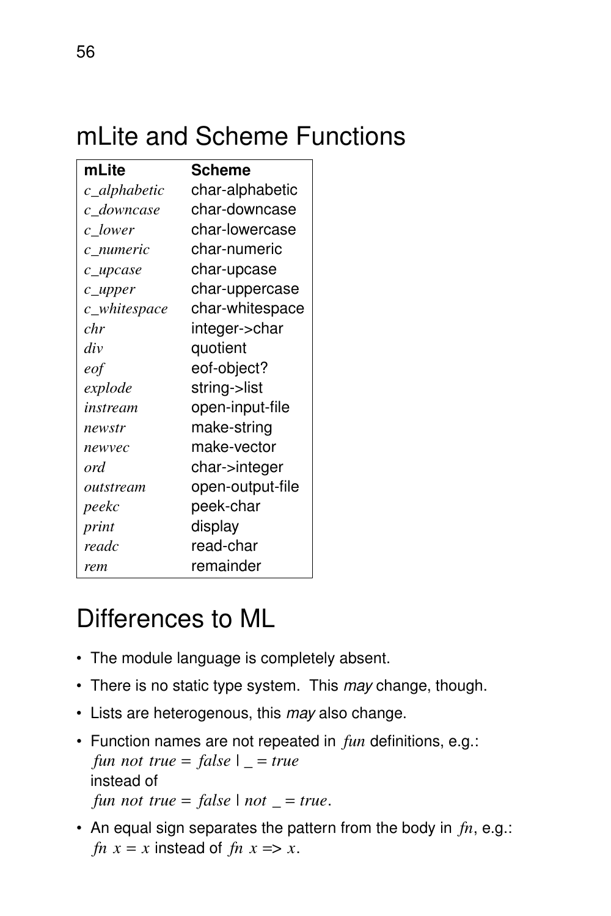## mLite and Scheme Functions

| mLite | Scheme |
|---|---|
| *c_alphabetic* | char-alphabetic |
| *c_downcase* | char-downcase |
| *c_lower* | char-lowercase |
| *c_numeric* | char-numeric |
| *c_upcase* | char-upcase |
| *c_upper* | char-uppercase |
| *c_whitespace* | char-whitespace |
| *chr* | integer->char |
| *div* | quotient |
| *eof* | eof-object? |
| *explode* | string->list |
| *instream* | open-input-file |
| *newstr* | make-string |
| *newvec* | make-vector |
| *ord* | char->integer |
| *outstream* | open-output-file |
| *peekc* | peek-char |
| *print* | display |
| *readc* | read-char |
| *rem* | remainder |

## Differences to ML

- The module language is completely absent.
- There is no static type system. This *may* change, though.
- Lists are heterogenous, this *may* also change.
- Function names are not repeated in *fun* definitions, e.g.:
  *fun not true = false | _ = true*
  instead of
  *fun not true = false | not _ = true*.
- An equal sign separates the pattern from the body in *fn*, e.g.:
  *fn x = x* instead of *fn x => x*.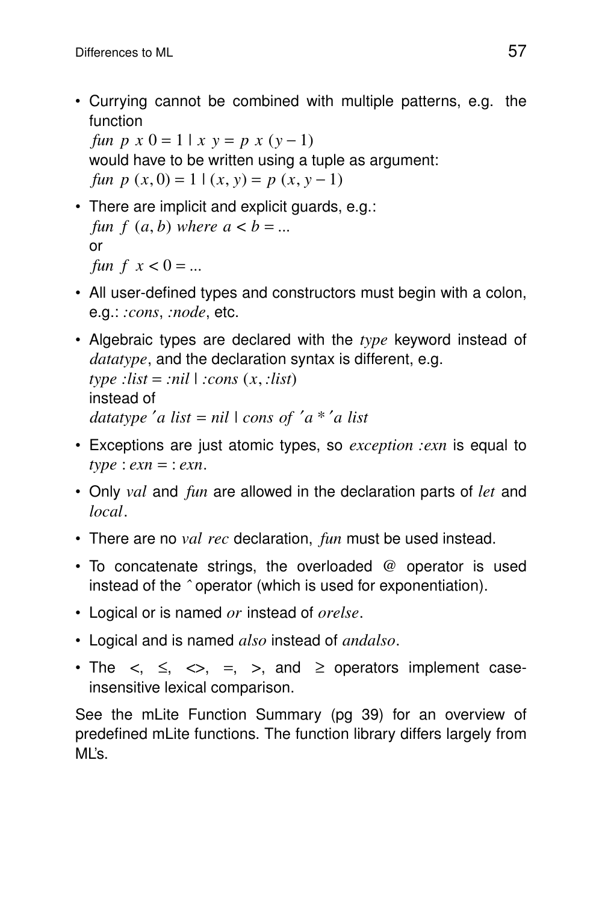- Currying cannot be combined with multiple patterns, e.g. the function
  *fun p x 0 = 1 | x y = p x (y − 1)*
  would have to be written using a tuple as argument:
  *fun p (x, 0) = 1 | (x, y) = p (x, y − 1)*
- There are implicit and explicit guards, e.g.:
  *fun f (a, b) where a < b = ...*
  or
  *fun f x < 0 = ...*
- All user-defined types and constructors must begin with a colon, e.g.: *:cons*, *:node*, etc.
- Algebraic types are declared with the *type* keyword instead of *datatype*, and the declaration syntax is different, e.g.
  *type :list = :nil | :cons (x, :list)*
  instead of
  *datatype ′a list = nil | cons of ′a * ′a list*
- Exceptions are just atomic types, so *exception :exn* is equal to *type : exn = : exn*.
- Only *val* and *fun* are allowed in the declaration parts of *let* and *local*.
- There are no *val rec* declaration, *fun* must be used instead.
- To concatenate strings, the overloaded @ operator is used instead of the ^ operator (which is used for exponentiation).
- Logical or is named *or* instead of *orelse*.
- Logical and is named *also* instead of *andalso*.
- The <, ≤, <>, =, >, and ≥ operators implement case-insensitive lexical comparison.

See the mLite Function Summary (pg 39) for an overview of predefined mLite functions. The function library differs largely from ML's.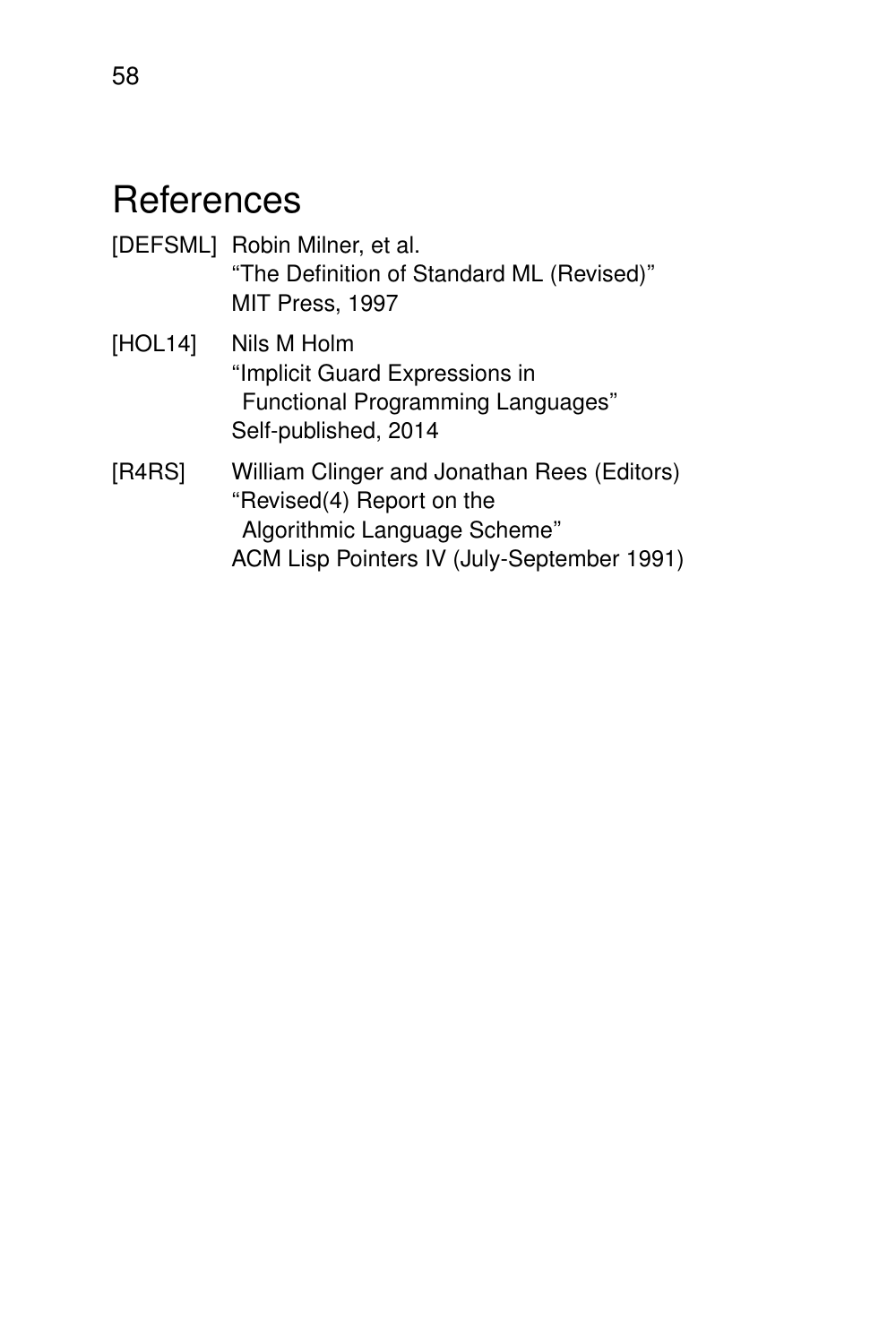# References

[DEFSML] Robin Milner, et al.
"The Definition of Standard ML (Revised)"
MIT Press, 1997

[HOL14] Nils M Holm
"Implicit Guard Expressions in
Functional Programming Languages"
Self-published, 2014

[R4RS] William Clinger and Jonathan Rees (Editors)
"Revised(4) Report on the
Algorithmic Language Scheme"
ACM Lisp Pointers IV (July-September 1991)